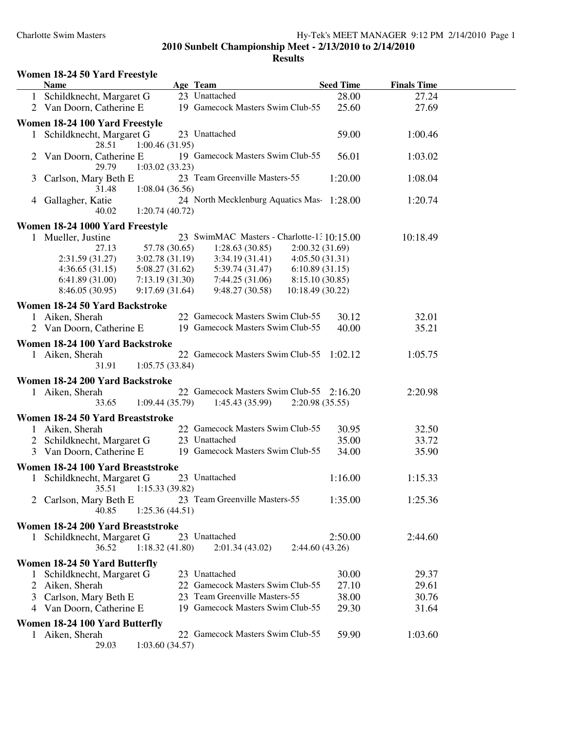**2010 Sunbelt Championship Meet - 2/13/2010 to 2/14/2010**

**Results**

### Women 18-24 50 Yard Freestyle

| | Name | Age | Team | Seed Time | Finals Time |
|---|---|---|---|---|---|
| 1 | Schildknecht, Margaret G | 23 | Unattached | 28.00 | 27.24 |
| 2 | Van Doorn, Catherine E | 19 | Gamecock Masters Swim Club-55 | 25.60 | 27.69 |

### Women 18-24 100 Yard Freestyle

| | Name | Age | Team | Seed Time | Finals Time |
|---|---|---|---|---|---|
| 1 | Schildknecht, Margaret G | 23 | Unattached | 59.00 | 1:00.46 |
| | 28.51 | 1:00.46 (31.95) | | | |
| 2 | Van Doorn, Catherine E | 19 | Gamecock Masters Swim Club-55 | 56.01 | 1:03.02 |
| | 29.79 | 1:03.02 (33.23) | | | |
| 3 | Carlson, Mary Beth E | 23 | Team Greenville Masters-55 | 1:20.00 | 1:08.04 |
| | 31.48 | 1:08.04 (36.56) | | | |
| 4 | Gallagher, Katie | 24 | North Mecklenburg Aquatics Mas- | 1:28.00 | 1:20.74 |
| | 40.02 | 1:20.74 (40.72) | | | |

### Women 18-24 1000 Yard Freestyle

| | Name | Age | Team | Seed Time | Finals Time |
|---|---|---|---|---|---|
| 1 | Mueller, Justine | 23 | SwimMAC Masters - Charlotte-1: | 10:15.00 | 10:18.49 |

| | | | |
|---|---|---|---|
| 27.13 | 57.78 (30.65) | 1:28.63 (30.85) | 2:00.32 (31.69) |
| 2:31.59 (31.27) | 3:02.78 (31.19) | 3:34.19 (31.41) | 4:05.50 (31.31) |
| 4:36.65 (31.15) | 5:08.27 (31.62) | 5:39.74 (31.47) | 6:10.89 (31.15) |
| 6:41.89 (31.00) | 7:13.19 (31.30) | 7:44.25 (31.06) | 8:15.10 (30.85) |
| 8:46.05 (30.95) | 9:17.69 (31.64) | 9:48.27 (30.58) | 10:18.49 (30.22) |

### Women 18-24 50 Yard Backstroke

| | Name | Age | Team | Seed Time | Finals Time |
|---|---|---|---|---|---|
| 1 | Aiken, Sherah | 22 | Gamecock Masters Swim Club-55 | 30.12 | 32.01 |
| 2 | Van Doorn, Catherine E | 19 | Gamecock Masters Swim Club-55 | 40.00 | 35.21 |

### Women 18-24 100 Yard Backstroke

| | Name | Age | Team | Seed Time | Finals Time |
|---|---|---|---|---|---|
| 1 | Aiken, Sherah | 22 | Gamecock Masters Swim Club-55 | 1:02.12 | 1:05.75 |
| | 31.91 | 1:05.75 (33.84) | | | |

### Women 18-24 200 Yard Backstroke

| | Name | Age | Team | Seed Time | Finals Time |
|---|---|---|---|---|---|
| 1 | Aiken, Sherah | 22 | Gamecock Masters Swim Club-55 | 2:16.20 | 2:20.98 |
| | 33.65 | 1:09.44 (35.79) | 1:45.43 (35.99) | 2:20.98 (35.55) | |

### Women 18-24 50 Yard Breaststroke

| | Name | Age | Team | Seed Time | Finals Time |
|---|---|---|---|---|---|
| 1 | Aiken, Sherah | 22 | Gamecock Masters Swim Club-55 | 30.95 | 32.50 |
| 2 | Schildknecht, Margaret G | 23 | Unattached | 35.00 | 33.72 |
| 3 | Van Doorn, Catherine E | 19 | Gamecock Masters Swim Club-55 | 34.00 | 35.90 |

### Women 18-24 100 Yard Breaststroke

| | Name | Age | Team | Seed Time | Finals Time |
|---|---|---|---|---|---|
| 1 | Schildknecht, Margaret G | 23 | Unattached | 1:16.00 | 1:15.33 |
| | 35.51 | 1:15.33 (39.82) | | | |
| 2 | Carlson, Mary Beth E | 23 | Team Greenville Masters-55 | 1:35.00 | 1:25.36 |
| | 40.85 | 1:25.36 (44.51) | | | |

### Women 18-24 200 Yard Breaststroke

| | Name | Age | Team | Seed Time | Finals Time |
|---|---|---|---|---|---|
| 1 | Schildknecht, Margaret G | 23 | Unattached | 2:50.00 | 2:44.60 |
| | 36.52 | 1:18.32 (41.80) | 2:01.34 (43.02) | 2:44.60 (43.26) | |

### Women 18-24 50 Yard Butterfly

| | Name | Age | Team | Seed Time | Finals Time |
|---|---|---|---|---|---|
| 1 | Schildknecht, Margaret G | 23 | Unattached | 30.00 | 29.37 |
| 2 | Aiken, Sherah | 22 | Gamecock Masters Swim Club-55 | 27.10 | 29.61 |
| 3 | Carlson, Mary Beth E | 23 | Team Greenville Masters-55 | 38.00 | 30.76 |
| 4 | Van Doorn, Catherine E | 19 | Gamecock Masters Swim Club-55 | 29.30 | 31.64 |

### Women 18-24 100 Yard Butterfly

| | Name | Age | Team | Seed Time | Finals Time |
|---|---|---|---|---|---|
| 1 | Aiken, Sherah | 22 | Gamecock Masters Swim Club-55 | 59.90 | 1:03.60 |
| | 29.03 | 1:03.60 (34.57) | | | |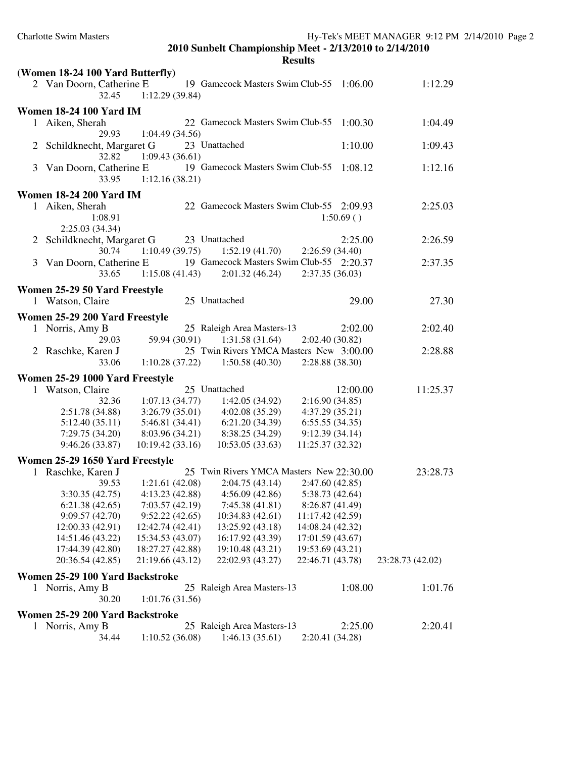**2010 Sunbelt Championship Meet - 2/13/2010 to 2/14/2010**

**Results**

**(Women 18-24 100 Yard Butterfly)**

```
  2 Van Doorn, Catherine E          19 Gamecock Masters Swim Club-55   1:06.00          1:12.29
              32.45      1:12.29 (39.84)
```

**Women 18-24 100 Yard IM**

```
  1 Aiken, Sherah                   22 Gamecock Masters Swim Club-55   1:00.30          1:04.49
              29.93      1:04.49 (34.56)
  2 Schildknecht, Margaret G        23 Unattached                      1:10.00          1:09.43
              32.82      1:09.43 (36.61)
  3 Van Doorn, Catherine E          19 Gamecock Masters Swim Club-55   1:08.12          1:12.16
              33.95      1:12.16 (38.21)
```

**Women 18-24 200 Yard IM**

```
  1 Aiken, Sherah                   22 Gamecock Masters Swim Club-55   2:09.93          2:25.03
            1:08.91                                           1:50.69 ( )
      2:25.03 (34.34)
  2 Schildknecht, Margaret G        23 Unattached                      2:25.00          2:26.59
              30.74      1:10.49 (39.75)     1:52.19 (41.70)     2:26.59 (34.40)
  3 Van Doorn, Catherine E          19 Gamecock Masters Swim Club-55   2:20.37          2:37.35
              33.65      1:15.08 (41.43)     2:01.32 (46.24)     2:37.35 (36.03)
```

**Women 25-29 50 Yard Freestyle**

```
  1 Watson, Claire                  25 Unattached                        29.00            27.30
```

**Women 25-29 200 Yard Freestyle**

```
  1 Norris, Amy B                   25 Raleigh Area Masters-13         2:02.00          2:02.40
              29.03        59.94 (30.91)     1:31.58 (31.64)     2:02.40 (30.82)
  2 Raschke, Karen J                25 Twin Rivers YMCA Masters  New   3:00.00          2:28.88
              33.06      1:10.28 (37.22)     1:50.58 (40.30)     2:28.88 (38.30)
```

**Women 25-29 1000 Yard Freestyle**

```
  1 Watson, Claire                  25 Unattached                     12:00.00         11:25.37
              32.36      1:07.13 (34.77)     1:42.05 (34.92)     2:16.90 (34.85)
      2:51.78 (34.88)    3:26.79 (35.01)     4:02.08 (35.29)     4:37.29 (35.21)
      5:12.40 (35.11)    5:46.81 (34.41)     6:21.20 (34.39)     6:55.55 (34.35)
      7:29.75 (34.20)    8:03.96 (34.21)     8:38.25 (34.29)     9:12.39 (34.14)
      9:46.26 (33.87)   10:19.42 (33.16)    10:53.05 (33.63)    11:25.37 (32.32)
```

**Women 25-29 1650 Yard Freestyle**

```
  1 Raschke, Karen J                25 Twin Rivers YMCA Masters  New  22:30.00         23:28.73
              39.53      1:21.61 (42.08)     2:04.75 (43.14)     2:47.60 (42.85)
      3:30.35 (42.75)    4:13.23 (42.88)     4:56.09 (42.86)     5:38.73 (42.64)
      6:21.38 (42.65)    7:03.57 (42.19)     7:45.38 (41.81)     8:26.87 (41.49)
      9:09.57 (42.70)    9:52.22 (42.65)    10:34.83 (42.61)    11:17.42 (42.59)
     12:00.33 (42.91)   12:42.74 (42.41)    13:25.92 (43.18)    14:08.24 (42.32)
     14:51.46 (43.22)   15:34.53 (43.07)    16:17.92 (43.39)    17:01.59 (43.67)
     17:44.39 (42.80)   18:27.27 (42.88)    19:10.48 (43.21)    19:53.69 (43.21)
     20:36.54 (42.85)   21:19.66 (43.12)    22:02.93 (43.27)    22:46.71 (43.78)    23:28.73 (42.02)
```

**Women 25-29 100 Yard Backstroke**

```
  1 Norris, Amy B                   25 Raleigh Area Masters-13         1:08.00          1:01.76
              30.20      1:01.76 (31.56)
```

**Women 25-29 200 Yard Backstroke**

```
  1 Norris, Amy B                   25 Raleigh Area Masters-13         2:25.00          2:20.41
              34.44      1:10.52 (36.08)     1:46.13 (35.61)     2:20.41 (34.28)
```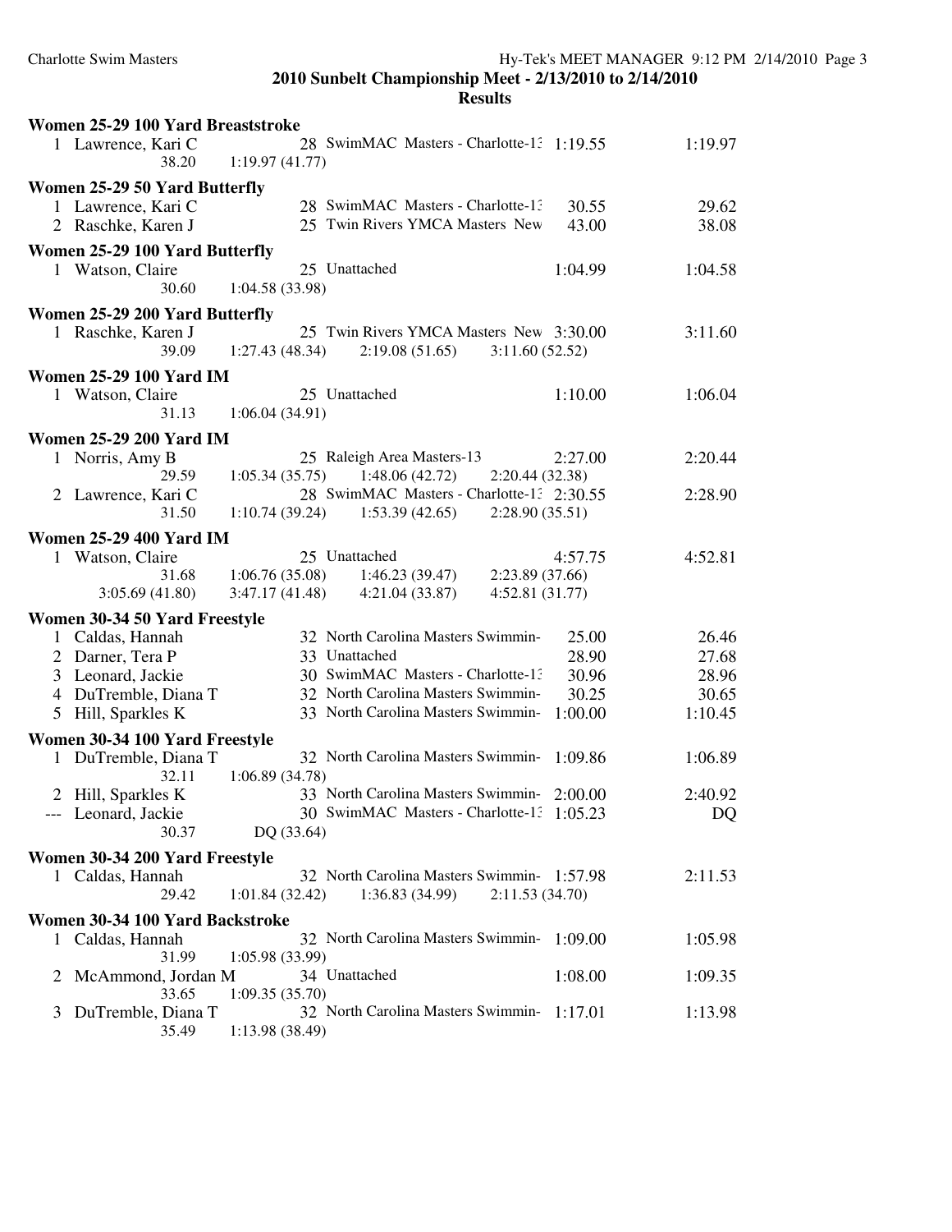**2010 Sunbelt Championship Meet - 2/13/2010 to 2/14/2010**

**Results**

**Women 25-29 100 Yard Breaststroke**

```
  1 Lawrence, Kari C            28 SwimMAC  Masters - Charlotte-13  1:19.55        1:19.97
          38.20     1:19.97 (41.77)
```

**Women 25-29 50 Yard Butterfly**

```
  1 Lawrence, Kari C            28 SwimMAC  Masters - Charlotte-13    30.55          29.62
  2 Raschke, Karen J            25 Twin Rivers YMCA Masters New       43.00          38.08
```

**Women 25-29 100 Yard Butterfly**

```
  1 Watson, Claire              25 Unattached                       1:04.99        1:04.58
          30.60     1:04.58 (33.98)
```

**Women 25-29 200 Yard Butterfly**

```
  1 Raschke, Karen J            25 Twin Rivers YMCA Masters New  3:30.00           3:11.60
          39.09     1:27.43 (48.34)     2:19.08 (51.65)     3:11.60 (52.52)
```

**Women 25-29 100 Yard IM**

```
  1 Watson, Claire              25 Unattached                       1:10.00        1:06.04
          31.13     1:06.04 (34.91)
```

**Women 25-29 200 Yard IM**

```
  1 Norris, Amy B               25 Raleigh Area Masters-13          2:27.00        2:20.44
          29.59     1:05.34 (35.75)     1:48.06 (42.72)     2:20.44 (32.38)
  2 Lawrence, Kari C            28 SwimMAC  Masters - Charlotte-13  2:30.55        2:28.90
          31.50     1:10.74 (39.24)     1:53.39 (42.65)     2:28.90 (35.51)
```

**Women 25-29 400 Yard IM**

```
  1 Watson, Claire              25 Unattached                       4:57.75        4:52.81
          31.68     1:06.76 (35.08)     1:46.23 (39.47)     2:23.89 (37.66)
    3:05.69 (41.80)   3:47.17 (41.48)     4:21.04 (33.87)     4:52.81 (31.77)
```

**Women 30-34 50 Yard Freestyle**

```
  1 Caldas, Hannah              32 North Carolina Masters Swimmin-    25.00          26.46
  2 Darner, Tera P              33 Unattached                         28.90          27.68
  3 Leonard, Jackie             30 SwimMAC  Masters - Charlotte-13    30.96          28.96
  4 DuTremble, Diana T          32 North Carolina Masters Swimmin-    30.25          30.65
  5 Hill, Sparkles K            33 North Carolina Masters Swimmin-  1:00.00        1:10.45
```

**Women 30-34 100 Yard Freestyle**

```
  1 DuTremble, Diana T          32 North Carolina Masters Swimmin-  1:09.86        1:06.89
          32.11     1:06.89 (34.78)
  2 Hill, Sparkles K            33 North Carolina Masters Swimmin-  2:00.00        2:40.92
 --- Leonard, Jackie            30 SwimMAC  Masters - Charlotte-13  1:05.23             DQ
          30.37     DQ (33.64)
```

**Women 30-34 200 Yard Freestyle**

```
  1 Caldas, Hannah              32 North Carolina Masters Swimmin-  1:57.98        2:11.53
          29.42     1:01.84 (32.42)     1:36.83 (34.99)     2:11.53 (34.70)
```

**Women 30-34 100 Yard Backstroke**

```
  1 Caldas, Hannah              32 North Carolina Masters Swimmin-  1:09.00        1:05.98
          31.99     1:05.98 (33.99)
  2 McAmmond, Jordan M          34 Unattached                       1:08.00        1:09.35
          33.65     1:09.35 (35.70)
  3 DuTremble, Diana T          32 North Carolina Masters Swimmin-  1:17.01        1:13.98
          35.49     1:13.98 (38.49)
```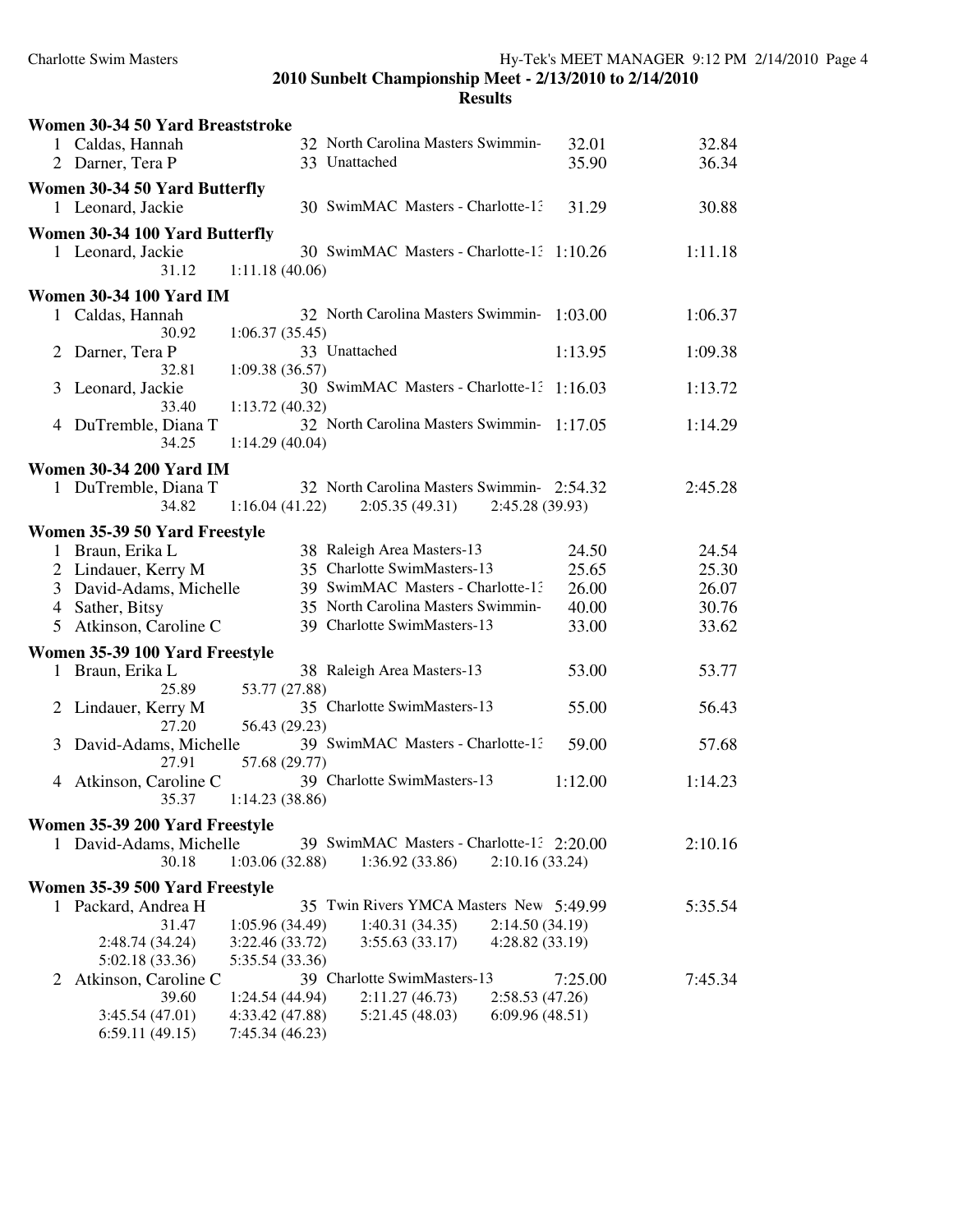**2010 Sunbelt Championship Meet - 2/13/2010 to 2/14/2010**

**Results**

### Women 30-34 50 Yard Breaststroke

| | | | | | |
|---|---|---|---|---|---|
| 1 | Caldas, Hannah | 32 | North Carolina Masters Swimmin- | 32.01 | 32.84 |
| 2 | Darner, Tera P | 33 | Unattached | 35.90 | 36.34 |

### Women 30-34 50 Yard Butterfly

| | | | | | |
|---|---|---|---|---|---|
| 1 | Leonard, Jackie | 30 | SwimMAC Masters - Charlotte-13 | 31.29 | 30.88 |

### Women 30-34 100 Yard Butterfly

| | | | | | |
|---|---|---|---|---|---|
| 1 | Leonard, Jackie | 30 | SwimMAC Masters - Charlotte-13 | 1:10.26 | 1:11.18 |
| | 31.12 1:11.18 (40.06) | | | | |

### Women 30-34 100 Yard IM

| | | | | | |
|---|---|---|---|---|---|
| 1 | Caldas, Hannah | 32 | North Carolina Masters Swimmin- | 1:03.00 | 1:06.37 |
| | 30.92 1:06.37 (35.45) | | | | |
| 2 | Darner, Tera P | 33 | Unattached | 1:13.95 | 1:09.38 |
| | 32.81 1:09.38 (36.57) | | | | |
| 3 | Leonard, Jackie | 30 | SwimMAC Masters - Charlotte-13 | 1:16.03 | 1:13.72 |
| | 33.40 1:13.72 (40.32) | | | | |
| 4 | DuTremble, Diana T | 32 | North Carolina Masters Swimmin- | 1:17.05 | 1:14.29 |
| | 34.25 1:14.29 (40.04) | | | | |

### Women 30-34 200 Yard IM

| | | | | | |
|---|---|---|---|---|---|
| 1 | DuTremble, Diana T | 32 | North Carolina Masters Swimmin- | 2:54.32 | 2:45.28 |
| | 34.82 1:16.04 (41.22) 2:05.35 (49.31) 2:45.28 (39.93) | | | | |

### Women 35-39 50 Yard Freestyle

| | | | | | |
|---|---|---|---|---|---|
| 1 | Braun, Erika L | 38 | Raleigh Area Masters-13 | 24.50 | 24.54 |
| 2 | Lindauer, Kerry M | 35 | Charlotte SwimMasters-13 | 25.65 | 25.30 |
| 3 | David-Adams, Michelle | 39 | SwimMAC Masters - Charlotte-13 | 26.00 | 26.07 |
| 4 | Sather, Bitsy | 35 | North Carolina Masters Swimmin- | 40.00 | 30.76 |
| 5 | Atkinson, Caroline C | 39 | Charlotte SwimMasters-13 | 33.00 | 33.62 |

### Women 35-39 100 Yard Freestyle

| | | | | | |
|---|---|---|---|---|---|
| 1 | Braun, Erika L | 38 | Raleigh Area Masters-13 | 53.00 | 53.77 |
| | 25.89 53.77 (27.88) | | | | |
| 2 | Lindauer, Kerry M | 35 | Charlotte SwimMasters-13 | 55.00 | 56.43 |
| | 27.20 56.43 (29.23) | | | | |
| 3 | David-Adams, Michelle | 39 | SwimMAC Masters - Charlotte-13 | 59.00 | 57.68 |
| | 27.91 57.68 (29.77) | | | | |
| 4 | Atkinson, Caroline C | 39 | Charlotte SwimMasters-13 | 1:12.00 | 1:14.23 |
| | 35.37 1:14.23 (38.86) | | | | |

### Women 35-39 200 Yard Freestyle

| | | | | | |
|---|---|---|---|---|---|
| 1 | David-Adams, Michelle | 39 | SwimMAC Masters - Charlotte-13 | 2:20.00 | 2:10.16 |
| | 30.18 1:03.06 (32.88) 1:36.92 (33.86) 2:10.16 (33.24) | | | | |

### Women 35-39 500 Yard Freestyle

| | | | | | |
|---|---|---|---|---|---|
| 1 | Packard, Andrea H | 35 | Twin Rivers YMCA Masters New | 5:49.99 | 5:35.54 |
| | 31.47 1:05.96 (34.49) 1:40.31 (34.35) 2:14.50 (34.19) | | | | |
| | 2:48.74 (34.24) 3:22.46 (33.72) 3:55.63 (33.17) 4:28.82 (33.19) | | | | |
| | 5:02.18 (33.36) 5:35.54 (33.36) | | | | |
| 2 | Atkinson, Caroline C | 39 | Charlotte SwimMasters-13 | 7:25.00 | 7:45.34 |
| | 39.60 1:24.54 (44.94) 2:11.27 (46.73) 2:58.53 (47.26) | | | | |
| | 3:45.54 (47.01) 4:33.42 (47.88) 5:21.45 (48.03) 6:09.96 (48.51) | | | | |
| | 6:59.11 (49.15) 7:45.34 (46.23) | | | | |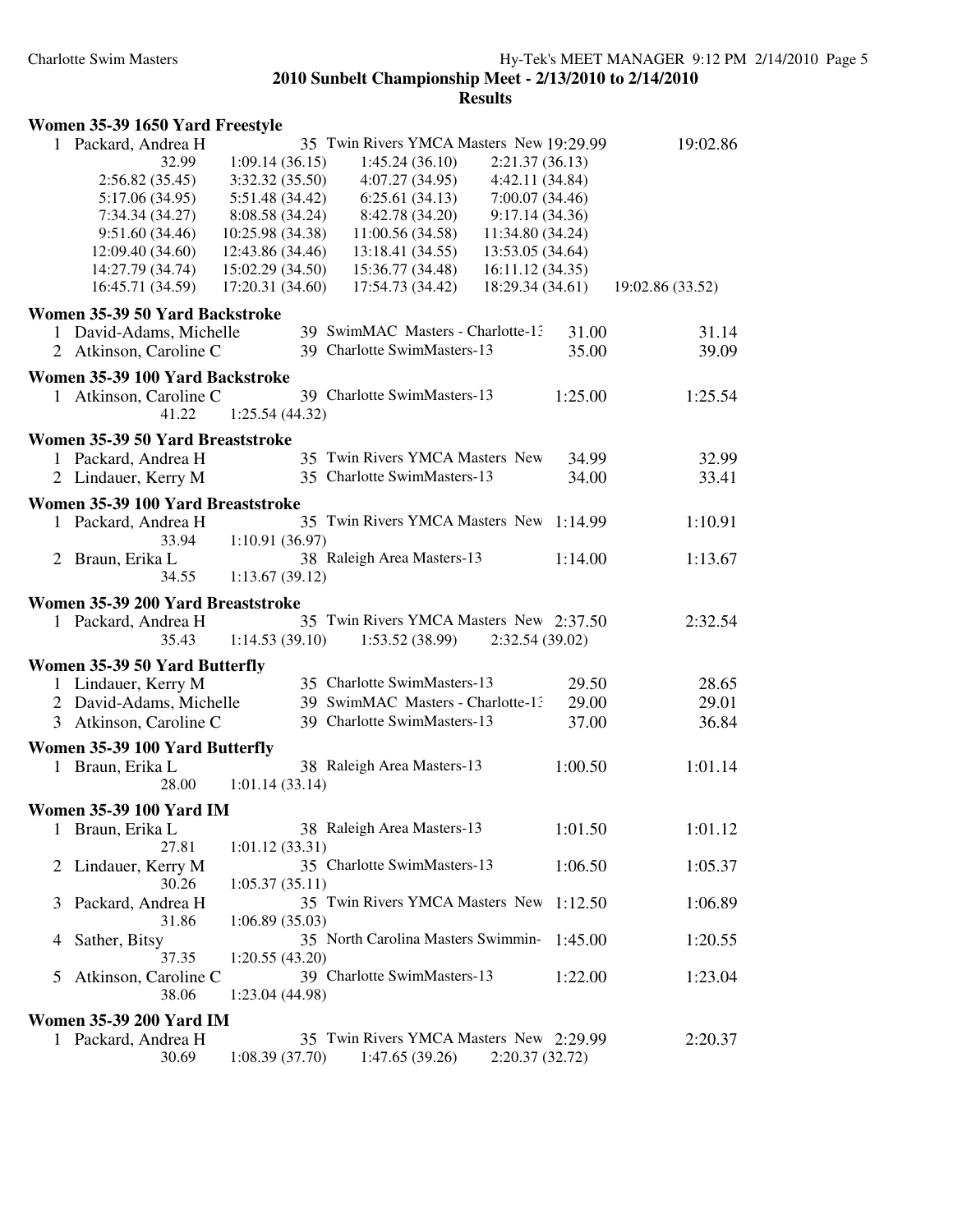**2010 Sunbelt Championship Meet - 2/13/2010 to 2/14/2010**

**Results**

### Women 35-39 1650 Yard Freestyle

| | Name | Age | Team | Seed Time | Finals Time |
|---|---|---|---|---|---|
| 1 | Packard, Andrea H | 35 | Twin Rivers YMCA Masters New | 19:29.99 | 19:02.86 |

32.99 | 1:09.14 (36.15) | 1:45.24 (36.10) | 2:21.37 (36.13)
2:56.82 (35.45) | 3:32.32 (35.50) | 4:07.27 (34.95) | 4:42.11 (34.84)
5:17.06 (34.95) | 5:51.48 (34.42) | 6:25.61 (34.13) | 7:00.07 (34.46)
7:34.34 (34.27) | 8:08.58 (34.24) | 8:42.78 (34.20) | 9:17.14 (34.36)
9:51.60 (34.46) | 10:25.98 (34.38) | 11:00.56 (34.58) | 11:34.80 (34.24)
12:09.40 (34.60) | 12:43.86 (34.46) | 13:18.41 (34.55) | 13:53.05 (34.64)
14:27.79 (34.74) | 15:02.29 (34.50) | 15:36.77 (34.48) | 16:11.12 (34.35)
16:45.71 (34.59) | 17:20.31 (34.60) | 17:54.73 (34.42) | 18:29.34 (34.61) | 19:02.86 (33.52)

### Women 35-39 50 Yard Backstroke

| | Name | Age | Team | Seed Time | Finals Time |
|---|---|---|---|---|---|
| 1 | David-Adams, Michelle | 39 | SwimMAC Masters - Charlotte-13 | 31.00 | 31.14 |
| 2 | Atkinson, Caroline C | 39 | Charlotte SwimMasters-13 | 35.00 | 39.09 |

### Women 35-39 100 Yard Backstroke

| | Name | Age | Team | Seed Time | Finals Time |
|---|---|---|---|---|---|
| 1 | Atkinson, Caroline C | 39 | Charlotte SwimMasters-13 | 1:25.00 | 1:25.54 |

41.22 | 1:25.54 (44.32)

### Women 35-39 50 Yard Breaststroke

| | Name | Age | Team | Seed Time | Finals Time |
|---|---|---|---|---|---|
| 1 | Packard, Andrea H | 35 | Twin Rivers YMCA Masters New | 34.99 | 32.99 |
| 2 | Lindauer, Kerry M | 35 | Charlotte SwimMasters-13 | 34.00 | 33.41 |

### Women 35-39 100 Yard Breaststroke

| | Name | Age | Team | Seed Time | Finals Time |
|---|---|---|---|---|---|
| 1 | Packard, Andrea H | 35 | Twin Rivers YMCA Masters New | 1:14.99 | 1:10.91 |
| | 33.94 | 1:10.91 (36.97) | | | |
| 2 | Braun, Erika L | 38 | Raleigh Area Masters-13 | 1:14.00 | 1:13.67 |
| | 34.55 | 1:13.67 (39.12) | | | |

### Women 35-39 200 Yard Breaststroke

| | Name | Age | Team | Seed Time | Finals Time |
|---|---|---|---|---|---|
| 1 | Packard, Andrea H | 35 | Twin Rivers YMCA Masters New | 2:37.50 | 2:32.54 |

35.43 | 1:14.53 (39.10) | 1:53.52 (38.99) | 2:32.54 (39.02)

### Women 35-39 50 Yard Butterfly

| | Name | Age | Team | Seed Time | Finals Time |
|---|---|---|---|---|---|
| 1 | Lindauer, Kerry M | 35 | Charlotte SwimMasters-13 | 29.50 | 28.65 |
| 2 | David-Adams, Michelle | 39 | SwimMAC Masters - Charlotte-13 | 29.00 | 29.01 |
| 3 | Atkinson, Caroline C | 39 | Charlotte SwimMasters-13 | 37.00 | 36.84 |

### Women 35-39 100 Yard Butterfly

| | Name | Age | Team | Seed Time | Finals Time |
|---|---|---|---|---|---|
| 1 | Braun, Erika L | 38 | Raleigh Area Masters-13 | 1:00.50 | 1:01.14 |

28.00 | 1:01.14 (33.14)

### Women 35-39 100 Yard IM

| | Name | Age | Team | Seed Time | Finals Time |
|---|---|---|---|---|---|
| 1 | Braun, Erika L | 38 | Raleigh Area Masters-13 | 1:01.50 | 1:01.12 |
| | 27.81 | 1:01.12 (33.31) | | | |
| 2 | Lindauer, Kerry M | 35 | Charlotte SwimMasters-13 | 1:06.50 | 1:05.37 |
| | 30.26 | 1:05.37 (35.11) | | | |
| 3 | Packard, Andrea H | 35 | Twin Rivers YMCA Masters New | 1:12.50 | 1:06.89 |
| | 31.86 | 1:06.89 (35.03) | | | |
| 4 | Sather, Bitsy | 35 | North Carolina Masters Swimmin- | 1:45.00 | 1:20.55 |
| | 37.35 | 1:20.55 (43.20) | | | |
| 5 | Atkinson, Caroline C | 39 | Charlotte SwimMasters-13 | 1:22.00 | 1:23.04 |
| | 38.06 | 1:23.04 (44.98) | | | |

### Women 35-39 200 Yard IM

| | Name | Age | Team | Seed Time | Finals Time |
|---|---|---|---|---|---|
| 1 | Packard, Andrea H | 35 | Twin Rivers YMCA Masters New | 2:29.99 | 2:20.37 |

30.69 | 1:08.39 (37.70) | 1:47.65 (39.26) | 2:20.37 (32.72)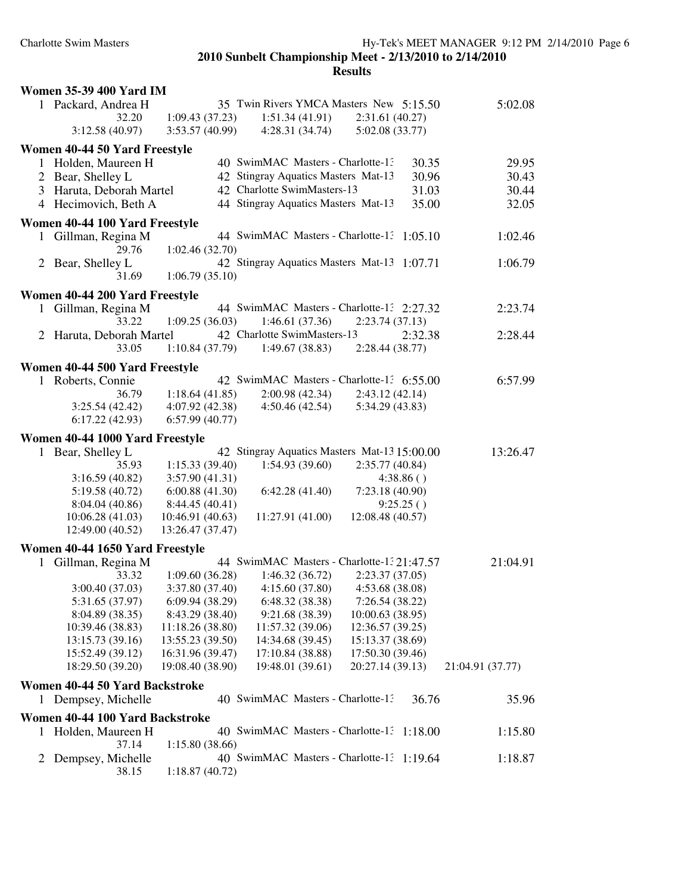**2010 Sunbelt Championship Meet - 2/13/2010 to 2/14/2010**

**Results**

**Women 35-39 400 Yard IM**

```
  1 Packard, Andrea H            35 Twin Rivers YMCA Masters New  5:15.50          5:02.08
            32.20      1:09.43 (37.23)    1:51.34 (41.91)    2:31.61 (40.27)
      3:12.58 (40.97)  3:53.57 (40.99)    4:28.31 (34.74)    5:02.08 (33.77)
```

**Women 40-44 50 Yard Freestyle**

```
  1 Holden, Maureen H            40 SwimMAC Masters - Charlotte-13     30.35             29.95
  2 Bear, Shelley L              42 Stingray Aquatics Masters Mat-13   30.96             30.43
  3 Haruta, Deborah Martel       42 Charlotte SwimMasters-13           31.03             30.44
  4 Hecimovich, Beth A           44 Stingray Aquatics Masters Mat-13   35.00             32.05
```

**Women 40-44 100 Yard Freestyle**

```
  1 Gillman, Regina M            44 SwimMAC Masters - Charlotte-13  1:05.10           1:02.46
            29.76      1:02.46 (32.70)
  2 Bear, Shelley L              42 Stingray Aquatics Masters Mat-13 1:07.71           1:06.79
            31.69      1:06.79 (35.10)
```

**Women 40-44 200 Yard Freestyle**

```
  1 Gillman, Regina M            44 SwimMAC Masters - Charlotte-13  2:27.32           2:23.74
            33.22      1:09.25 (36.03)    1:46.61 (37.36)    2:23.74 (37.13)
  2 Haruta, Deborah Martel       42 Charlotte SwimMasters-13        2:32.38           2:28.44
            33.05      1:10.84 (37.79)    1:49.67 (38.83)    2:28.44 (38.77)
```

**Women 40-44 500 Yard Freestyle**

```
  1 Roberts, Connie              42 SwimMAC Masters - Charlotte-13  6:55.00           6:57.99
            36.79      1:18.64 (41.85)    2:00.98 (42.34)    2:43.12 (42.14)
      3:25.54 (42.42)  4:07.92 (42.38)    4:50.46 (42.54)    5:34.29 (43.83)
      6:17.22 (42.93)  6:57.99 (40.77)
```

**Women 40-44 1000 Yard Freestyle**

```
  1 Bear, Shelley L              42 Stingray Aquatics Masters Mat-13 15:00.00         13:26.47
            35.93      1:15.33 (39.40)    1:54.93 (39.60)    2:35.77 (40.84)
      3:16.59 (40.82)  3:57.90 (41.31)                          4:38.86 ()
      5:19.58 (40.72)  6:00.88 (41.30)    6:42.28 (41.40)    7:23.18 (40.90)
      8:04.04 (40.86)  8:44.45 (40.41)                          9:25.25 ()
     10:06.28 (41.03) 10:46.91 (40.63)   11:27.91 (41.00)   12:08.48 (40.57)
     12:49.00 (40.52) 13:26.47 (37.47)
```

**Women 40-44 1650 Yard Freestyle**

```
  1 Gillman, Regina M            44 SwimMAC Masters - Charlotte-13 21:47.57         21:04.91
            33.32      1:09.60 (36.28)    1:46.32 (36.72)    2:23.37 (37.05)
      3:00.40 (37.03)  3:37.80 (37.40)    4:15.60 (37.80)    4:53.68 (38.08)
      5:31.65 (37.97)  6:09.94 (38.29)    6:48.32 (38.38)    7:26.54 (38.22)
      8:04.89 (38.35)  8:43.29 (38.40)    9:21.68 (38.39)   10:00.63 (38.95)
     10:39.46 (38.83) 11:18.26 (38.80)   11:57.32 (39.06)   12:36.57 (39.25)
     13:15.73 (39.16) 13:55.23 (39.50)   14:34.68 (39.45)   15:13.37 (38.69)
     15:52.49 (39.12) 16:31.96 (39.47)   17:10.84 (38.88)   17:50.30 (39.46)
     18:29.50 (39.20) 19:08.40 (38.90)   19:48.01 (39.61)   20:27.14 (39.13)  21:04.91 (37.77)
```

**Women 40-44 50 Yard Backstroke**

```
  1 Dempsey, Michelle            40 SwimMAC Masters - Charlotte-13     36.76             35.96
```

**Women 40-44 100 Yard Backstroke**

```
  1 Holden, Maureen H            40 SwimMAC Masters - Charlotte-13  1:18.00           1:15.80
            37.14      1:15.80 (38.66)
  2 Dempsey, Michelle            40 SwimMAC Masters - Charlotte-13  1:19.64           1:18.87
            38.15      1:18.87 (40.72)
```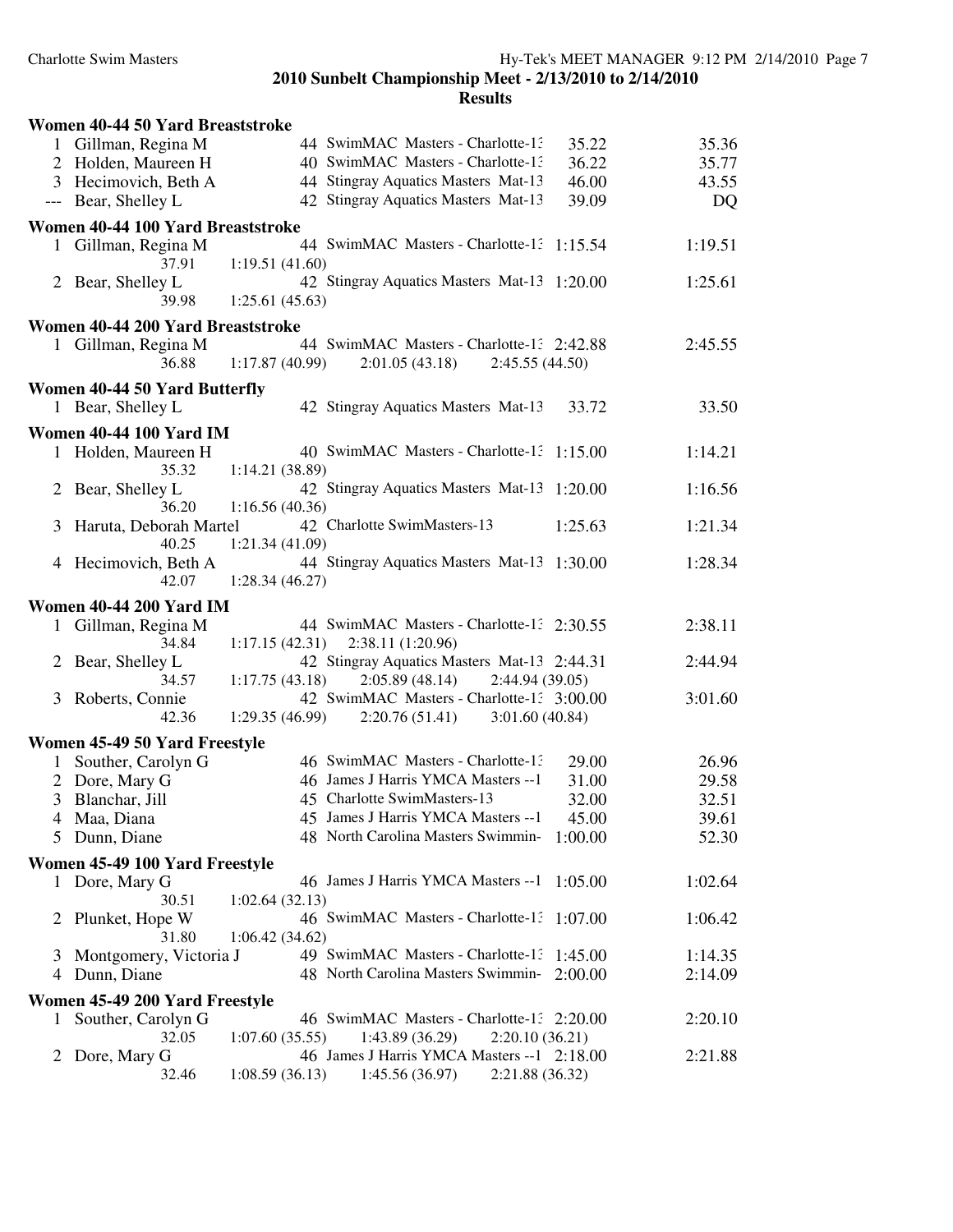**2010 Sunbelt Championship Meet - 2/13/2010 to 2/14/2010**

**Results**

### Women 40-44 50 Yard Breaststroke

| | | | | | |
|---|---|---|---|---|---|
| 1 | Gillman, Regina M | 44 | SwimMAC Masters - Charlotte-13 | 35.22 | 35.36 |
| 2 | Holden, Maureen H | 40 | SwimMAC Masters - Charlotte-13 | 36.22 | 35.77 |
| 3 | Hecimovich, Beth A | 44 | Stingray Aquatics Masters Mat-13 | 46.00 | 43.55 |
| --- | Bear, Shelley L | 42 | Stingray Aquatics Masters Mat-13 | 39.09 | DQ |

### Women 40-44 100 Yard Breaststroke

| | | | | | |
|---|---|---|---|---|---|
| 1 | Gillman, Regina M | 44 | SwimMAC Masters - Charlotte-13 | 1:15.54 | 1:19.51 |
| | 37.91 | 1:19.51 (41.60) | | | |
| 2 | Bear, Shelley L | 42 | Stingray Aquatics Masters Mat-13 | 1:20.00 | 1:25.61 |
| | 39.98 | 1:25.61 (45.63) | | | |

### Women 40-44 200 Yard Breaststroke

| | | | | | |
|---|---|---|---|---|---|
| 1 | Gillman, Regina M | 44 | SwimMAC Masters - Charlotte-13 | 2:42.88 | 2:45.55 |
| | 36.88 | 1:17.87 (40.99) | 2:01.05 (43.18) | 2:45.55 (44.50) | |

### Women 40-44 50 Yard Butterfly

| | | | | | |
|---|---|---|---|---|---|
| 1 | Bear, Shelley L | 42 | Stingray Aquatics Masters Mat-13 | 33.72 | 33.50 |

### Women 40-44 100 Yard IM

| | | | | | |
|---|---|---|---|---|---|
| 1 | Holden, Maureen H | 40 | SwimMAC Masters - Charlotte-13 | 1:15.00 | 1:14.21 |
| | 35.32 | 1:14.21 (38.89) | | | |
| 2 | Bear, Shelley L | 42 | Stingray Aquatics Masters Mat-13 | 1:20.00 | 1:16.56 |
| | 36.20 | 1:16.56 (40.36) | | | |
| 3 | Haruta, Deborah Martel | 42 | Charlotte SwimMasters-13 | 1:25.63 | 1:21.34 |
| | 40.25 | 1:21.34 (41.09) | | | |
| 4 | Hecimovich, Beth A | 44 | Stingray Aquatics Masters Mat-13 | 1:30.00 | 1:28.34 |
| | 42.07 | 1:28.34 (46.27) | | | |

### Women 40-44 200 Yard IM

| | | | | | |
|---|---|---|---|---|---|
| 1 | Gillman, Regina M | 44 | SwimMAC Masters - Charlotte-13 | 2:30.55 | 2:38.11 |
| | 34.84 | 1:17.15 (42.31) | 2:38.11 (1:20.96) | | |
| 2 | Bear, Shelley L | 42 | Stingray Aquatics Masters Mat-13 | 2:44.31 | 2:44.94 |
| | 34.57 | 1:17.75 (43.18) | 2:05.89 (48.14) | 2:44.94 (39.05) | |
| 3 | Roberts, Connie | 42 | SwimMAC Masters - Charlotte-13 | 3:00.00 | 3:01.60 |
| | 42.36 | 1:29.35 (46.99) | 2:20.76 (51.41) | 3:01.60 (40.84) | |

### Women 45-49 50 Yard Freestyle

| | | | | | |
|---|---|---|---|---|---|
| 1 | Souther, Carolyn G | 46 | SwimMAC Masters - Charlotte-13 | 29.00 | 26.96 |
| 2 | Dore, Mary G | 46 | James J Harris YMCA Masters --1 | 31.00 | 29.58 |
| 3 | Blanchar, Jill | 45 | Charlotte SwimMasters-13 | 32.00 | 32.51 |
| 4 | Maa, Diana | 45 | James J Harris YMCA Masters --1 | 45.00 | 39.61 |
| 5 | Dunn, Diane | 48 | North Carolina Masters Swimmin- | 1:00.00 | 52.30 |

### Women 45-49 100 Yard Freestyle

| | | | | | |
|---|---|---|---|---|---|
| 1 | Dore, Mary G | 46 | James J Harris YMCA Masters --1 | 1:05.00 | 1:02.64 |
| | 30.51 | 1:02.64 (32.13) | | | |
| 2 | Plunket, Hope W | 46 | SwimMAC Masters - Charlotte-13 | 1:07.00 | 1:06.42 |
| | 31.80 | 1:06.42 (34.62) | | | |
| 3 | Montgomery, Victoria J | 49 | SwimMAC Masters - Charlotte-13 | 1:45.00 | 1:14.35 |
| 4 | Dunn, Diane | 48 | North Carolina Masters Swimmin- | 2:00.00 | 2:14.09 |

### Women 45-49 200 Yard Freestyle

| | | | | | |
|---|---|---|---|---|---|
| 1 | Souther, Carolyn G | 46 | SwimMAC Masters - Charlotte-13 | 2:20.00 | 2:20.10 |
| | 32.05 | 1:07.60 (35.55) | 1:43.89 (36.29) | 2:20.10 (36.21) | |
| 2 | Dore, Mary G | 46 | James J Harris YMCA Masters --1 | 2:18.00 | 2:21.88 |
| | 32.46 | 1:08.59 (36.13) | 1:45.56 (36.97) | 2:21.88 (36.32) | |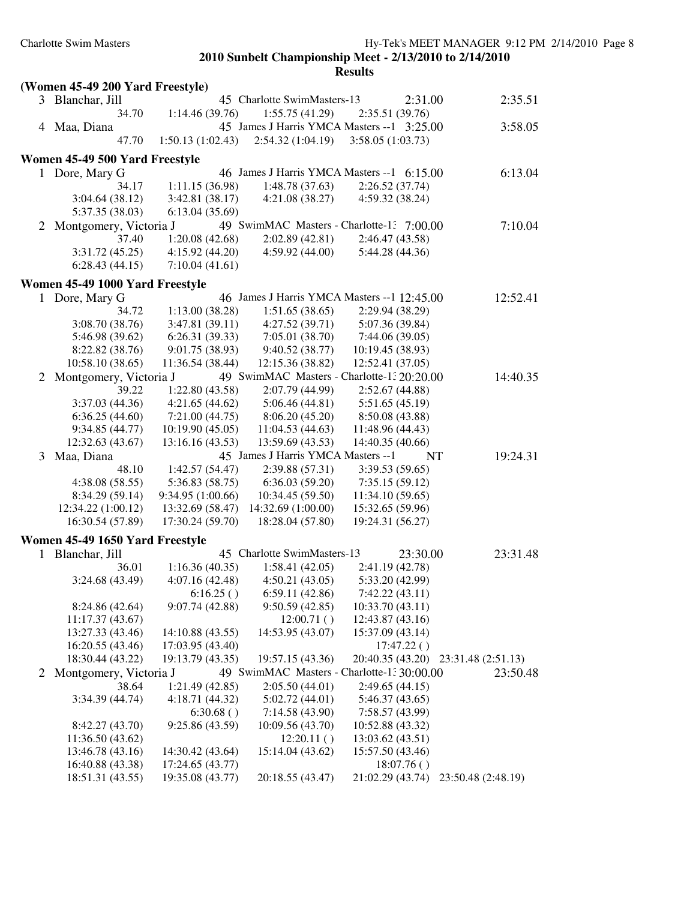**2010 Sunbelt Championship Meet - 2/13/2010 to 2/14/2010**

**Results**

### (Women 45-49 200 Yard Freestyle)

```
  3 Blanchar, Jill               45 Charlotte SwimMasters-13         2:31.00         2:35.51
            34.70      1:14.46 (39.76)      1:55.75 (41.29)      2:35.51 (39.76)
  4 Maa, Diana                   45 James J Harris YMCA Masters --1  3:25.00         3:58.05
            47.70      1:50.13 (1:02.43)    2:54.32 (1:04.19)    3:58.05 (1:03.73)
```

### Women 45-49 500 Yard Freestyle

```
  1 Dore, Mary G                 46 James J Harris YMCA Masters --1  6:15.00         6:13.04
            34.17      1:11.15 (36.98)      1:48.78 (37.63)      2:26.52 (37.74)
  3:04.64 (38.12)      3:42.81 (38.17)      4:21.08 (38.27)      4:59.32 (38.24)
  5:37.35 (38.03)      6:13.04 (35.69)
  2 Montgomery, Victoria J       49 SwimMAC Masters - Charlotte-13  7:00.00         7:10.04
            37.40      1:20.08 (42.68)      2:02.89 (42.81)      2:46.47 (43.58)
  3:31.72 (45.25)      4:15.92 (44.20)      4:59.92 (44.00)      5:44.28 (44.36)
  6:28.43 (44.15)      7:10.04 (41.61)
```

### Women 45-49 1000 Yard Freestyle

```
  1 Dore, Mary G                 46 James J Harris YMCA Masters --1 12:45.00        12:52.41
            34.72      1:13.00 (38.28)      1:51.65 (38.65)      2:29.94 (38.29)
  3:08.70 (38.76)      3:47.81 (39.11)      4:27.52 (39.71)      5:07.36 (39.84)
  5:46.98 (39.62)      6:26.31 (39.33)      7:05.01 (38.70)      7:44.06 (39.05)
  8:22.82 (38.76)      9:01.75 (38.93)      9:40.52 (38.77)     10:19.45 (38.93)
 10:58.10 (38.65)     11:36.54 (38.44)     12:15.36 (38.82)     12:52.41 (37.05)
  2 Montgomery, Victoria J       49 SwimMAC Masters - Charlotte-13 20:20.00        14:40.35
            39.22      1:22.80 (43.58)      2:07.79 (44.99)      2:52.67 (44.88)
  3:37.03 (44.36)      4:21.65 (44.62)      5:06.46 (44.81)      5:51.65 (45.19)
  6:36.25 (44.60)      7:21.00 (44.75)      8:06.20 (45.20)      8:50.08 (43.88)
  9:34.85 (44.77)     10:19.90 (45.05)     11:04.53 (44.63)     11:48.96 (44.43)
 12:32.63 (43.67)     13:16.16 (43.53)     13:59.69 (43.53)     14:40.35 (40.66)
  3 Maa, Diana                   45 James J Harris YMCA Masters --1       NT        19:24.31
            48.10      1:42.57 (54.47)      2:39.88 (57.31)      3:39.53 (59.65)
  4:38.08 (58.55)      5:36.83 (58.75)      6:36.03 (59.20)      7:35.15 (59.12)
  8:34.29 (59.14)      9:34.95 (1:00.66)   10:34.45 (59.50)     11:34.10 (59.65)
 12:34.22 (1:00.12)   13:32.69 (58.47)    14:32.69 (1:00.00)    15:32.65 (59.96)
 16:30.54 (57.89)     17:30.24 (59.70)    18:28.04 (57.80)     19:24.31 (56.27)
```

### Women 45-49 1650 Yard Freestyle

```
  1 Blanchar, Jill               45 Charlotte SwimMasters-13        23:30.00        23:31.48
            36.01      1:16.36 (40.35)      1:58.41 (42.05)      2:41.19 (42.78)
  3:24.68 (43.49)      4:07.16 (42.48)      4:50.21 (43.05)      5:33.20 (42.99)
                       6:16.25 ()           6:59.11 (42.86)      7:42.22 (43.11)
  8:24.86 (42.64)      9:07.74 (42.88)      9:50.59 (42.85)     10:33.70 (43.11)
 11:17.37 (43.67)                          12:00.71 ()          12:43.87 (43.16)
 13:27.33 (43.46)     14:10.88 (43.55)     14:53.95 (43.07)     15:37.09 (43.14)
 16:20.55 (43.46)     17:03.95 (43.40)                          17:47.22 ()
 18:30.44 (43.22)     19:13.79 (43.35)     19:57.15 (43.36)     20:40.35 (43.20)   23:31.48 (2:51.13)
  2 Montgomery, Victoria J       49 SwimMAC Masters - Charlotte-13 30:00.00        23:50.48
            38.64      1:21.49 (42.85)      2:05.50 (44.01)      2:49.65 (44.15)
  3:34.39 (44.74)      4:18.71 (44.32)      5:02.72 (44.01)      5:46.37 (43.65)
                       6:30.68 ()           7:14.58 (43.90)      7:58.57 (43.99)
  8:42.27 (43.70)      9:25.86 (43.59)     10:09.56 (43.70)     10:52.88 (43.32)
 11:36.50 (43.62)                          12:20.11 ()          13:03.62 (43.51)
 13:46.78 (43.16)     14:30.42 (43.64)     15:14.04 (43.62)     15:57.50 (43.46)
 16:40.88 (43.38)     17:24.65 (43.77)                          18:07.76 ()
 18:51.31 (43.55)     19:35.08 (43.77)     20:18.55 (43.47)     21:02.29 (43.74)   23:50.48 (2:48.19)
```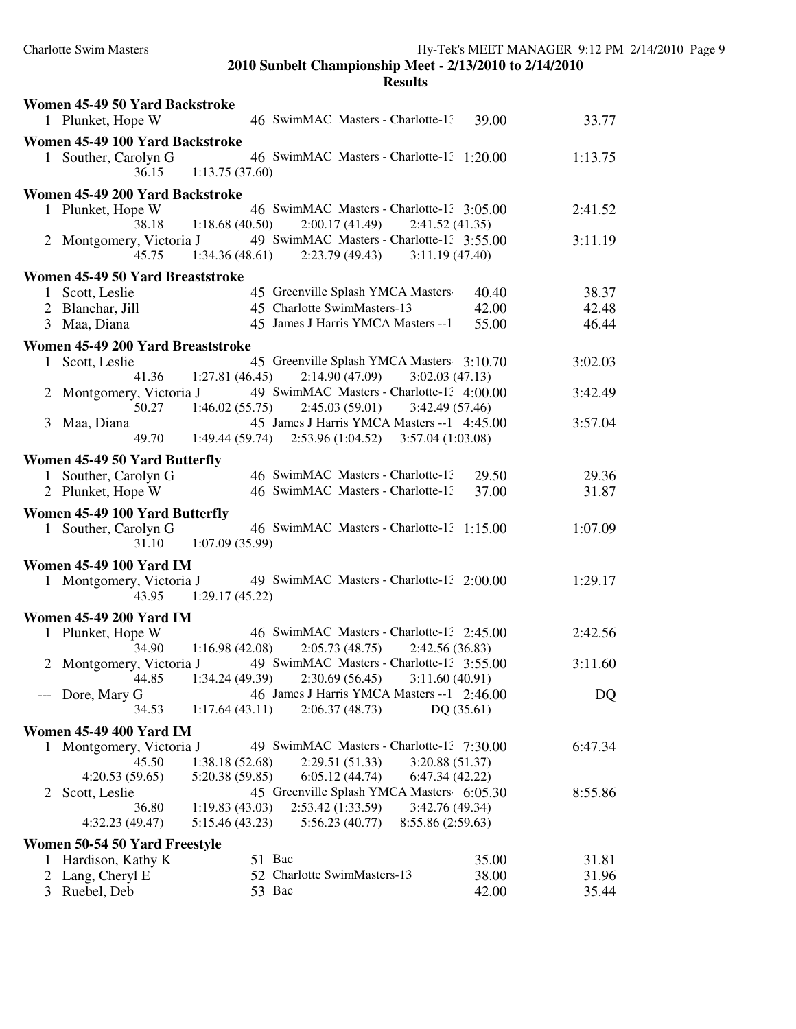**2010 Sunbelt Championship Meet - 2/13/2010 to 2/14/2010**

**Results**

### Women 45-49 50 Yard Backstroke

| | Name | Age | Team | Seed Time | Finals Time |
|---|---|---|---|---|---|
| 1 | Plunket, Hope W | 46 | SwimMAC Masters - Charlotte-13 | 39.00 | 33.77 |

### Women 45-49 100 Yard Backstroke

| | Name | Age | Team | Seed Time | Finals Time |
|---|---|---|---|---|---|
| 1 | Souther, Carolyn G | 46 | SwimMAC Masters - Charlotte-13 | 1:20.00 | 1:13.75 |
| | 36.15 | 1:13.75 (37.60) | | | |

### Women 45-49 200 Yard Backstroke

| | Name | Age | Team | Seed Time | Finals Time |
|---|---|---|---|---|---|
| 1 | Plunket, Hope W | 46 | SwimMAC Masters - Charlotte-13 | 3:05.00 | 2:41.52 |
| | 38.18 | 1:18.68 (40.50) | 2:00.17 (41.49) | 2:41.52 (41.35) | |
| 2 | Montgomery, Victoria J | 49 | SwimMAC Masters - Charlotte-13 | 3:55.00 | 3:11.19 |
| | 45.75 | 1:34.36 (48.61) | 2:23.79 (49.43) | 3:11.19 (47.40) | |

### Women 45-49 50 Yard Breaststroke

| | Name | Age | Team | Seed Time | Finals Time |
|---|---|---|---|---|---|
| 1 | Scott, Leslie | 45 | Greenville Splash YMCA Masters- | 40.40 | 38.37 |
| 2 | Blanchar, Jill | 45 | Charlotte SwimMasters-13 | 42.00 | 42.48 |
| 3 | Maa, Diana | 45 | James J Harris YMCA Masters --1 | 55.00 | 46.44 |

### Women 45-49 200 Yard Breaststroke

| | Name | Age | Team | Seed Time | Finals Time |
|---|---|---|---|---|---|
| 1 | Scott, Leslie | 45 | Greenville Splash YMCA Masters- | 3:10.70 | 3:02.03 |
| | 41.36 | 1:27.81 (46.45) | 2:14.90 (47.09) | 3:02.03 (47.13) | |
| 2 | Montgomery, Victoria J | 49 | SwimMAC Masters - Charlotte-13 | 4:00.00 | 3:42.49 |
| | 50.27 | 1:46.02 (55.75) | 2:45.03 (59.01) | 3:42.49 (57.46) | |
| 3 | Maa, Diana | 45 | James J Harris YMCA Masters --1 | 4:45.00 | 3:57.04 |
| | 49.70 | 1:49.44 (59.74) | 2:53.96 (1:04.52) | 3:57.04 (1:03.08) | |

### Women 45-49 50 Yard Butterfly

| | Name | Age | Team | Seed Time | Finals Time |
|---|---|---|---|---|---|
| 1 | Souther, Carolyn G | 46 | SwimMAC Masters - Charlotte-13 | 29.50 | 29.36 |
| 2 | Plunket, Hope W | 46 | SwimMAC Masters - Charlotte-13 | 37.00 | 31.87 |

### Women 45-49 100 Yard Butterfly

| | Name | Age | Team | Seed Time | Finals Time |
|---|---|---|---|---|---|
| 1 | Souther, Carolyn G | 46 | SwimMAC Masters - Charlotte-13 | 1:15.00 | 1:07.09 |
| | 31.10 | 1:07.09 (35.99) | | | |

### Women 45-49 100 Yard IM

| | Name | Age | Team | Seed Time | Finals Time |
|---|---|---|---|---|---|
| 1 | Montgomery, Victoria J | 49 | SwimMAC Masters - Charlotte-13 | 2:00.00 | 1:29.17 |
| | 43.95 | 1:29.17 (45.22) | | | |

### Women 45-49 200 Yard IM

| | Name | Age | Team | Seed Time | Finals Time |
|---|---|---|---|---|---|
| 1 | Plunket, Hope W | 46 | SwimMAC Masters - Charlotte-13 | 2:45.00 | 2:42.56 |
| | 34.90 | 1:16.98 (42.08) | 2:05.73 (48.75) | 2:42.56 (36.83) | |
| 2 | Montgomery, Victoria J | 49 | SwimMAC Masters - Charlotte-13 | 3:55.00 | 3:11.60 |
| | 44.85 | 1:34.24 (49.39) | 2:30.69 (56.45) | 3:11.60 (40.91) | |
| --- | Dore, Mary G | 46 | James J Harris YMCA Masters --1 | 2:46.00 | DQ |
| | 34.53 | 1:17.64 (43.11) | 2:06.37 (48.73) | DQ (35.61) | |

### Women 45-49 400 Yard IM

| | Name | Age | Team | Seed Time | Finals Time |
|---|---|---|---|---|---|
| 1 | Montgomery, Victoria J | 49 | SwimMAC Masters - Charlotte-13 | 7:30.00 | 6:47.34 |
| | 45.50 | 1:38.18 (52.68) | 2:29.51 (51.33) | 3:20.88 (51.37) | |
| | 4:20.53 (59.65) | 5:20.38 (59.85) | 6:05.12 (44.74) | 6:47.34 (42.22) | |
| 2 | Scott, Leslie | 45 | Greenville Splash YMCA Masters- | 6:05.30 | 8:55.86 |
| | 36.80 | 1:19.83 (43.03) | 2:53.42 (1:33.59) | 3:42.76 (49.34) | |
| | 4:32.23 (49.47) | 5:15.46 (43.23) | 5:56.23 (40.77) | 8:55.86 (2:59.63) | |

### Women 50-54 50 Yard Freestyle

| | Name | Age | Team | Seed Time | Finals Time |
|---|---|---|---|---|---|
| 1 | Hardison, Kathy K | 51 | Bac | 35.00 | 31.81 |
| 2 | Lang, Cheryl E | 52 | Charlotte SwimMasters-13 | 38.00 | 31.96 |
| 3 | Ruebel, Deb | 53 | Bac | 42.00 | 35.44 |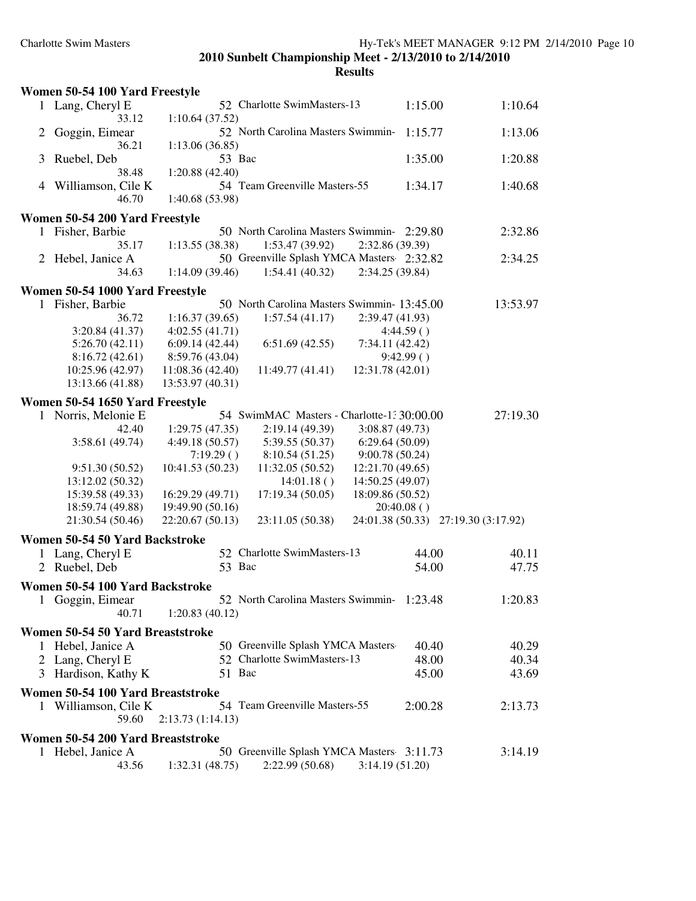## 2010 Sunbelt Championship Meet - 2/13/2010 to 2/14/2010

### Results

**Women 50-54 100 Yard Freestyle**

| | Name | Age | Team | Seed Time | Finals Time |
|---|---|---|---|---|---|
| 1 | Lang, Cheryl E | 52 | Charlotte SwimMasters-13 | 1:15.00 | 1:10.64 |
| | 33.12 | 1:10.64 (37.52) | | | |
| 2 | Goggin, Eimear | 52 | North Carolina Masters Swimmin- | 1:15.77 | 1:13.06 |
| | 36.21 | 1:13.06 (36.85) | | | |
| 3 | Ruebel, Deb | 53 | Bac | 1:35.00 | 1:20.88 |
| | 38.48 | 1:20.88 (42.40) | | | |
| 4 | Williamson, Cile K | 54 | Team Greenville Masters-55 | 1:34.17 | 1:40.68 |
| | 46.70 | 1:40.68 (53.98) | | | |

**Women 50-54 200 Yard Freestyle**

| | Name | Age | Team | Seed Time | Finals Time |
|---|---|---|---|---|---|
| 1 | Fisher, Barbie | 50 | North Carolina Masters Swimmin- | 2:29.80 | 2:32.86 |
| | 35.17 | 1:13.55 (38.38) | 1:53.47 (39.92) | 2:32.86 (39.39) | |
| 2 | Hebel, Janice A | 50 | Greenville Splash YMCA Masters- | 2:32.82 | 2:34.25 |
| | 34.63 | 1:14.09 (39.46) | 1:54.41 (40.32) | 2:34.25 (39.84) | |

**Women 50-54 1000 Yard Freestyle**

1 Fisher, Barbie — 50 North Carolina Masters Swimmin- 13:45.00 — 13:53.97

| | | | |
|---|---|---|---|
| 36.72 | 1:16.37 (39.65) | 1:57.54 (41.17) | 2:39.47 (41.93) |
| 3:20.84 (41.37) | 4:02.55 (41.71) | | 4:44.59 ( ) |
| 5:26.70 (42.11) | 6:09.14 (42.44) | 6:51.69 (42.55) | 7:34.11 (42.42) |
| 8:16.72 (42.61) | 8:59.76 (43.04) | | 9:42.99 ( ) |
| 10:25.96 (42.97) | 11:08.36 (42.40) | 11:49.77 (41.41) | 12:31.78 (42.01) |
| 13:13.66 (41.88) | 13:53.97 (40.31) | | |

**Women 50-54 1650 Yard Freestyle**

1 Norris, Melonie E — 54 SwimMAC Masters - Charlotte-13 30:00.00 — 27:19.30

| | | | | |
|---|---|---|---|---|
| 42.40 | 1:29.75 (47.35) | 2:19.14 (49.39) | 3:08.87 (49.73) | |
| 3:58.61 (49.74) | 4:49.18 (50.57) | 5:39.55 (50.37) | 6:29.64 (50.09) | |
| | 7:19.29 ( ) | 8:10.54 (51.25) | 9:00.78 (50.24) | |
| 9:51.30 (50.52) | 10:41.53 (50.23) | 11:32.05 (50.52) | 12:21.70 (49.65) | |
| 13:12.02 (50.32) | | 14:01.18 ( ) | 14:50.25 (49.07) | |
| 15:39.58 (49.33) | 16:29.29 (49.71) | 17:19.34 (50.05) | 18:09.86 (50.52) | |
| 18:59.74 (49.88) | 19:49.90 (50.16) | | 20:40.08 ( ) | |
| 21:30.54 (50.46) | 22:20.67 (50.13) | 23:11.05 (50.38) | 24:01.38 (50.33) | 27:19.30 (3:17.92) |

**Women 50-54 50 Yard Backstroke**

| | Name | Age | Team | Seed Time | Finals Time |
|---|---|---|---|---|---|
| 1 | Lang, Cheryl E | 52 | Charlotte SwimMasters-13 | 44.00 | 40.11 |
| 2 | Ruebel, Deb | 53 | Bac | 54.00 | 47.75 |

**Women 50-54 100 Yard Backstroke**

| | Name | Age | Team | Seed Time | Finals Time |
|---|---|---|---|---|---|
| 1 | Goggin, Eimear | 52 | North Carolina Masters Swimmin- | 1:23.48 | 1:20.83 |
| | 40.71 | 1:20.83 (40.12) | | | |

**Women 50-54 50 Yard Breaststroke**

| | Name | Age | Team | Seed Time | Finals Time |
|---|---|---|---|---|---|
| 1 | Hebel, Janice A | 50 | Greenville Splash YMCA Masters- | 40.40 | 40.29 |
| 2 | Lang, Cheryl E | 52 | Charlotte SwimMasters-13 | 48.00 | 40.34 |
| 3 | Hardison, Kathy K | 51 | Bac | 45.00 | 43.69 |

**Women 50-54 100 Yard Breaststroke**

| | Name | Age | Team | Seed Time | Finals Time |
|---|---|---|---|---|---|
| 1 | Williamson, Cile K | 54 | Team Greenville Masters-55 | 2:00.28 | 2:13.73 |
| | 59.60 | 2:13.73 (1:14.13) | | | |

**Women 50-54 200 Yard Breaststroke**

| | Name | Age | Team | Seed Time | Finals Time |
|---|---|---|---|---|---|
| 1 | Hebel, Janice A | 50 | Greenville Splash YMCA Masters- | 3:11.73 | 3:14.19 |
| | 43.56 | 1:32.31 (48.75) | 2:22.99 (50.68) | 3:14.19 (51.20) | |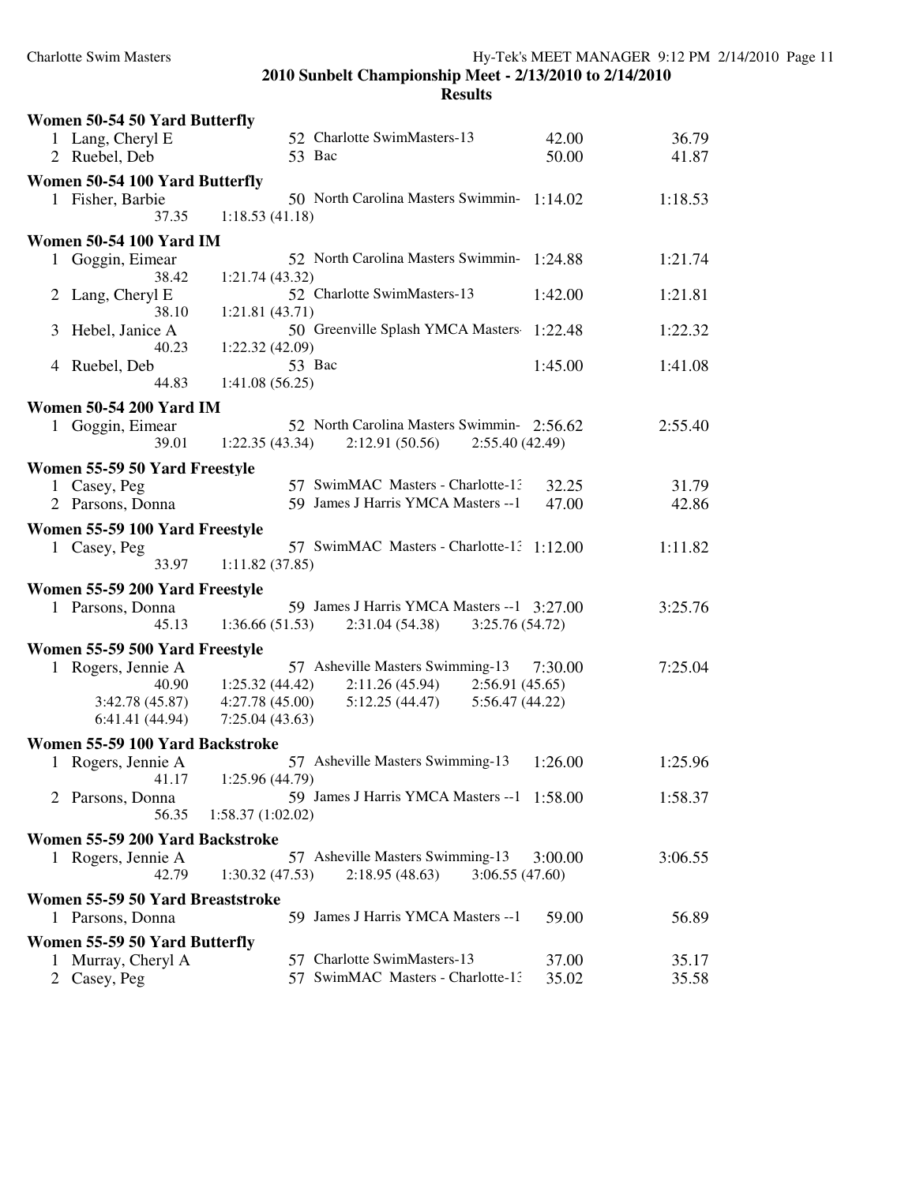## 2010 Sunbelt Championship Meet - 2/13/2010 to 2/14/2010

### Results

**Women 50-54 50 Yard Butterfly**

| | | | | | |
|---|---|---|---|---|---|
| 1 | Lang, Cheryl E | 52 | Charlotte SwimMasters-13 | 42.00 | 36.79 |
| 2 | Ruebel, Deb | 53 | Bac | 50.00 | 41.87 |

**Women 50-54 100 Yard Butterfly**

| | | | | | |
|---|---|---|---|---|---|
| 1 | Fisher, Barbie | 50 | North Carolina Masters Swimmin- | 1:14.02 | 1:18.53 |
| | 37.35 | 1:18.53 (41.18) | | | |

**Women 50-54 100 Yard IM**

| | | | | | |
|---|---|---|---|---|---|
| 1 | Goggin, Eimear | 52 | North Carolina Masters Swimmin- | 1:24.88 | 1:21.74 |
| | 38.42 | 1:21.74 (43.32) | | | |
| 2 | Lang, Cheryl E | 52 | Charlotte SwimMasters-13 | 1:42.00 | 1:21.81 |
| | 38.10 | 1:21.81 (43.71) | | | |
| 3 | Hebel, Janice A | 50 | Greenville Splash YMCA Masters- | 1:22.48 | 1:22.32 |
| | 40.23 | 1:22.32 (42.09) | | | |
| 4 | Ruebel, Deb | 53 | Bac | 1:45.00 | 1:41.08 |
| | 44.83 | 1:41.08 (56.25) | | | |

**Women 50-54 200 Yard IM**

| | | | | | |
|---|---|---|---|---|---|
| 1 | Goggin, Eimear | 52 | North Carolina Masters Swimmin- | 2:56.62 | 2:55.40 |
| | 39.01 | 1:22.35 (43.34) | 2:12.91 (50.56) | 2:55.40 (42.49) | |

**Women 55-59 50 Yard Freestyle**

| | | | | | |
|---|---|---|---|---|---|
| 1 | Casey, Peg | 57 | SwimMAC Masters - Charlotte-13 | 32.25 | 31.79 |
| 2 | Parsons, Donna | 59 | James J Harris YMCA Masters --1 | 47.00 | 42.86 |

**Women 55-59 100 Yard Freestyle**

| | | | | | |
|---|---|---|---|---|---|
| 1 | Casey, Peg | 57 | SwimMAC Masters - Charlotte-13 | 1:12.00 | 1:11.82 |
| | 33.97 | 1:11.82 (37.85) | | | |

**Women 55-59 200 Yard Freestyle**

| | | | | | |
|---|---|---|---|---|---|
| 1 | Parsons, Donna | 59 | James J Harris YMCA Masters --1 | 3:27.00 | 3:25.76 |
| | 45.13 | 1:36.66 (51.53) | 2:31.04 (54.38) | 3:25.76 (54.72) | |

**Women 55-59 500 Yard Freestyle**

| | | | | | |
|---|---|---|---|---|---|
| 1 | Rogers, Jennie A | 57 | Asheville Masters Swimming-13 | 7:30.00 | 7:25.04 |
| | 40.90 | 1:25.32 (44.42) | 2:11.26 (45.94) | 2:56.91 (45.65) | |
| | 3:42.78 (45.87) | 4:27.78 (45.00) | 5:12.25 (44.47) | 5:56.47 (44.22) | |
| | 6:41.41 (44.94) | 7:25.04 (43.63) | | | |

**Women 55-59 100 Yard Backstroke**

| | | | | | |
|---|---|---|---|---|---|
| 1 | Rogers, Jennie A | 57 | Asheville Masters Swimming-13 | 1:26.00 | 1:25.96 |
| | 41.17 | 1:25.96 (44.79) | | | |
| 2 | Parsons, Donna | 59 | James J Harris YMCA Masters --1 | 1:58.00 | 1:58.37 |
| | 56.35 | 1:58.37 (1:02.02) | | | |

**Women 55-59 200 Yard Backstroke**

| | | | | | |
|---|---|---|---|---|---|
| 1 | Rogers, Jennie A | 57 | Asheville Masters Swimming-13 | 3:00.00 | 3:06.55 |
| | 42.79 | 1:30.32 (47.53) | 2:18.95 (48.63) | 3:06.55 (47.60) | |

**Women 55-59 50 Yard Breaststroke**

| | | | | | |
|---|---|---|---|---|---|
| 1 | Parsons, Donna | 59 | James J Harris YMCA Masters --1 | 59.00 | 56.89 |

**Women 55-59 50 Yard Butterfly**

| | | | | | |
|---|---|---|---|---|---|
| 1 | Murray, Cheryl A | 57 | Charlotte SwimMasters-13 | 37.00 | 35.17 |
| 2 | Casey, Peg | 57 | SwimMAC Masters - Charlotte-13 | 35.02 | 35.58 |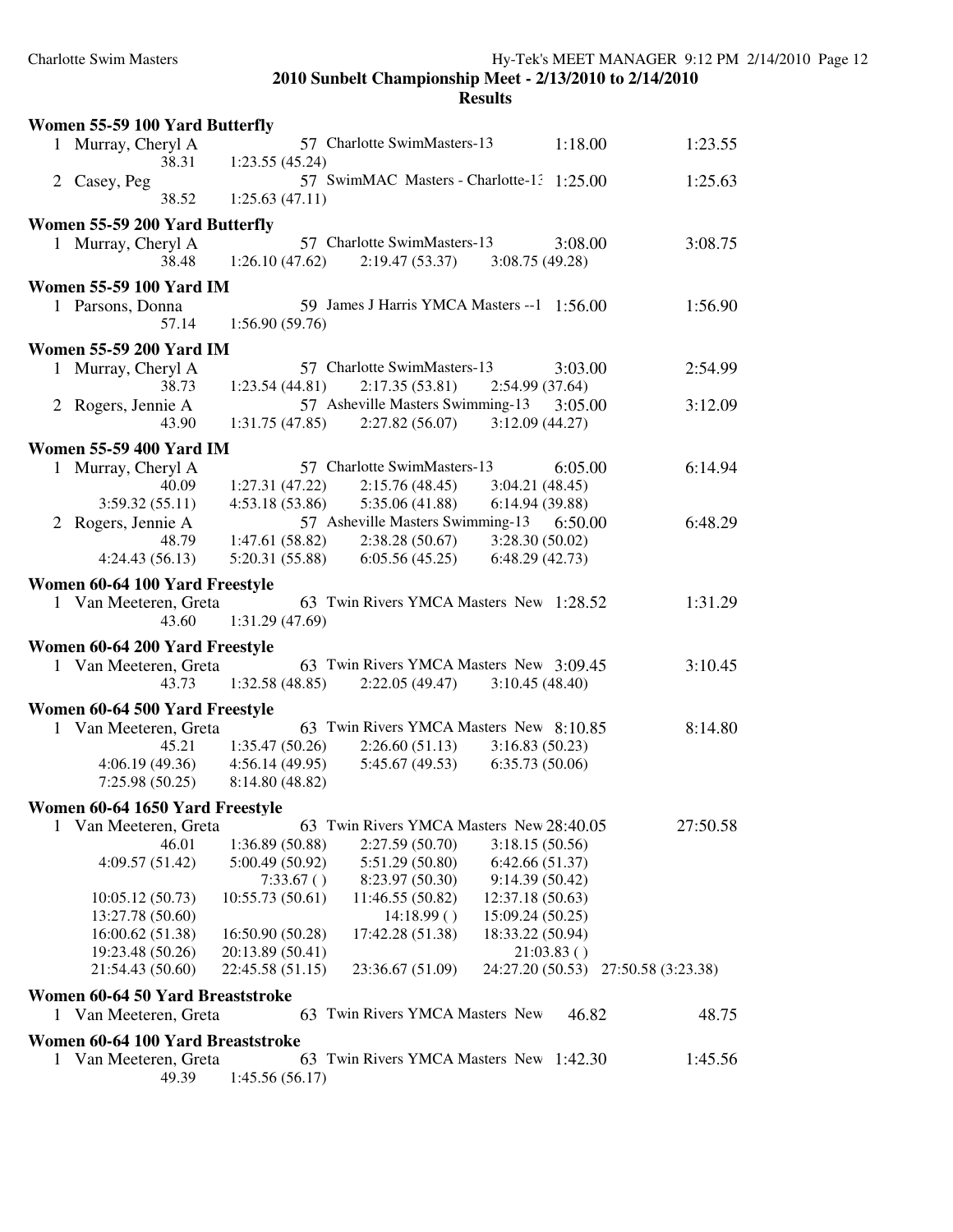**2010 Sunbelt Championship Meet - 2/13/2010 to 2/14/2010**

**Results**

### Women 55-59 100 Yard Butterfly

```
  1 Murray, Cheryl A            57 Charlotte SwimMasters-13            1:18.00          1:23.55
              38.31     1:23.55 (45.24)
  2 Casey, Peg                  57 SwimMAC Masters - Charlotte-13     1:25.00          1:25.63
              38.52     1:25.63 (47.11)
```

### Women 55-59 200 Yard Butterfly

```
  1 Murray, Cheryl A            57 Charlotte SwimMasters-13            3:08.00          3:08.75
              38.48     1:26.10 (47.62)     2:19.47 (53.37)     3:08.75 (49.28)
```

### Women 55-59 100 Yard IM

```
  1 Parsons, Donna              59 James J Harris YMCA Masters --1    1:56.00          1:56.90
              57.14     1:56.90 (59.76)
```

### Women 55-59 200 Yard IM

```
  1 Murray, Cheryl A            57 Charlotte SwimMasters-13            3:03.00          2:54.99
              38.73     1:23.54 (44.81)     2:17.35 (53.81)     2:54.99 (37.64)
  2 Rogers, Jennie A            57 Asheville Masters Swimming-13      3:05.00          3:12.09
              43.90     1:31.75 (47.85)     2:27.82 (56.07)     3:12.09 (44.27)
```

### Women 55-59 400 Yard IM

```
  1 Murray, Cheryl A            57 Charlotte SwimMasters-13            6:05.00          6:14.94
              40.09     1:27.31 (47.22)     2:15.76 (48.45)     3:04.21 (48.45)
    3:59.32 (55.11)     4:53.18 (53.86)     5:35.06 (41.88)     6:14.94 (39.88)
  2 Rogers, Jennie A            57 Asheville Masters Swimming-13      6:50.00          6:48.29
              48.79     1:47.61 (58.82)     2:38.28 (50.67)     3:28.30 (50.02)
    4:24.43 (56.13)     5:20.31 (55.88)     6:05.56 (45.25)     6:48.29 (42.73)
```

### Women 60-64 100 Yard Freestyle

```
  1 Van Meeteren, Greta         63 Twin Rivers YMCA Masters New        1:28.52          1:31.29
              43.60     1:31.29 (47.69)
```

### Women 60-64 200 Yard Freestyle

```
  1 Van Meeteren, Greta         63 Twin Rivers YMCA Masters New        3:09.45          3:10.45
              43.73     1:32.58 (48.85)     2:22.05 (49.47)     3:10.45 (48.40)
```

### Women 60-64 500 Yard Freestyle

```
  1 Van Meeteren, Greta         63 Twin Rivers YMCA Masters New        8:10.85          8:14.80
              45.21     1:35.47 (50.26)     2:26.60 (51.13)     3:16.83 (50.23)
    4:06.19 (49.36)     4:56.14 (49.95)     5:45.67 (49.53)     6:35.73 (50.06)
    7:25.98 (50.25)     8:14.80 (48.82)
```

### Women 60-64 1650 Yard Freestyle

```
  1 Van Meeteren, Greta         63 Twin Rivers YMCA Masters New       28:40.05         27:50.58
              46.01     1:36.89 (50.88)     2:27.59 (50.70)     3:18.15 (50.56)
    4:09.57 (51.42)     5:00.49 (50.92)     5:51.29 (50.80)     6:42.66 (51.37)
                           7:33.67 ()       8:23.97 (50.30)     9:14.39 (50.42)
   10:05.12 (50.73)    10:55.73 (50.61)    11:46.55 (50.82)    12:37.18 (50.63)
   13:27.78 (50.60)                           14:18.99 ()      15:09.24 (50.25)
   16:00.62 (51.38)    16:50.90 (50.28)    17:42.28 (51.38)    18:33.22 (50.94)
   19:23.48 (50.26)    20:13.89 (50.41)                           21:03.83 ()
   21:54.43 (50.60)    22:45.58 (51.15)    23:36.67 (51.09)    24:27.20 (50.53)    27:50.58 (3:23.38)
```

### Women 60-64 50 Yard Breaststroke

```
  1 Van Meeteren, Greta         63 Twin Rivers YMCA Masters New          46.82            48.75
```

### Women 60-64 100 Yard Breaststroke

```
  1 Van Meeteren, Greta         63 Twin Rivers YMCA Masters New        1:42.30          1:45.56
              49.39     1:45.56 (56.17)
```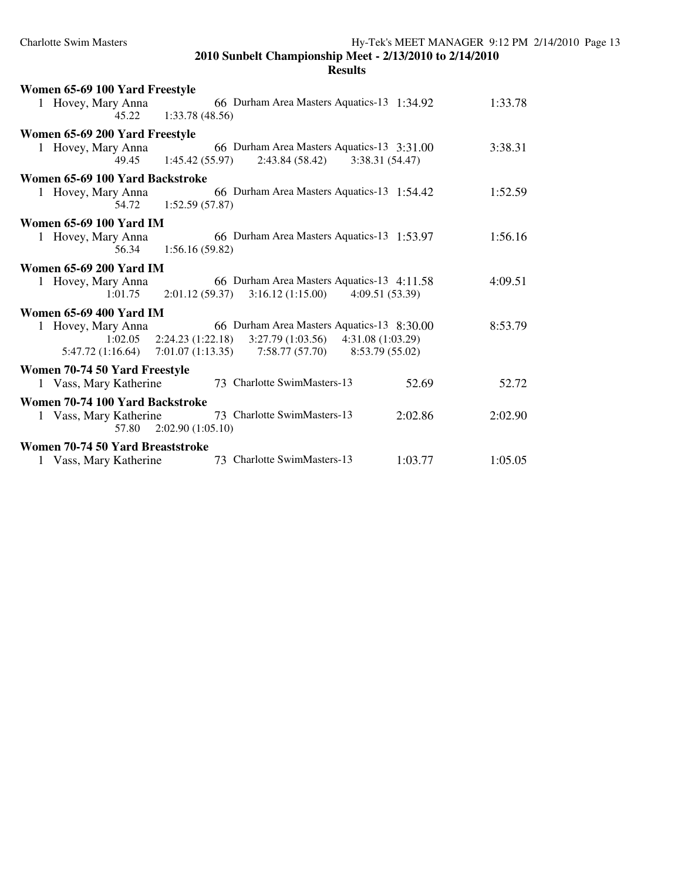**2010 Sunbelt Championship Meet - 2/13/2010 to 2/14/2010**

**Results**

**Women 65-69 100 Yard Freestyle**

```
  1 Hovey, Mary Anna            66 Durham Area Masters Aquatics-13  1:34.92        1:33.78
              45.22     1:33.78 (48.56)
```

**Women 65-69 200 Yard Freestyle**

```
  1 Hovey, Mary Anna            66 Durham Area Masters Aquatics-13  3:31.00        3:38.31
              49.45     1:45.42 (55.97)     2:43.84 (58.42)     3:38.31 (54.47)
```

**Women 65-69 100 Yard Backstroke**

```
  1 Hovey, Mary Anna            66 Durham Area Masters Aquatics-13  1:54.42        1:52.59
              54.72     1:52.59 (57.87)
```

**Women 65-69 100 Yard IM**

```
  1 Hovey, Mary Anna            66 Durham Area Masters Aquatics-13  1:53.97        1:56.16
              56.34     1:56.16 (59.82)
```

**Women 65-69 200 Yard IM**

```
  1 Hovey, Mary Anna            66 Durham Area Masters Aquatics-13  4:11.58        4:09.51
            1:01.75     2:01.12 (59.37)     3:16.12 (1:15.00)     4:09.51 (53.39)
```

**Women 65-69 400 Yard IM**

```
  1 Hovey, Mary Anna            66 Durham Area Masters Aquatics-13  8:30.00        8:53.79
            1:02.05     2:24.23 (1:22.18)     3:27.79 (1:03.56)     4:31.08 (1:03.29)
  5:47.72 (1:16.64)     7:01.07 (1:13.35)     7:58.77 (57.70)     8:53.79 (55.02)
```

**Women 70-74 50 Yard Freestyle**

```
  1 Vass, Mary Katherine        73 Charlotte SwimMasters-13           52.69          52.72
```

**Women 70-74 100 Yard Backstroke**

```
  1 Vass, Mary Katherine        73 Charlotte SwimMasters-13         2:02.86        2:02.90
              57.80     2:02.90 (1:05.10)
```

**Women 70-74 50 Yard Breaststroke**

```
  1 Vass, Mary Katherine        73 Charlotte SwimMasters-13         1:03.77        1:05.05
```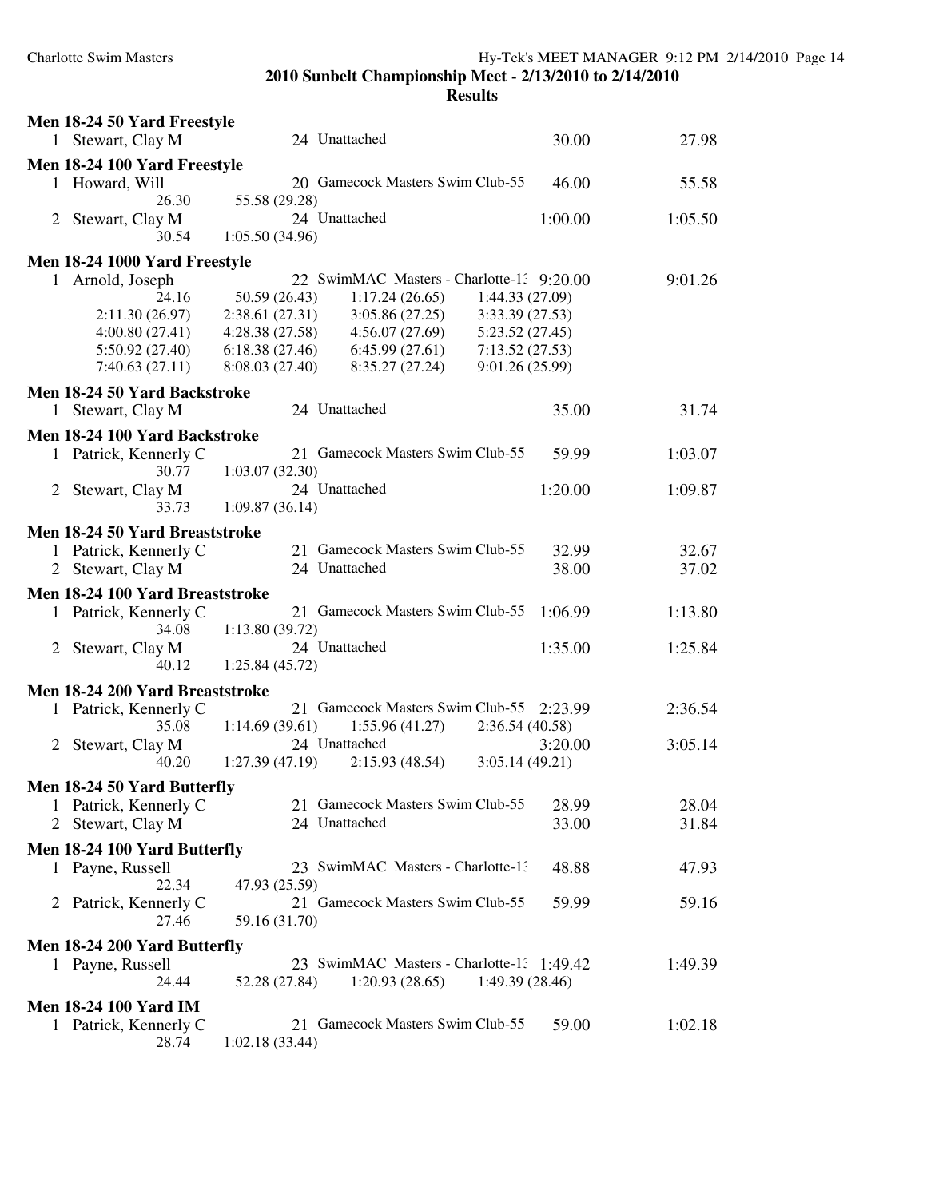**2010 Sunbelt Championship Meet - 2/13/2010 to 2/14/2010**

**Results**

### Men 18-24 50 Yard Freestyle

| | | | | | |
|---|---|---|---|---|---|
| 1 | Stewart, Clay M | 24 | Unattached | 30.00 | 27.98 |

### Men 18-24 100 Yard Freestyle

| | | | | | |
|---|---|---|---|---|---|
| 1 | Howard, Will | 20 | Gamecock Masters Swim Club-55 | 46.00 | 55.58 |
| | 26.30 | 55.58 (29.28) | | | |
| 2 | Stewart, Clay M | 24 | Unattached | 1:00.00 | 1:05.50 |
| | 30.54 | 1:05.50 (34.96) | | | |

### Men 18-24 1000 Yard Freestyle

| | | | | | |
|---|---|---|---|---|---|
| 1 | Arnold, Joseph | 22 | SwimMAC Masters - Charlotte-1: | 9:20.00 | 9:01.26 |

| | | | |
|---|---|---|---|
| 24.16 | 50.59 (26.43) | 1:17.24 (26.65) | 1:44.33 (27.09) |
| 2:11.30 (26.97) | 2:38.61 (27.31) | 3:05.86 (27.25) | 3:33.39 (27.53) |
| 4:00.80 (27.41) | 4:28.38 (27.58) | 4:56.07 (27.69) | 5:23.52 (27.45) |
| 5:50.92 (27.40) | 6:18.38 (27.46) | 6:45.99 (27.61) | 7:13.52 (27.53) |
| 7:40.63 (27.11) | 8:08.03 (27.40) | 8:35.27 (27.24) | 9:01.26 (25.99) |

### Men 18-24 50 Yard Backstroke

| | | | | | |
|---|---|---|---|---|---|
| 1 | Stewart, Clay M | 24 | Unattached | 35.00 | 31.74 |

### Men 18-24 100 Yard Backstroke

| | | | | | |
|---|---|---|---|---|---|
| 1 | Patrick, Kennerly C | 21 | Gamecock Masters Swim Club-55 | 59.99 | 1:03.07 |
| | 30.77 | 1:03.07 (32.30) | | | |
| 2 | Stewart, Clay M | 24 | Unattached | 1:20.00 | 1:09.87 |
| | 33.73 | 1:09.87 (36.14) | | | |

### Men 18-24 50 Yard Breaststroke

| | | | | | |
|---|---|---|---|---|---|
| 1 | Patrick, Kennerly C | 21 | Gamecock Masters Swim Club-55 | 32.99 | 32.67 |
| 2 | Stewart, Clay M | 24 | Unattached | 38.00 | 37.02 |

### Men 18-24 100 Yard Breaststroke

| | | | | | |
|---|---|---|---|---|---|
| 1 | Patrick, Kennerly C | 21 | Gamecock Masters Swim Club-55 | 1:06.99 | 1:13.80 |
| | 34.08 | 1:13.80 (39.72) | | | |
| 2 | Stewart, Clay M | 24 | Unattached | 1:35.00 | 1:25.84 |
| | 40.12 | 1:25.84 (45.72) | | | |

### Men 18-24 200 Yard Breaststroke

| | | | | | |
|---|---|---|---|---|---|
| 1 | Patrick, Kennerly C | 21 | Gamecock Masters Swim Club-55 | 2:23.99 | 2:36.54 |
| | 35.08 | 1:14.69 (39.61) | 1:55.96 (41.27) | 2:36.54 (40.58) | |
| 2 | Stewart, Clay M | 24 | Unattached | 3:20.00 | 3:05.14 |
| | 40.20 | 1:27.39 (47.19) | 2:15.93 (48.54) | 3:05.14 (49.21) | |

### Men 18-24 50 Yard Butterfly

| | | | | | |
|---|---|---|---|---|---|
| 1 | Patrick, Kennerly C | 21 | Gamecock Masters Swim Club-55 | 28.99 | 28.04 |
| 2 | Stewart, Clay M | 24 | Unattached | 33.00 | 31.84 |

### Men 18-24 100 Yard Butterfly

| | | | | | |
|---|---|---|---|---|---|
| 1 | Payne, Russell | 23 | SwimMAC Masters - Charlotte-1: | 48.88 | 47.93 |
| | 22.34 | 47.93 (25.59) | | | |
| 2 | Patrick, Kennerly C | 21 | Gamecock Masters Swim Club-55 | 59.99 | 59.16 |
| | 27.46 | 59.16 (31.70) | | | |

### Men 18-24 200 Yard Butterfly

| | | | | | |
|---|---|---|---|---|---|
| 1 | Payne, Russell | 23 | SwimMAC Masters - Charlotte-1: | 1:49.42 | 1:49.39 |
| | 24.44 | 52.28 (27.84) | 1:20.93 (28.65) | 1:49.39 (28.46) | |

### Men 18-24 100 Yard IM

| | | | | | |
|---|---|---|---|---|---|
| 1 | Patrick, Kennerly C | 21 | Gamecock Masters Swim Club-55 | 59.00 | 1:02.18 |
| | 28.74 | 1:02.18 (33.44) | | | |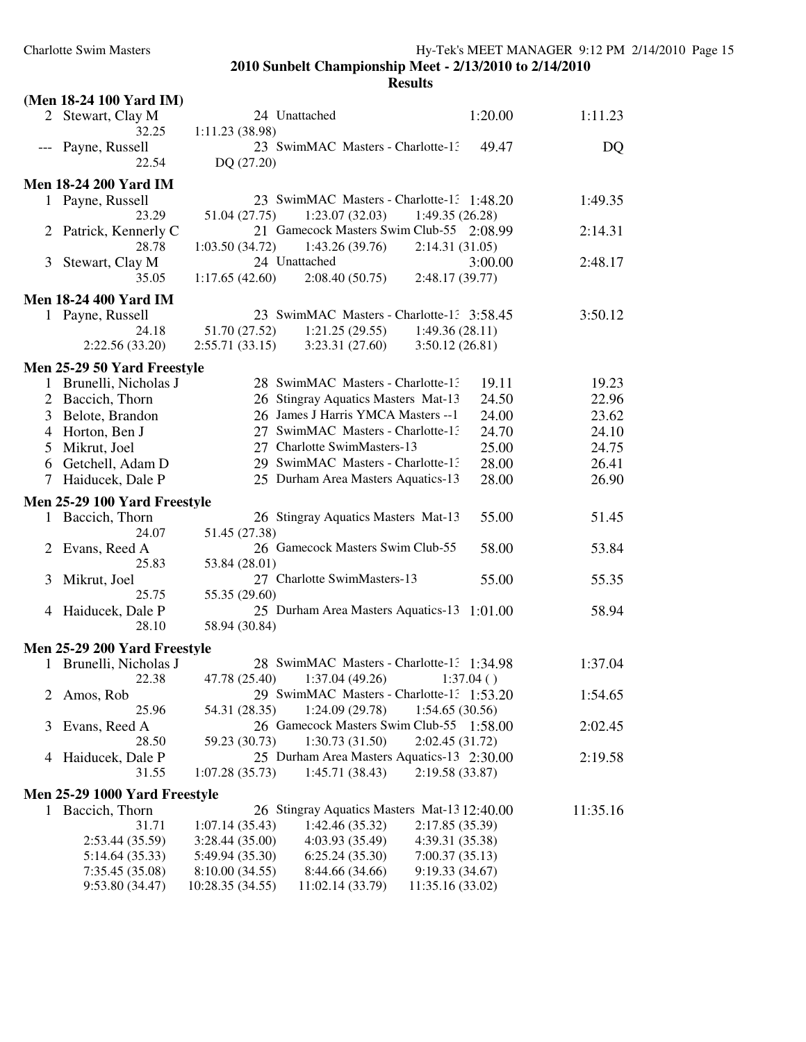**2010 Sunbelt Championship Meet - 2/13/2010 to 2/14/2010**

**Results**

**(Men 18-24 100 Yard IM)**

| | | | | | |
|---|---|---|---|---|---|
| 2 | Stewart, Clay M | 24 | Unattached | 1:20.00 | 1:11.23 |
| | 32.25 | 1:11.23 (38.98) | | | |
| --- | Payne, Russell | 23 | SwimMAC Masters - Charlotte-13 | 49.47 | DQ |
| | 22.54 | DQ (27.20) | | | |

**Men 18-24 200 Yard IM**

| | | | | | |
|---|---|---|---|---|---|
| 1 | Payne, Russell | 23 | SwimMAC Masters - Charlotte-13 | 1:48.20 | 1:49.35 |
| | 23.29 | 51.04 (27.75) | 1:23.07 (32.03) | 1:49.35 (26.28) | |
| 2 | Patrick, Kennerly C | 21 | Gamecock Masters Swim Club-55 | 2:08.99 | 2:14.31 |
| | 28.78 | 1:03.50 (34.72) | 1:43.26 (39.76) | 2:14.31 (31.05) | |
| 3 | Stewart, Clay M | 24 | Unattached | 3:00.00 | 2:48.17 |
| | 35.05 | 1:17.65 (42.60) | 2:08.40 (50.75) | 2:48.17 (39.77) | |

**Men 18-24 400 Yard IM**

| | | | | | |
|---|---|---|---|---|---|
| 1 | Payne, Russell | 23 | SwimMAC Masters - Charlotte-13 | 3:58.45 | 3:50.12 |
| | 24.18 | 51.70 (27.52) | 1:21.25 (29.55) | 1:49.36 (28.11) | |
| | 2:22.56 (33.20) | 2:55.71 (33.15) | 3:23.31 (27.60) | 3:50.12 (26.81) | |

**Men 25-29 50 Yard Freestyle**

| | | | | | |
|---|---|---|---|---|---|
| 1 | Brunelli, Nicholas J | 28 | SwimMAC Masters - Charlotte-13 | 19.11 | 19.23 |
| 2 | Baccich, Thorn | 26 | Stingray Aquatics Masters Mat-13 | 24.50 | 22.96 |
| 3 | Belote, Brandon | 26 | James J Harris YMCA Masters --1 | 24.00 | 23.62 |
| 4 | Horton, Ben J | 27 | SwimMAC Masters - Charlotte-13 | 24.70 | 24.10 |
| 5 | Mikrut, Joel | 27 | Charlotte SwimMasters-13 | 25.00 | 24.75 |
| 6 | Getchell, Adam D | 29 | SwimMAC Masters - Charlotte-13 | 28.00 | 26.41 |
| 7 | Haiducek, Dale P | 25 | Durham Area Masters Aquatics-13 | 28.00 | 26.90 |

**Men 25-29 100 Yard Freestyle**

| | | | | | |
|---|---|---|---|---|---|
| 1 | Baccich, Thorn | 26 | Stingray Aquatics Masters Mat-13 | 55.00 | 51.45 |
| | 24.07 | 51.45 (27.38) | | | |
| 2 | Evans, Reed A | 26 | Gamecock Masters Swim Club-55 | 58.00 | 53.84 |
| | 25.83 | 53.84 (28.01) | | | |
| 3 | Mikrut, Joel | 27 | Charlotte SwimMasters-13 | 55.00 | 55.35 |
| | 25.75 | 55.35 (29.60) | | | |
| 4 | Haiducek, Dale P | 25 | Durham Area Masters Aquatics-13 | 1:01.00 | 58.94 |
| | 28.10 | 58.94 (30.84) | | | |

**Men 25-29 200 Yard Freestyle**

| | | | | | |
|---|---|---|---|---|---|
| 1 | Brunelli, Nicholas J | 28 | SwimMAC Masters - Charlotte-13 | 1:34.98 | 1:37.04 |
| | 22.38 | 47.78 (25.40) | 1:37.04 (49.26) | 1:37.04 ( ) | |
| 2 | Amos, Rob | 29 | SwimMAC Masters - Charlotte-13 | 1:53.20 | 1:54.65 |
| | 25.96 | 54.31 (28.35) | 1:24.09 (29.78) | 1:54.65 (30.56) | |
| 3 | Evans, Reed A | 26 | Gamecock Masters Swim Club-55 | 1:58.00 | 2:02.45 |
| | 28.50 | 59.23 (30.73) | 1:30.73 (31.50) | 2:02.45 (31.72) | |
| 4 | Haiducek, Dale P | 25 | Durham Area Masters Aquatics-13 | 2:30.00 | 2:19.58 |
| | 31.55 | 1:07.28 (35.73) | 1:45.71 (38.43) | 2:19.58 (33.87) | |

**Men 25-29 1000 Yard Freestyle**

| | | | | | |
|---|---|---|---|---|---|
| 1 | Baccich, Thorn | 26 | Stingray Aquatics Masters Mat-13 | 12:40.00 | 11:35.16 |
| | 31.71 | 1:07.14 (35.43) | 1:42.46 (35.32) | 2:17.85 (35.39) | |
| | 2:53.44 (35.59) | 3:28.44 (35.00) | 4:03.93 (35.49) | 4:39.31 (35.38) | |
| | 5:14.64 (35.33) | 5:49.94 (35.30) | 6:25.24 (35.30) | 7:00.37 (35.13) | |
| | 7:35.45 (35.08) | 8:10.00 (34.55) | 8:44.66 (34.66) | 9:19.33 (34.67) | |
| | 9:53.80 (34.47) | 10:28.35 (34.55) | 11:02.14 (33.79) | 11:35.16 (33.02) | |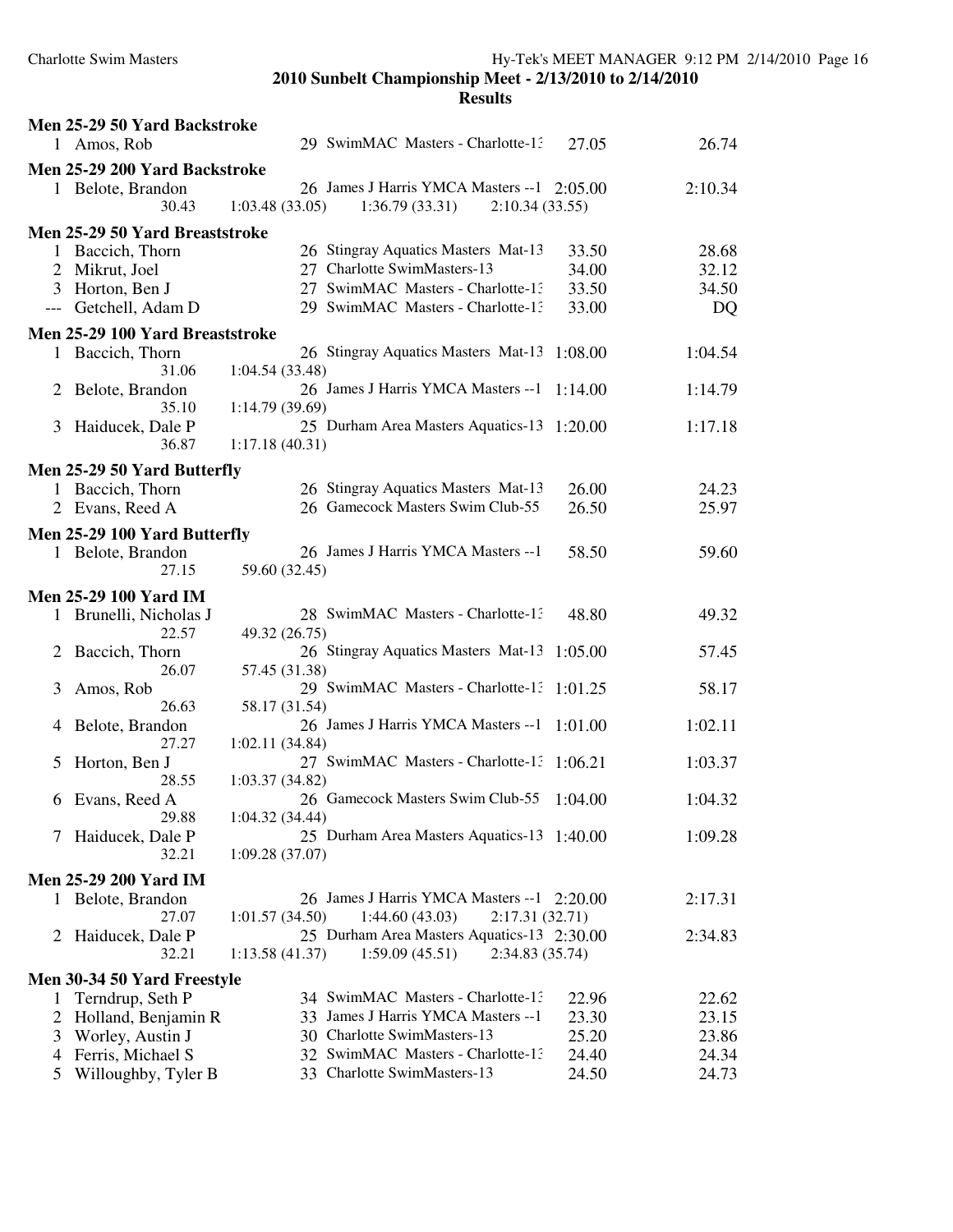## 2010 Sunbelt Championship Meet - 2/13/2010 to 2/14/2010

### Results

**Men 25-29 50 Yard Backstroke**

| | | | | | |
|---|---|---|---|---|---|
| 1 | Amos, Rob | 29 | SwimMAC Masters - Charlotte-13 | 27.05 | 26.74 |

**Men 25-29 200 Yard Backstroke**

| | | | | | |
|---|---|---|---|---|---|
| 1 | Belote, Brandon | 26 | James J Harris YMCA Masters --1 | 2:05.00 | 2:10.34 |
| | 30.43 | 1:03.48 (33.05) | 1:36.79 (33.31) | 2:10.34 (33.55) | |

**Men 25-29 50 Yard Breaststroke**

| | | | | | |
|---|---|---|---|---|---|
| 1 | Baccich, Thorn | 26 | Stingray Aquatics Masters Mat-13 | 33.50 | 28.68 |
| 2 | Mikrut, Joel | 27 | Charlotte SwimMasters-13 | 34.00 | 32.12 |
| 3 | Horton, Ben J | 27 | SwimMAC Masters - Charlotte-13 | 33.50 | 34.50 |
| --- | Getchell, Adam D | 29 | SwimMAC Masters - Charlotte-13 | 33.00 | DQ |

**Men 25-29 100 Yard Breaststroke**

| | | | | | |
|---|---|---|---|---|---|
| 1 | Baccich, Thorn | 26 | Stingray Aquatics Masters Mat-13 | 1:08.00 | 1:04.54 |
| | 31.06 | 1:04.54 (33.48) | | | |
| 2 | Belote, Brandon | 26 | James J Harris YMCA Masters --1 | 1:14.00 | 1:14.79 |
| | 35.10 | 1:14.79 (39.69) | | | |
| 3 | Haiducek, Dale P | 25 | Durham Area Masters Aquatics-13 | 1:20.00 | 1:17.18 |
| | 36.87 | 1:17.18 (40.31) | | | |

**Men 25-29 50 Yard Butterfly**

| | | | | | |
|---|---|---|---|---|---|
| 1 | Baccich, Thorn | 26 | Stingray Aquatics Masters Mat-13 | 26.00 | 24.23 |
| 2 | Evans, Reed A | 26 | Gamecock Masters Swim Club-55 | 26.50 | 25.97 |

**Men 25-29 100 Yard Butterfly**

| | | | | | |
|---|---|---|---|---|---|
| 1 | Belote, Brandon | 26 | James J Harris YMCA Masters --1 | 58.50 | 59.60 |
| | 27.15 | 59.60 (32.45) | | | |

**Men 25-29 100 Yard IM**

| | | | | | |
|---|---|---|---|---|---|
| 1 | Brunelli, Nicholas J | 28 | SwimMAC Masters - Charlotte-13 | 48.80 | 49.32 |
| | 22.57 | 49.32 (26.75) | | | |
| 2 | Baccich, Thorn | 26 | Stingray Aquatics Masters Mat-13 | 1:05.00 | 57.45 |
| | 26.07 | 57.45 (31.38) | | | |
| 3 | Amos, Rob | 29 | SwimMAC Masters - Charlotte-13 | 1:01.25 | 58.17 |
| | 26.63 | 58.17 (31.54) | | | |
| 4 | Belote, Brandon | 26 | James J Harris YMCA Masters --1 | 1:01.00 | 1:02.11 |
| | 27.27 | 1:02.11 (34.84) | | | |
| 5 | Horton, Ben J | 27 | SwimMAC Masters - Charlotte-13 | 1:06.21 | 1:03.37 |
| | 28.55 | 1:03.37 (34.82) | | | |
| 6 | Evans, Reed A | 26 | Gamecock Masters Swim Club-55 | 1:04.00 | 1:04.32 |
| | 29.88 | 1:04.32 (34.44) | | | |
| 7 | Haiducek, Dale P | 25 | Durham Area Masters Aquatics-13 | 1:40.00 | 1:09.28 |
| | 32.21 | 1:09.28 (37.07) | | | |

**Men 25-29 200 Yard IM**

| | | | | | |
|---|---|---|---|---|---|
| 1 | Belote, Brandon | 26 | James J Harris YMCA Masters --1 | 2:20.00 | 2:17.31 |
| | 27.07 | 1:01.57 (34.50) | 1:44.60 (43.03) | 2:17.31 (32.71) | |
| 2 | Haiducek, Dale P | 25 | Durham Area Masters Aquatics-13 | 2:30.00 | 2:34.83 |
| | 32.21 | 1:13.58 (41.37) | 1:59.09 (45.51) | 2:34.83 (35.74) | |

**Men 30-34 50 Yard Freestyle**

| | | | | | |
|---|---|---|---|---|---|
| 1 | Terndrup, Seth P | 34 | SwimMAC Masters - Charlotte-13 | 22.96 | 22.62 |
| 2 | Holland, Benjamin R | 33 | James J Harris YMCA Masters --1 | 23.30 | 23.15 |
| 3 | Worley, Austin J | 30 | Charlotte SwimMasters-13 | 25.20 | 23.86 |
| 4 | Ferris, Michael S | 32 | SwimMAC Masters - Charlotte-13 | 24.40 | 24.34 |
| 5 | Willoughby, Tyler B | 33 | Charlotte SwimMasters-13 | 24.50 | 24.73 |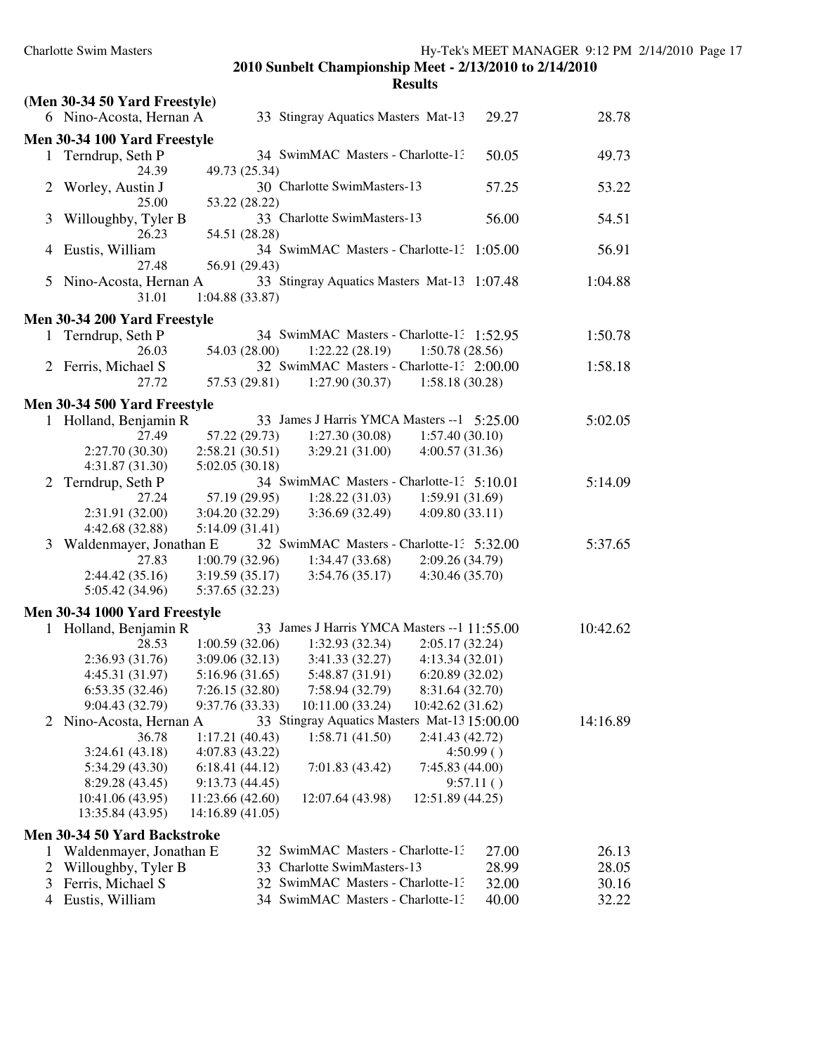## 2010 Sunbelt Championship Meet - 2/13/2010 to 2/14/2010

### Results

**(Men 30-34 50 Yard Freestyle)**

| | | | | | |
|---|---|---|---|---|---|
| 6 | Nino-Acosta, Hernan A | 33 | Stingray Aquatics Masters Mat-13 | 29.27 | 28.78 |

**Men 30-34 100 Yard Freestyle**

| | | | | | |
|---|---|---|---|---|---|
| 1 | Terndrup, Seth P | 34 | SwimMAC Masters - Charlotte-13 | 50.05 | 49.73 |
| | 24.39 | 49.73 (25.34) | | | |
| 2 | Worley, Austin J | 30 | Charlotte SwimMasters-13 | 57.25 | 53.22 |
| | 25.00 | 53.22 (28.22) | | | |
| 3 | Willoughby, Tyler B | 33 | Charlotte SwimMasters-13 | 56.00 | 54.51 |
| | 26.23 | 54.51 (28.28) | | | |
| 4 | Eustis, William | 34 | SwimMAC Masters - Charlotte-13 | 1:05.00 | 56.91 |
| | 27.48 | 56.91 (29.43) | | | |
| 5 | Nino-Acosta, Hernan A | 33 | Stingray Aquatics Masters Mat-13 | 1:07.48 | 1:04.88 |
| | 31.01 | 1:04.88 (33.87) | | | |

**Men 30-34 200 Yard Freestyle**

| | | | | | |
|---|---|---|---|---|---|
| 1 | Terndrup, Seth P | 34 | SwimMAC Masters - Charlotte-13 | 1:52.95 | 1:50.78 |
| | 26.03 | 54.03 (28.00) | 1:22.22 (28.19) | 1:50.78 (28.56) | |
| 2 | Ferris, Michael S | 32 | SwimMAC Masters - Charlotte-13 | 2:00.00 | 1:58.18 |
| | 27.72 | 57.53 (29.81) | 1:27.90 (30.37) | 1:58.18 (30.28) | |

**Men 30-34 500 Yard Freestyle**

| | | | | | |
|---|---|---|---|---|---|
| 1 | Holland, Benjamin R | 33 | James J Harris YMCA Masters --1 | 5:25.00 | 5:02.05 |
| | 27.49 | 57.22 (29.73) | 1:27.30 (30.08) | 1:57.40 (30.10) | |
| | 2:27.70 (30.30) | 2:58.21 (30.51) | 3:29.21 (31.00) | 4:00.57 (31.36) | |
| | 4:31.87 (31.30) | 5:02.05 (30.18) | | | |
| 2 | Terndrup, Seth P | 34 | SwimMAC Masters - Charlotte-13 | 5:10.01 | 5:14.09 |
| | 27.24 | 57.19 (29.95) | 1:28.22 (31.03) | 1:59.91 (31.69) | |
| | 2:31.91 (32.00) | 3:04.20 (32.29) | 3:36.69 (32.49) | 4:09.80 (33.11) | |
| | 4:42.68 (32.88) | 5:14.09 (31.41) | | | |
| 3 | Waldenmayer, Jonathan E | 32 | SwimMAC Masters - Charlotte-13 | 5:32.00 | 5:37.65 |
| | 27.83 | 1:00.79 (32.96) | 1:34.47 (33.68) | 2:09.26 (34.79) | |
| | 2:44.42 (35.16) | 3:19.59 (35.17) | 3:54.76 (35.17) | 4:30.46 (35.70) | |
| | 5:05.42 (34.96) | 5:37.65 (32.23) | | | |

**Men 30-34 1000 Yard Freestyle**

| | | | | | |
|---|---|---|---|---|---|
| 1 | Holland, Benjamin R | 33 | James J Harris YMCA Masters --1 | 11:55.00 | 10:42.62 |
| | 28.53 | 1:00.59 (32.06) | 1:32.93 (32.34) | 2:05.17 (32.24) | |
| | 2:36.93 (31.76) | 3:09.06 (32.13) | 3:41.33 (32.27) | 4:13.34 (32.01) | |
| | 4:45.31 (31.97) | 5:16.96 (31.65) | 5:48.87 (31.91) | 6:20.89 (32.02) | |
| | 6:53.35 (32.46) | 7:26.15 (32.80) | 7:58.94 (32.79) | 8:31.64 (32.70) | |
| | 9:04.43 (32.79) | 9:37.76 (33.33) | 10:11.00 (33.24) | 10:42.62 (31.62) | |
| 2 | Nino-Acosta, Hernan A | 33 | Stingray Aquatics Masters Mat-13 | 15:00.00 | 14:16.89 |
| | 36.78 | 1:17.21 (40.43) | 1:58.71 (41.50) | 2:41.43 (42.72) | |
| | 3:24.61 (43.18) | 4:07.83 (43.22) | | 4:50.99 ( ) | |
| | 5:34.29 (43.30) | 6:18.41 (44.12) | 7:01.83 (43.42) | 7:45.83 (44.00) | |
| | 8:29.28 (43.45) | 9:13.73 (44.45) | | 9:57.11 ( ) | |
| | 10:41.06 (43.95) | 11:23.66 (42.60) | 12:07.64 (43.98) | 12:51.89 (44.25) | |
| | 13:35.84 (43.95) | 14:16.89 (41.05) | | | |

**Men 30-34 50 Yard Backstroke**

| | | | | | |
|---|---|---|---|---|---|
| 1 | Waldenmayer, Jonathan E | 32 | SwimMAC Masters - Charlotte-13 | 27.00 | 26.13 |
| 2 | Willoughby, Tyler B | 33 | Charlotte SwimMasters-13 | 28.99 | 28.05 |
| 3 | Ferris, Michael S | 32 | SwimMAC Masters - Charlotte-13 | 32.00 | 30.16 |
| 4 | Eustis, William | 34 | SwimMAC Masters - Charlotte-13 | 40.00 | 32.22 |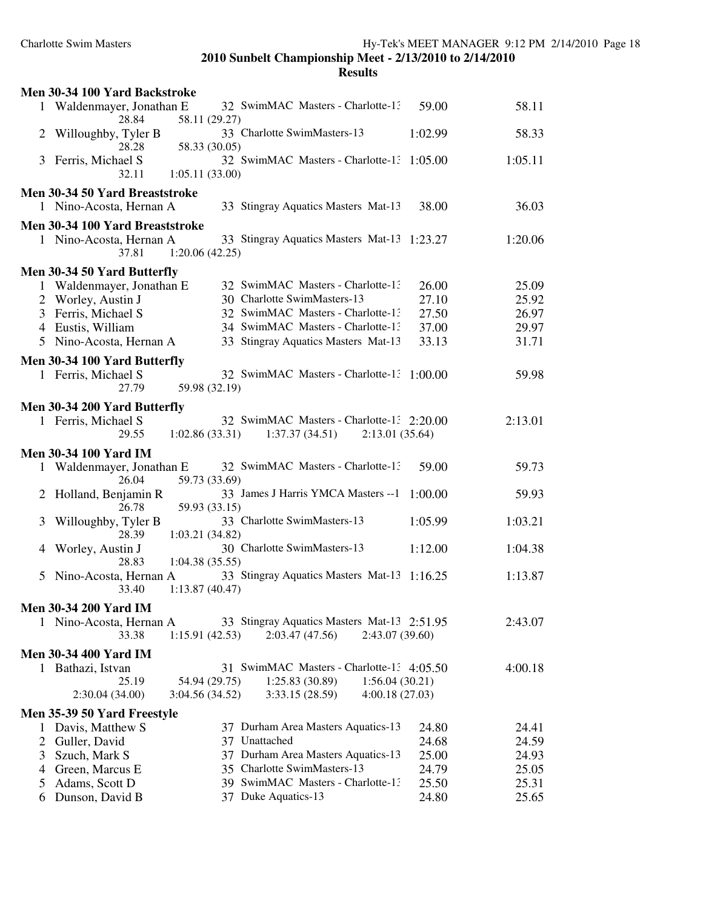## 2010 Sunbelt Championship Meet - 2/13/2010 to 2/14/2010

### Results

**Men 30-34 100 Yard Backstroke**

| | | | | | |
|---|---|---|---|---|---|
| 1 | Waldenmayer, Jonathan E | 32 | SwimMAC Masters - Charlotte-13 | 59.00 | 58.11 |
| | 28.84 | 58.11 (29.27) | | | |
| 2 | Willoughby, Tyler B | 33 | Charlotte SwimMasters-13 | 1:02.99 | 58.33 |
| | 28.28 | 58.33 (30.05) | | | |
| 3 | Ferris, Michael S | 32 | SwimMAC Masters - Charlotte-13 | 1:05.00 | 1:05.11 |
| | 32.11 | 1:05.11 (33.00) | | | |

**Men 30-34 50 Yard Breaststroke**

| | | | | | |
|---|---|---|---|---|---|
| 1 | Nino-Acosta, Hernan A | 33 | Stingray Aquatics Masters Mat-13 | 38.00 | 36.03 |

**Men 30-34 100 Yard Breaststroke**

| | | | | | |
|---|---|---|---|---|---|
| 1 | Nino-Acosta, Hernan A | 33 | Stingray Aquatics Masters Mat-13 | 1:23.27 | 1:20.06 |
| | 37.81 | 1:20.06 (42.25) | | | |

**Men 30-34 50 Yard Butterfly**

| | | | | | |
|---|---|---|---|---|---|
| 1 | Waldenmayer, Jonathan E | 32 | SwimMAC Masters - Charlotte-13 | 26.00 | 25.09 |
| 2 | Worley, Austin J | 30 | Charlotte SwimMasters-13 | 27.10 | 25.92 |
| 3 | Ferris, Michael S | 32 | SwimMAC Masters - Charlotte-13 | 27.50 | 26.97 |
| 4 | Eustis, William | 34 | SwimMAC Masters - Charlotte-13 | 37.00 | 29.97 |
| 5 | Nino-Acosta, Hernan A | 33 | Stingray Aquatics Masters Mat-13 | 33.13 | 31.71 |

**Men 30-34 100 Yard Butterfly**

| | | | | | |
|---|---|---|---|---|---|
| 1 | Ferris, Michael S | 32 | SwimMAC Masters - Charlotte-13 | 1:00.00 | 59.98 |
| | 27.79 | 59.98 (32.19) | | | |

**Men 30-34 200 Yard Butterfly**

| | | | | | |
|---|---|---|---|---|---|
| 1 | Ferris, Michael S | 32 | SwimMAC Masters - Charlotte-13 | 2:20.00 | 2:13.01 |
| | 29.55 | 1:02.86 (33.31) | 1:37.37 (34.51) | 2:13.01 (35.64) | |

**Men 30-34 100 Yard IM**

| | | | | | |
|---|---|---|---|---|---|
| 1 | Waldenmayer, Jonathan E | 32 | SwimMAC Masters - Charlotte-13 | 59.00 | 59.73 |
| | 26.04 | 59.73 (33.69) | | | |
| 2 | Holland, Benjamin R | 33 | James J Harris YMCA Masters --1 | 1:00.00 | 59.93 |
| | 26.78 | 59.93 (33.15) | | | |
| 3 | Willoughby, Tyler B | 33 | Charlotte SwimMasters-13 | 1:05.99 | 1:03.21 |
| | 28.39 | 1:03.21 (34.82) | | | |
| 4 | Worley, Austin J | 30 | Charlotte SwimMasters-13 | 1:12.00 | 1:04.38 |
| | 28.83 | 1:04.38 (35.55) | | | |
| 5 | Nino-Acosta, Hernan A | 33 | Stingray Aquatics Masters Mat-13 | 1:16.25 | 1:13.87 |
| | 33.40 | 1:13.87 (40.47) | | | |

**Men 30-34 200 Yard IM**

| | | | | | |
|---|---|---|---|---|---|
| 1 | Nino-Acosta, Hernan A | 33 | Stingray Aquatics Masters Mat-13 | 2:51.95 | 2:43.07 |
| | 33.38 | 1:15.91 (42.53) | 2:03.47 (47.56) | 2:43.07 (39.60) | |

**Men 30-34 400 Yard IM**

| | | | | | |
|---|---|---|---|---|---|
| 1 | Bathazi, Istvan | 31 | SwimMAC Masters - Charlotte-13 | 4:05.50 | 4:00.18 |
| | 25.19 | 54.94 (29.75) | 1:25.83 (30.89) | 1:56.04 (30.21) | |
| | 2:30.04 (34.00) | 3:04.56 (34.52) | 3:33.15 (28.59) | 4:00.18 (27.03) | |

**Men 35-39 50 Yard Freestyle**

| | | | | | |
|---|---|---|---|---|---|
| 1 | Davis, Matthew S | 37 | Durham Area Masters Aquatics-13 | 24.80 | 24.41 |
| 2 | Guller, David | 37 | Unattached | 24.68 | 24.59 |
| 3 | Szuch, Mark S | 37 | Durham Area Masters Aquatics-13 | 25.00 | 24.93 |
| 4 | Green, Marcus E | 35 | Charlotte SwimMasters-13 | 24.79 | 25.05 |
| 5 | Adams, Scott D | 39 | SwimMAC Masters - Charlotte-13 | 25.50 | 25.31 |
| 6 | Dunson, David B | 37 | Duke Aquatics-13 | 24.80 | 25.65 |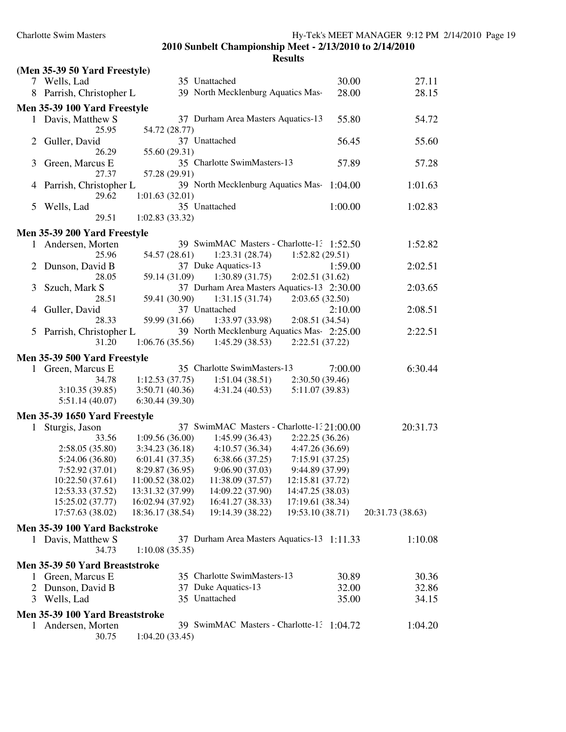**2010 Sunbelt Championship Meet - 2/13/2010 to 2/14/2010**

**Results**

### (Men 35-39 50 Yard Freestyle)

| Place | Name | Age | Team | Seed Time | Finals Time |
|---|---|---|---|---|---|
| 7 | Wells, Lad | 35 | Unattached | 30.00 | 27.11 |
| 8 | Parrish, Christopher L | 39 | North Mecklenburg Aquatics Mas- | 28.00 | 28.15 |

### Men 35-39 100 Yard Freestyle

| Place | Name | Age | Team | Seed Time | Finals Time |
|---|---|---|---|---|---|
| 1 | Davis, Matthew S | 37 | Durham Area Masters Aquatics-13 | 55.80 | 54.72 |
| | 25.95 | 54.72 (28.77) | | | |
| 2 | Guller, David | 37 | Unattached | 56.45 | 55.60 |
| | 26.29 | 55.60 (29.31) | | | |
| 3 | Green, Marcus E | 35 | Charlotte SwimMasters-13 | 57.89 | 57.28 |
| | 27.37 | 57.28 (29.91) | | | |
| 4 | Parrish, Christopher L | 39 | North Mecklenburg Aquatics Mas- | 1:04.00 | 1:01.63 |
| | 29.62 | 1:01.63 (32.01) | | | |
| 5 | Wells, Lad | 35 | Unattached | 1:00.00 | 1:02.83 |
| | 29.51 | 1:02.83 (33.32) | | | |

### Men 35-39 200 Yard Freestyle

| Place | Name | Age | Team | Seed Time | Finals Time |
|---|---|---|---|---|---|
| 1 | Andersen, Morten | 39 | SwimMAC Masters - Charlotte-13 | 1:52.50 | 1:52.82 |
| | 25.96 | 54.57 (28.61) | 1:23.31 (28.74) | 1:52.82 (29.51) | |
| 2 | Dunson, David B | 37 | Duke Aquatics-13 | 1:59.00 | 2:02.51 |
| | 28.05 | 59.14 (31.09) | 1:30.89 (31.75) | 2:02.51 (31.62) | |
| 3 | Szuch, Mark S | 37 | Durham Area Masters Aquatics-13 | 2:30.00 | 2:03.65 |
| | 28.51 | 59.41 (30.90) | 1:31.15 (31.74) | 2:03.65 (32.50) | |
| 4 | Guller, David | 37 | Unattached | 2:10.00 | 2:08.51 |
| | 28.33 | 59.99 (31.66) | 1:33.97 (33.98) | 2:08.51 (34.54) | |
| 5 | Parrish, Christopher L | 39 | North Mecklenburg Aquatics Mas- | 2:25.00 | 2:22.51 |
| | 31.20 | 1:06.76 (35.56) | 1:45.29 (38.53) | 2:22.51 (37.22) | |

### Men 35-39 500 Yard Freestyle

| Place | Name | Age | Team | Seed Time | Finals Time |
|---|---|---|---|---|---|
| 1 | Green, Marcus E | 35 | Charlotte SwimMasters-13 | 7:00.00 | 6:30.44 |
| | 34.78 | 1:12.53 (37.75) | 1:51.04 (38.51) | 2:30.50 (39.46) | |
| | 3:10.35 (39.85) | 3:50.71 (40.36) | 4:31.24 (40.53) | 5:11.07 (39.83) | |
| | 5:51.14 (40.07) | 6:30.44 (39.30) | | | |

### Men 35-39 1650 Yard Freestyle

| Place | Name | Age | Team | Seed Time | Finals Time |
|---|---|---|---|---|---|
| 1 | Sturgis, Jason | 37 | SwimMAC Masters - Charlotte-13 | 21:00.00 | 20:31.73 |
| | 33.56 | 1:09.56 (36.00) | 1:45.99 (36.43) | 2:22.25 (36.26) | |
| | 2:58.05 (35.80) | 3:34.23 (36.18) | 4:10.57 (36.34) | 4:47.26 (36.69) | |
| | 5:24.06 (36.80) | 6:01.41 (37.35) | 6:38.66 (37.25) | 7:15.91 (37.25) | |
| | 7:52.92 (37.01) | 8:29.87 (36.95) | 9:06.90 (37.03) | 9:44.89 (37.99) | |
| | 10:22.50 (37.61) | 11:00.52 (38.02) | 11:38.09 (37.57) | 12:15.81 (37.72) | |
| | 12:53.33 (37.52) | 13:31.32 (37.99) | 14:09.22 (37.90) | 14:47.25 (38.03) | |
| | 15:25.02 (37.77) | 16:02.94 (37.92) | 16:41.27 (38.33) | 17:19.61 (38.34) | |
| | 17:57.63 (38.02) | 18:36.17 (38.54) | 19:14.39 (38.22) | 19:53.10 (38.71) | 20:31.73 (38.63) |

### Men 35-39 100 Yard Backstroke

| Place | Name | Age | Team | Seed Time | Finals Time |
|---|---|---|---|---|---|
| 1 | Davis, Matthew S | 37 | Durham Area Masters Aquatics-13 | 1:11.33 | 1:10.08 |
| | 34.73 | 1:10.08 (35.35) | | | |

### Men 35-39 50 Yard Breaststroke

| Place | Name | Age | Team | Seed Time | Finals Time |
|---|---|---|---|---|---|
| 1 | Green, Marcus E | 35 | Charlotte SwimMasters-13 | 30.89 | 30.36 |
| 2 | Dunson, David B | 37 | Duke Aquatics-13 | 32.00 | 32.86 |
| 3 | Wells, Lad | 35 | Unattached | 35.00 | 34.15 |

### Men 35-39 100 Yard Breaststroke

| Place | Name | Age | Team | Seed Time | Finals Time |
|---|---|---|---|---|---|
| 1 | Andersen, Morten | 39 | SwimMAC Masters - Charlotte-13 | 1:04.72 | 1:04.20 |
| | 30.75 | 1:04.20 (33.45) | | | |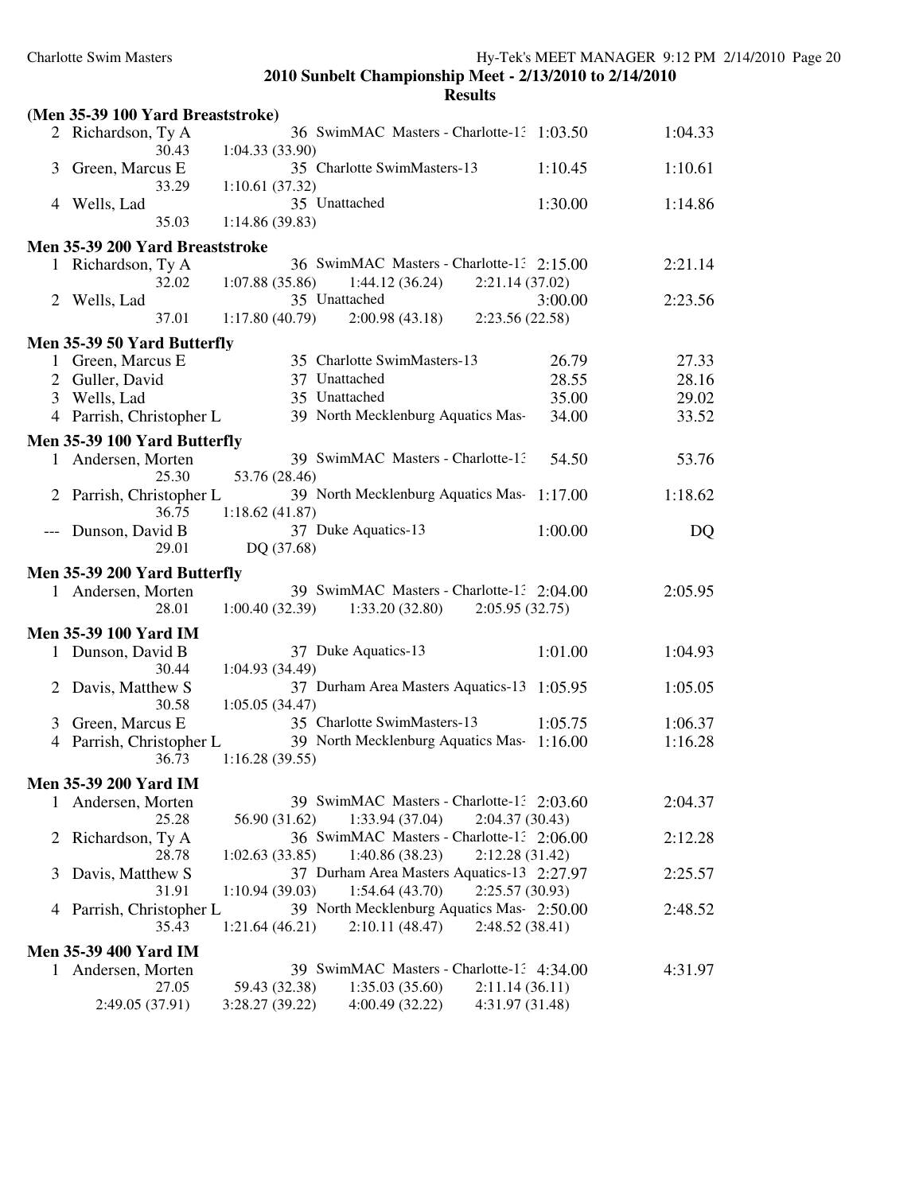**2010 Sunbelt Championship Meet - 2/13/2010 to 2/14/2010**

**Results**

**(Men 35-39 100 Yard Breaststroke)**

| | | | | | |
|---|---|---|---|---|---|
| 2 | Richardson, Ty A | 36 | SwimMAC Masters - Charlotte-13 | 1:03.50 | 1:04.33 |
| | 30.43 | 1:04.33 (33.90) | | | |
| 3 | Green, Marcus E | 35 | Charlotte SwimMasters-13 | 1:10.45 | 1:10.61 |
| | 33.29 | 1:10.61 (37.32) | | | |
| 4 | Wells, Lad | 35 | Unattached | 1:30.00 | 1:14.86 |
| | 35.03 | 1:14.86 (39.83) | | | |

**Men 35-39 200 Yard Breaststroke**

| | | | | | |
|---|---|---|---|---|---|
| 1 | Richardson, Ty A | 36 | SwimMAC Masters - Charlotte-13 | 2:15.00 | 2:21.14 |
| | 32.02 | 1:07.88 (35.86) | 1:44.12 (36.24) | 2:21.14 (37.02) | |
| 2 | Wells, Lad | 35 | Unattached | 3:00.00 | 2:23.56 |
| | 37.01 | 1:17.80 (40.79) | 2:00.98 (43.18) | 2:23.56 (22.58) | |

**Men 35-39 50 Yard Butterfly**

| | | | | | |
|---|---|---|---|---|---|
| 1 | Green, Marcus E | 35 | Charlotte SwimMasters-13 | 26.79 | 27.33 |
| 2 | Guller, David | 37 | Unattached | 28.55 | 28.16 |
| 3 | Wells, Lad | 35 | Unattached | 35.00 | 29.02 |
| 4 | Parrish, Christopher L | 39 | North Mecklenburg Aquatics Mas- | 34.00 | 33.52 |

**Men 35-39 100 Yard Butterfly**

| | | | | | |
|---|---|---|---|---|---|
| 1 | Andersen, Morten | 39 | SwimMAC Masters - Charlotte-13 | 54.50 | 53.76 |
| | 25.30 | 53.76 (28.46) | | | |
| 2 | Parrish, Christopher L | 39 | North Mecklenburg Aquatics Mas- | 1:17.00 | 1:18.62 |
| | 36.75 | 1:18.62 (41.87) | | | |
| --- | Dunson, David B | 37 | Duke Aquatics-13 | 1:00.00 | DQ |
| | 29.01 | DQ (37.68) | | | |

**Men 35-39 200 Yard Butterfly**

| | | | | | |
|---|---|---|---|---|---|
| 1 | Andersen, Morten | 39 | SwimMAC Masters - Charlotte-13 | 2:04.00 | 2:05.95 |
| | 28.01 | 1:00.40 (32.39) | 1:33.20 (32.80) | 2:05.95 (32.75) | |

**Men 35-39 100 Yard IM**

| | | | | | |
|---|---|---|---|---|---|
| 1 | Dunson, David B | 37 | Duke Aquatics-13 | 1:01.00 | 1:04.93 |
| | 30.44 | 1:04.93 (34.49) | | | |
| 2 | Davis, Matthew S | 37 | Durham Area Masters Aquatics-13 | 1:05.95 | 1:05.05 |
| | 30.58 | 1:05.05 (34.47) | | | |
| 3 | Green, Marcus E | 35 | Charlotte SwimMasters-13 | 1:05.75 | 1:06.37 |
| 4 | Parrish, Christopher L | 39 | North Mecklenburg Aquatics Mas- | 1:16.00 | 1:16.28 |
| | 36.73 | 1:16.28 (39.55) | | | |

**Men 35-39 200 Yard IM**

| | | | | | |
|---|---|---|---|---|---|
| 1 | Andersen, Morten | 39 | SwimMAC Masters - Charlotte-13 | 2:03.60 | 2:04.37 |
| | 25.28 | 56.90 (31.62) | 1:33.94 (37.04) | 2:04.37 (30.43) | |
| 2 | Richardson, Ty A | 36 | SwimMAC Masters - Charlotte-13 | 2:06.00 | 2:12.28 |
| | 28.78 | 1:02.63 (33.85) | 1:40.86 (38.23) | 2:12.28 (31.42) | |
| 3 | Davis, Matthew S | 37 | Durham Area Masters Aquatics-13 | 2:27.97 | 2:25.57 |
| | 31.91 | 1:10.94 (39.03) | 1:54.64 (43.70) | 2:25.57 (30.93) | |
| 4 | Parrish, Christopher L | 39 | North Mecklenburg Aquatics Mas- | 2:50.00 | 2:48.52 |
| | 35.43 | 1:21.64 (46.21) | 2:10.11 (48.47) | 2:48.52 (38.41) | |

**Men 35-39 400 Yard IM**

| | | | | | |
|---|---|---|---|---|---|
| 1 | Andersen, Morten | 39 | SwimMAC Masters - Charlotte-13 | 4:34.00 | 4:31.97 |
| | 27.05 | 59.43 (32.38) | 1:35.03 (35.60) | 2:11.14 (36.11) | |
| | 2:49.05 (37.91) | 3:28.27 (39.22) | 4:00.49 (32.22) | 4:31.97 (31.48) | |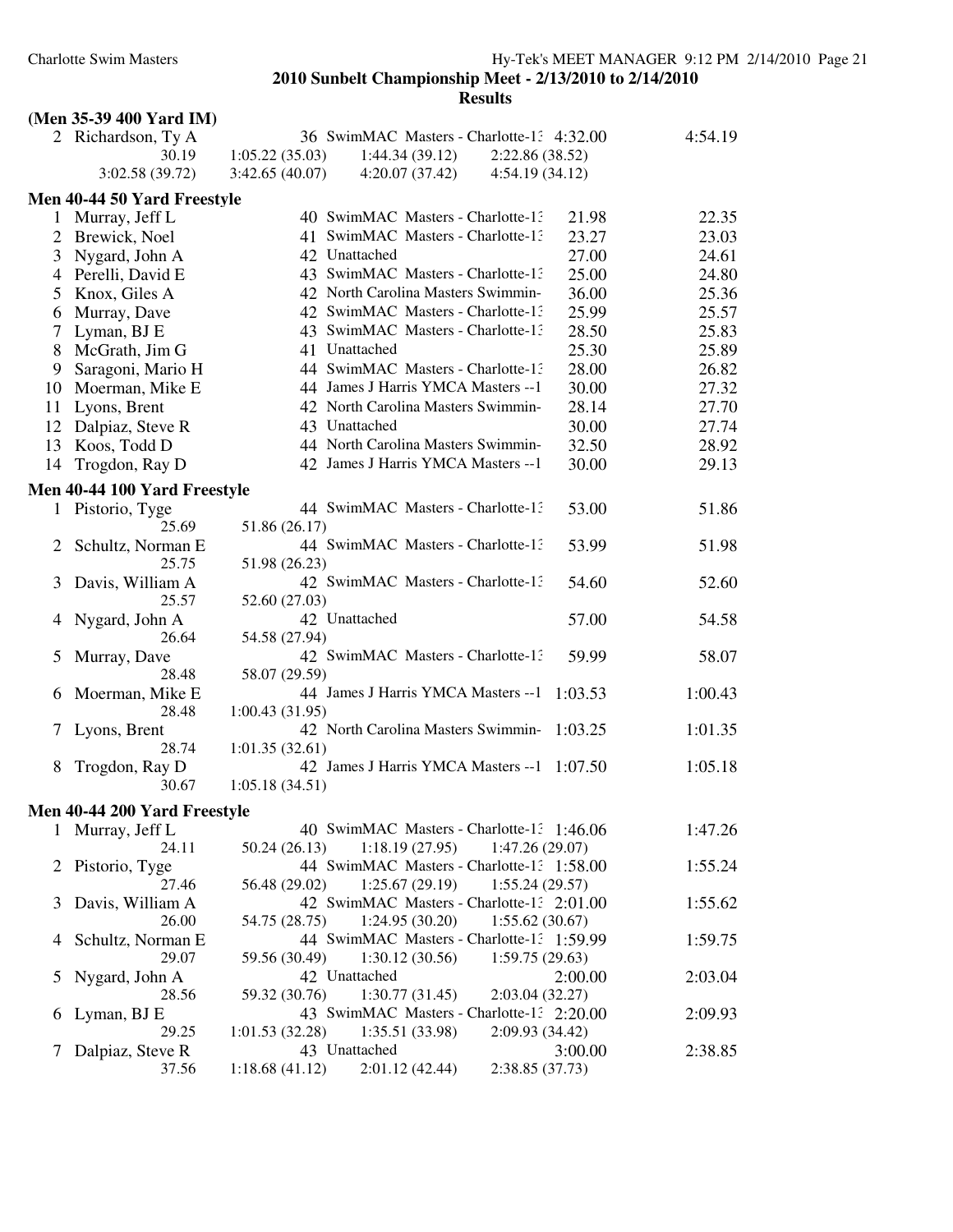**2010 Sunbelt Championship Meet - 2/13/2010 to 2/14/2010**

**Results**

### (Men 35-39 400 Yard IM)

| | Name | Age | Team | Seed Time | Finals Time |
|---|---|---|---|---|---|
| 2 | Richardson, Ty A | 36 | SwimMAC Masters - Charlotte-13 | 4:32.00 | 4:54.19 |
| | 30.19 | 1:05.22 (35.03) | 1:44.34 (39.12) | 2:22.86 (38.52) | |
| | 3:02.58 (39.72) | 3:42.65 (40.07) | 4:20.07 (37.42) | 4:54.19 (34.12) | |

### Men 40-44 50 Yard Freestyle

| | Name | Age | Team | Seed Time | Finals Time |
|---|---|---|---|---|---|
| 1 | Murray, Jeff L | 40 | SwimMAC Masters - Charlotte-13 | 21.98 | 22.35 |
| 2 | Brewick, Noel | 41 | SwimMAC Masters - Charlotte-13 | 23.27 | 23.03 |
| 3 | Nygard, John A | 42 | Unattached | 27.00 | 24.61 |
| 4 | Perelli, David E | 43 | SwimMAC Masters - Charlotte-13 | 25.00 | 24.80 |
| 5 | Knox, Giles A | 42 | North Carolina Masters Swimmin- | 36.00 | 25.36 |
| 6 | Murray, Dave | 42 | SwimMAC Masters - Charlotte-13 | 25.99 | 25.57 |
| 7 | Lyman, BJ E | 43 | SwimMAC Masters - Charlotte-13 | 28.50 | 25.83 |
| 8 | McGrath, Jim G | 41 | Unattached | 25.30 | 25.89 |
| 9 | Saragoni, Mario H | 44 | SwimMAC Masters - Charlotte-13 | 28.00 | 26.82 |
| 10 | Moerman, Mike E | 44 | James J Harris YMCA Masters --1 | 30.00 | 27.32 |
| 11 | Lyons, Brent | 42 | North Carolina Masters Swimmin- | 28.14 | 27.70 |
| 12 | Dalpiaz, Steve R | 43 | Unattached | 30.00 | 27.74 |
| 13 | Koos, Todd D | 44 | North Carolina Masters Swimmin- | 32.50 | 28.92 |
| 14 | Trogdon, Ray D | 42 | James J Harris YMCA Masters --1 | 30.00 | 29.13 |

### Men 40-44 100 Yard Freestyle

| | Name | Age | Team | Seed Time | Finals Time |
|---|---|---|---|---|---|
| 1 | Pistorio, Tyge | 44 | SwimMAC Masters - Charlotte-13 | 53.00 | 51.86 |
| | 25.69 | 51.86 (26.17) | | | |
| 2 | Schultz, Norman E | 44 | SwimMAC Masters - Charlotte-13 | 53.99 | 51.98 |
| | 25.75 | 51.98 (26.23) | | | |
| 3 | Davis, William A | 42 | SwimMAC Masters - Charlotte-13 | 54.60 | 52.60 |
| | 25.57 | 52.60 (27.03) | | | |
| 4 | Nygard, John A | 42 | Unattached | 57.00 | 54.58 |
| | 26.64 | 54.58 (27.94) | | | |
| 5 | Murray, Dave | 42 | SwimMAC Masters - Charlotte-13 | 59.99 | 58.07 |
| | 28.48 | 58.07 (29.59) | | | |
| 6 | Moerman, Mike E | 44 | James J Harris YMCA Masters --1 | 1:03.53 | 1:00.43 |
| | 28.48 | 1:00.43 (31.95) | | | |
| 7 | Lyons, Brent | 42 | North Carolina Masters Swimmin- | 1:03.25 | 1:01.35 |
| | 28.74 | 1:01.35 (32.61) | | | |
| 8 | Trogdon, Ray D | 42 | James J Harris YMCA Masters --1 | 1:07.50 | 1:05.18 |
| | 30.67 | 1:05.18 (34.51) | | | |

### Men 40-44 200 Yard Freestyle

| | Name | Age | Team | Seed Time | Finals Time |
|---|---|---|---|---|---|
| 1 | Murray, Jeff L | 40 | SwimMAC Masters - Charlotte-13 | 1:46.06 | 1:47.26 |
| | 24.11 | 50.24 (26.13) | 1:18.19 (27.95) | 1:47.26 (29.07) | |
| 2 | Pistorio, Tyge | 44 | SwimMAC Masters - Charlotte-13 | 1:58.00 | 1:55.24 |
| | 27.46 | 56.48 (29.02) | 1:25.67 (29.19) | 1:55.24 (29.57) | |
| 3 | Davis, William A | 42 | SwimMAC Masters - Charlotte-13 | 2:01.00 | 1:55.62 |
| | 26.00 | 54.75 (28.75) | 1:24.95 (30.20) | 1:55.62 (30.67) | |
| 4 | Schultz, Norman E | 44 | SwimMAC Masters - Charlotte-13 | 1:59.99 | 1:59.75 |
| | 29.07 | 59.56 (30.49) | 1:30.12 (30.56) | 1:59.75 (29.63) | |
| 5 | Nygard, John A | 42 | Unattached | 2:00.00 | 2:03.04 |
| | 28.56 | 59.32 (30.76) | 1:30.77 (31.45) | 2:03.04 (32.27) | |
| 6 | Lyman, BJ E | 43 | SwimMAC Masters - Charlotte-13 | 2:20.00 | 2:09.93 |
| | 29.25 | 1:01.53 (32.28) | 1:35.51 (33.98) | 2:09.93 (34.42) | |
| 7 | Dalpiaz, Steve R | 43 | Unattached | 3:00.00 | 2:38.85 |
| | 37.56 | 1:18.68 (41.12) | 2:01.12 (42.44) | 2:38.85 (37.73) | |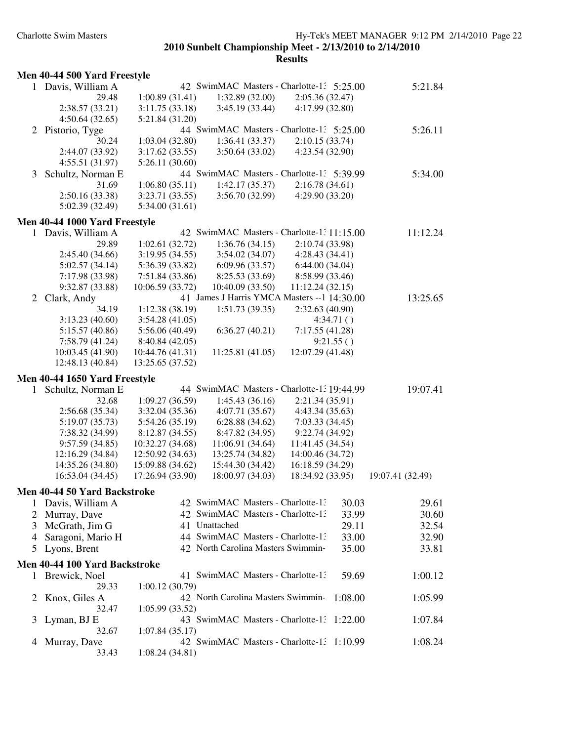**2010 Sunbelt Championship Meet - 2/13/2010 to 2/14/2010**

**Results**

### Men 40-44 500 Yard Freestyle

1 Davis, William A — 42 SwimMAC Masters - Charlotte-13 — 5:25.00 — 5:21.84
29.48, 1:00.89 (31.41), 1:32.89 (32.00), 2:05.36 (32.47), 2:38.57 (33.21), 3:11.75 (33.18), 3:45.19 (33.44), 4:17.99 (32.80), 4:50.64 (32.65), 5:21.84 (31.20)

2 Pistorio, Tyge — 44 SwimMAC Masters - Charlotte-13 — 5:25.00 — 5:26.11
30.24, 1:03.04 (32.80), 1:36.41 (33.37), 2:10.15 (33.74), 2:44.07 (33.92), 3:17.62 (33.55), 3:50.64 (33.02), 4:23.54 (32.90), 4:55.51 (31.97), 5:26.11 (30.60)

3 Schultz, Norman E — 44 SwimMAC Masters - Charlotte-13 — 5:39.99 — 5:34.00
31.69, 1:06.80 (35.11), 1:42.17 (35.37), 2:16.78 (34.61), 2:50.16 (33.38), 3:23.71 (33.55), 3:56.70 (32.99), 4:29.90 (33.20), 5:02.39 (32.49), 5:34.00 (31.61)

### Men 40-44 1000 Yard Freestyle

1 Davis, William A — 42 SwimMAC Masters - Charlotte-13 — 11:15.00 — 11:12.24
29.89, 1:02.61 (32.72), 1:36.76 (34.15), 2:10.74 (33.98), 2:45.40 (34.66), 3:19.95 (34.55), 3:54.02 (34.07), 4:28.43 (34.41), 5:02.57 (34.14), 5:36.39 (33.82), 6:09.96 (33.57), 6:44.00 (34.04), 7:17.98 (33.98), 7:51.84 (33.86), 8:25.53 (33.69), 8:58.99 (33.46), 9:32.87 (33.88), 10:06.59 (33.72), 10:40.09 (33.50), 11:12.24 (32.15)

2 Clark, Andy — 41 James J Harris YMCA Masters --1 — 14:30.00 — 13:25.65
34.19, 1:12.38 (38.19), 1:51.73 (39.35), 2:32.63 (40.90), 3:13.23 (40.60), 3:54.28 (41.05), 4:34.71 ( ), 5:15.57 (40.86), 5:56.06 (40.49), 6:36.27 (40.21), 7:17.55 (41.28), 7:58.79 (41.24), 8:40.84 (42.05), 9:21.55 ( ), 10:03.45 (41.90), 10:44.76 (41.31), 11:25.81 (41.05), 12:07.29 (41.48), 12:48.13 (40.84), 13:25.65 (37.52)

### Men 40-44 1650 Yard Freestyle

1 Schultz, Norman E — 44 SwimMAC Masters - Charlotte-13 — 19:44.99 — 19:07.41
32.68, 1:09.27 (36.59), 1:45.43 (36.16), 2:21.34 (35.91), 2:56.68 (35.34), 3:32.04 (35.36), 4:07.71 (35.67), 4:43.34 (35.63), 5:19.07 (35.73), 5:54.26 (35.19), 6:28.88 (34.62), 7:03.33 (34.45), 7:38.32 (34.99), 8:12.87 (34.55), 8:47.82 (34.95), 9:22.74 (34.92), 9:57.59 (34.85), 10:32.27 (34.68), 11:06.91 (34.64), 11:41.45 (34.54), 12:16.29 (34.84), 12:50.92 (34.63), 13:25.74 (34.82), 14:00.46 (34.72), 14:35.26 (34.80), 15:09.88 (34.62), 15:44.30 (34.42), 16:18.59 (34.29), 16:53.04 (34.45), 17:26.94 (33.90), 18:00.97 (34.03), 18:34.92 (33.95), 19:07.41 (32.49)

### Men 40-44 50 Yard Backstroke

| Place | Name | Age | Team | Seed | Finals |
|---|---|---|---|---|---|
| 1 | Davis, William A | 42 | SwimMAC Masters - Charlotte-13 | 30.03 | 29.61 |
| 2 | Murray, Dave | 42 | SwimMAC Masters - Charlotte-13 | 33.99 | 30.60 |
| 3 | McGrath, Jim G | 41 | Unattached | 29.11 | 32.54 |
| 4 | Saragoni, Mario H | 44 | SwimMAC Masters - Charlotte-13 | 33.00 | 32.90 |
| 5 | Lyons, Brent | 42 | North Carolina Masters Swimmin- | 35.00 | 33.81 |

### Men 40-44 100 Yard Backstroke

1 Brewick, Noel — 41 SwimMAC Masters - Charlotte-13 — 59.69 — 1:00.12
29.33, 1:00.12 (30.79)

2 Knox, Giles A — 42 North Carolina Masters Swimmin- — 1:08.00 — 1:05.99
32.47, 1:05.99 (33.52)

3 Lyman, BJ E — 43 SwimMAC Masters - Charlotte-13 — 1:22.00 — 1:07.84
32.67, 1:07.84 (35.17)

4 Murray, Dave — 42 SwimMAC Masters - Charlotte-13 — 1:10.99 — 1:08.24
33.43, 1:08.24 (34.81)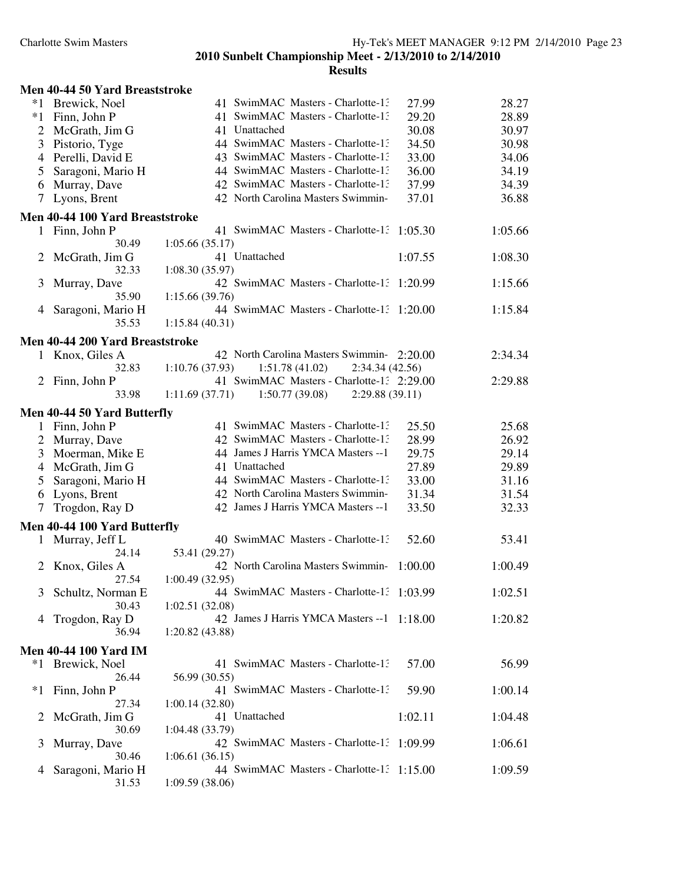**2010 Sunbelt Championship Meet - 2/13/2010 to 2/14/2010**

**Results**

### Men 40-44 50 Yard Breaststroke

| | | | | | |
|---|---|---|---|---|---|
| *1 | Brewick, Noel | 41 | SwimMAC Masters - Charlotte-13 | 27.99 | 28.27 |
| *1 | Finn, John P | 41 | SwimMAC Masters - Charlotte-13 | 29.20 | 28.89 |
| 2 | McGrath, Jim G | 41 | Unattached | 30.08 | 30.97 |
| 3 | Pistorio, Tyge | 44 | SwimMAC Masters - Charlotte-13 | 34.50 | 30.98 |
| 4 | Perelli, David E | 43 | SwimMAC Masters - Charlotte-13 | 33.00 | 34.06 |
| 5 | Saragoni, Mario H | 44 | SwimMAC Masters - Charlotte-13 | 36.00 | 34.19 |
| 6 | Murray, Dave | 42 | SwimMAC Masters - Charlotte-13 | 37.99 | 34.39 |
| 7 | Lyons, Brent | 42 | North Carolina Masters Swimmin- | 37.01 | 36.88 |

### Men 40-44 100 Yard Breaststroke

| | | | | | |
|---|---|---|---|---|---|
| 1 | Finn, John P | 41 | SwimMAC Masters - Charlotte-13 | 1:05.30 | 1:05.66 |
| | 30.49 | 1:05.66 (35.17) | | | |
| 2 | McGrath, Jim G | 41 | Unattached | 1:07.55 | 1:08.30 |
| | 32.33 | 1:08.30 (35.97) | | | |
| 3 | Murray, Dave | 42 | SwimMAC Masters - Charlotte-13 | 1:20.99 | 1:15.66 |
| | 35.90 | 1:15.66 (39.76) | | | |
| 4 | Saragoni, Mario H | 44 | SwimMAC Masters - Charlotte-13 | 1:20.00 | 1:15.84 |
| | 35.53 | 1:15.84 (40.31) | | | |

### Men 40-44 200 Yard Breaststroke

| | | | | | |
|---|---|---|---|---|---|
| 1 | Knox, Giles A | 42 | North Carolina Masters Swimmin- | 2:20.00 | 2:34.34 |
| | 32.83 | 1:10.76 (37.93) | 1:51.78 (41.02) | 2:34.34 (42.56) | |
| 2 | Finn, John P | 41 | SwimMAC Masters - Charlotte-13 | 2:29.00 | 2:29.88 |
| | 33.98 | 1:11.69 (37.71) | 1:50.77 (39.08) | 2:29.88 (39.11) | |

### Men 40-44 50 Yard Butterfly

| | | | | | |
|---|---|---|---|---|---|
| 1 | Finn, John P | 41 | SwimMAC Masters - Charlotte-13 | 25.50 | 25.68 |
| 2 | Murray, Dave | 42 | SwimMAC Masters - Charlotte-13 | 28.99 | 26.92 |
| 3 | Moerman, Mike E | 44 | James J Harris YMCA Masters --1 | 29.75 | 29.14 |
| 4 | McGrath, Jim G | 41 | Unattached | 27.89 | 29.89 |
| 5 | Saragoni, Mario H | 44 | SwimMAC Masters - Charlotte-13 | 33.00 | 31.16 |
| 6 | Lyons, Brent | 42 | North Carolina Masters Swimmin- | 31.34 | 31.54 |
| 7 | Trogdon, Ray D | 42 | James J Harris YMCA Masters --1 | 33.50 | 32.33 |

### Men 40-44 100 Yard Butterfly

| | | | | | |
|---|---|---|---|---|---|
| 1 | Murray, Jeff L | 40 | SwimMAC Masters - Charlotte-13 | 52.60 | 53.41 |
| | 24.14 | 53.41 (29.27) | | | |
| 2 | Knox, Giles A | 42 | North Carolina Masters Swimmin- | 1:00.00 | 1:00.49 |
| | 27.54 | 1:00.49 (32.95) | | | |
| 3 | Schultz, Norman E | 44 | SwimMAC Masters - Charlotte-13 | 1:03.99 | 1:02.51 |
| | 30.43 | 1:02.51 (32.08) | | | |
| 4 | Trogdon, Ray D | 42 | James J Harris YMCA Masters --1 | 1:18.00 | 1:20.82 |
| | 36.94 | 1:20.82 (43.88) | | | |

### Men 40-44 100 Yard IM

| | | | | | |
|---|---|---|---|---|---|
| *1 | Brewick, Noel | 41 | SwimMAC Masters - Charlotte-13 | 57.00 | 56.99 |
| | 26.44 | 56.99 (30.55) | | | |
| *1 | Finn, John P | 41 | SwimMAC Masters - Charlotte-13 | 59.90 | 1:00.14 |
| | 27.34 | 1:00.14 (32.80) | | | |
| 2 | McGrath, Jim G | 41 | Unattached | 1:02.11 | 1:04.48 |
| | 30.69 | 1:04.48 (33.79) | | | |
| 3 | Murray, Dave | 42 | SwimMAC Masters - Charlotte-13 | 1:09.99 | 1:06.61 |
| | 30.46 | 1:06.61 (36.15) | | | |
| 4 | Saragoni, Mario H | 44 | SwimMAC Masters - Charlotte-13 | 1:15.00 | 1:09.59 |
| | 31.53 | 1:09.59 (38.06) | | | |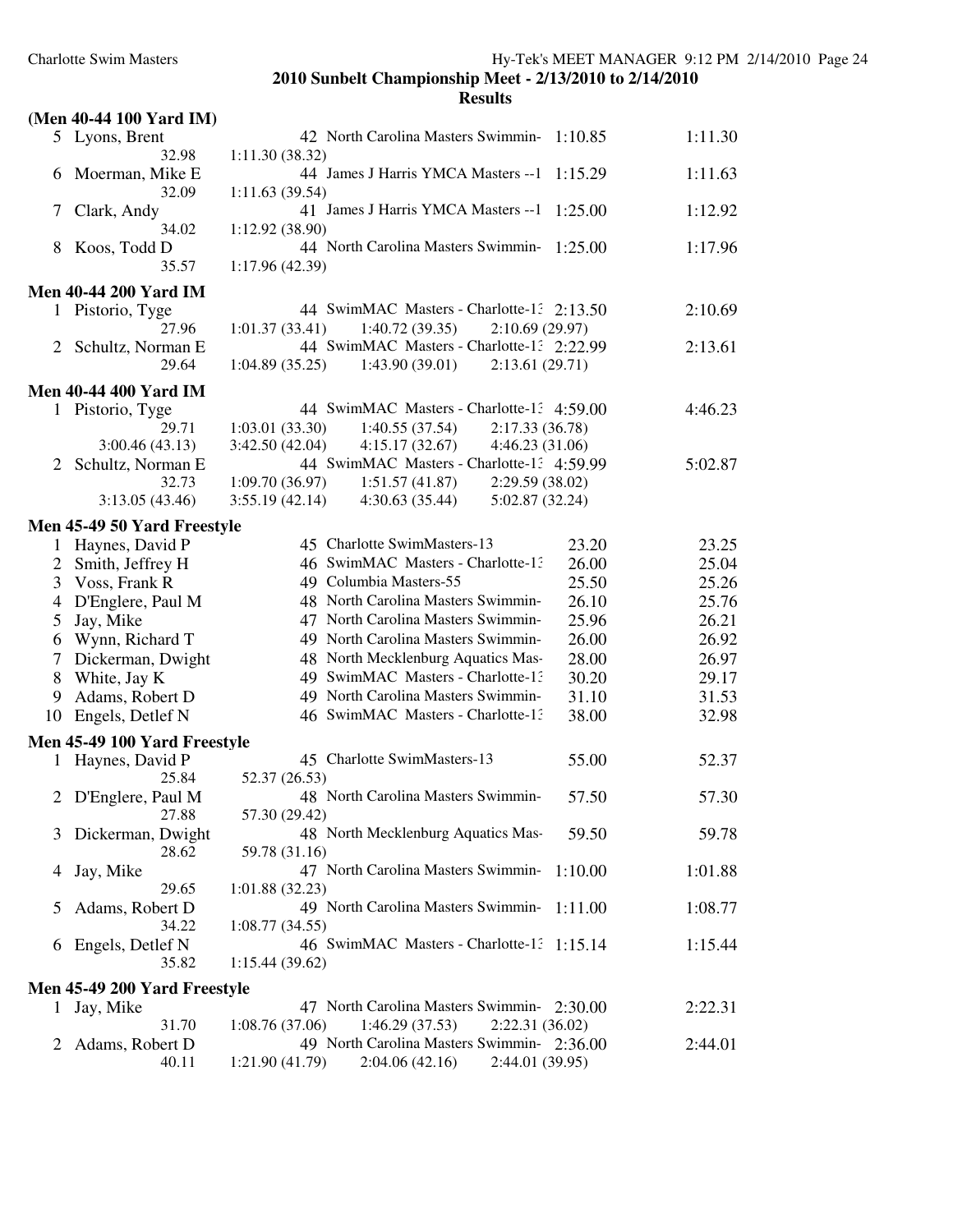**2010 Sunbelt Championship Meet - 2/13/2010 to 2/14/2010**

**Results**

### (Men 40-44 100 Yard IM)

```
  5 Lyons, Brent                   42 North Carolina Masters Swimmin-  1:10.85      1:11.30
           32.98      1:11.30 (38.32)
  6 Moerman, Mike E                44 James J Harris YMCA Masters --1  1:15.29      1:11.63
           32.09      1:11.63 (39.54)
  7 Clark, Andy                    41 James J Harris YMCA Masters --1  1:25.00      1:12.92
           34.02      1:12.92 (38.90)
  8 Koos, Todd D                   44 North Carolina Masters Swimmin-  1:25.00      1:17.96
           35.57      1:17.96 (42.39)
```

### Men 40-44 200 Yard IM

```
  1 Pistorio, Tyge                 44 SwimMAC  Masters - Charlotte-13  2:13.50      2:10.69
           27.96      1:01.37 (33.41)    1:40.72 (39.35)    2:10.69 (29.97)
  2 Schultz, Norman E              44 SwimMAC  Masters - Charlotte-13  2:22.99      2:13.61
           29.64      1:04.89 (35.25)    1:43.90 (39.01)    2:13.61 (29.71)
```

### Men 40-44 400 Yard IM

```
  1 Pistorio, Tyge                 44 SwimMAC  Masters - Charlotte-13  4:59.00      4:46.23
           29.71      1:03.01 (33.30)    1:40.55 (37.54)    2:17.33 (36.78)
     3:00.46 (43.13)  3:42.50 (42.04)    4:15.17 (32.67)    4:46.23 (31.06)
  2 Schultz, Norman E              44 SwimMAC  Masters - Charlotte-13  4:59.99      5:02.87
           32.73      1:09.70 (36.97)    1:51.57 (41.87)    2:29.59 (38.02)
     3:13.05 (43.46)  3:55.19 (42.14)    4:30.63 (35.44)    5:02.87 (32.24)
```

### Men 45-49 50 Yard Freestyle

```
  1 Haynes, David P                45 Charlotte SwimMasters-13           23.20        23.25
  2 Smith, Jeffrey H               46 SwimMAC  Masters - Charlotte-13    26.00        25.04
  3 Voss, Frank R                  49 Columbia Masters-55                25.50        25.26
  4 D'Englere, Paul M              48 North Carolina Masters Swimmin-    26.10        25.76
  5 Jay, Mike                      47 North Carolina Masters Swimmin-    25.96        26.21
  6 Wynn, Richard T                49 North Carolina Masters Swimmin-    26.00        26.92
  7 Dickerman, Dwight              48 North Mecklenburg Aquatics Mas-    28.00        26.97
  8 White, Jay K                   49 SwimMAC  Masters - Charlotte-13    30.20        29.17
  9 Adams, Robert D                49 North Carolina Masters Swimmin-    31.10        31.53
 10 Engels, Detlef N               46 SwimMAC  Masters - Charlotte-13    38.00        32.98
```

### Men 45-49 100 Yard Freestyle

```
  1 Haynes, David P                45 Charlotte SwimMasters-13           55.00        52.37
           25.84        52.37 (26.53)
  2 D'Englere, Paul M              48 North Carolina Masters Swimmin-    57.50        57.30
           27.88        57.30 (29.42)
  3 Dickerman, Dwight              48 North Mecklenburg Aquatics Mas-    59.50        59.78
           28.62        59.78 (31.16)
  4 Jay, Mike                      47 North Carolina Masters Swimmin-  1:10.00      1:01.88
           29.65      1:01.88 (32.23)
  5 Adams, Robert D                49 North Carolina Masters Swimmin-  1:11.00      1:08.77
           34.22      1:08.77 (34.55)
  6 Engels, Detlef N               46 SwimMAC  Masters - Charlotte-13  1:15.14      1:15.44
           35.82      1:15.44 (39.62)
```

### Men 45-49 200 Yard Freestyle

```
  1 Jay, Mike                      47 North Carolina Masters Swimmin-  2:30.00      2:22.31
           31.70      1:08.76 (37.06)    1:46.29 (37.53)    2:22.31 (36.02)
  2 Adams, Robert D                49 North Carolina Masters Swimmin-  2:36.00      2:44.01
           40.11      1:21.90 (41.79)    2:04.06 (42.16)    2:44.01 (39.95)
```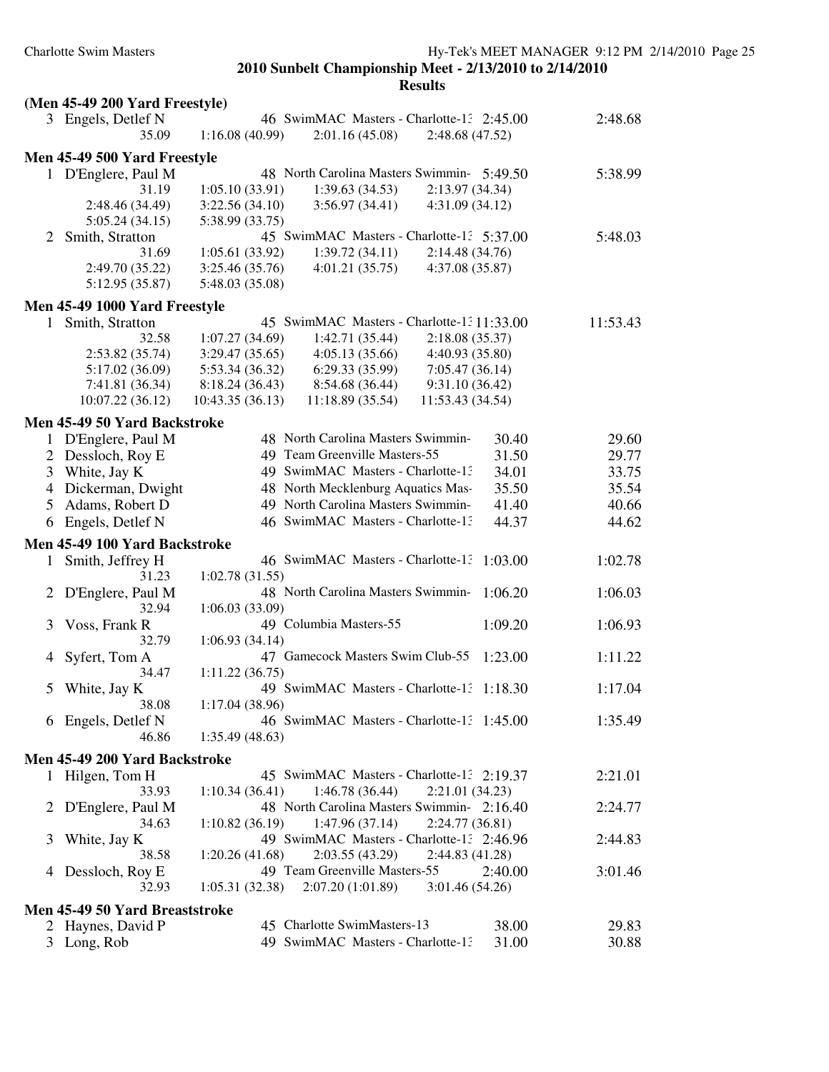**2010 Sunbelt Championship Meet - 2/13/2010 to 2/14/2010**

**Results**

### (Men 45-49 200 Yard Freestyle)

```
  3 Engels, Detlef N             46 SwimMAC Masters - Charlotte-13  2:45.00      2:48.68
          35.09      1:16.08 (40.99)    2:01.16 (45.08)    2:48.68 (47.52)
```

### Men 45-49 500 Yard Freestyle

```
  1 D'Englere, Paul M            48 North Carolina Masters Swimmin-  5:49.50      5:38.99
          31.19      1:05.10 (33.91)    1:39.63 (34.53)    2:13.97 (34.34)
     2:48.46 (34.49)  3:22.56 (34.10)    3:56.97 (34.41)    4:31.09 (34.12)
     5:05.24 (34.15)  5:38.99 (33.75)
  2 Smith, Stratton              45 SwimMAC Masters - Charlotte-13  5:37.00      5:48.03
          31.69      1:05.61 (33.92)    1:39.72 (34.11)    2:14.48 (34.76)
     2:49.70 (35.22)  3:25.46 (35.76)    4:01.21 (35.75)    4:37.08 (35.87)
     5:12.95 (35.87)  5:48.03 (35.08)
```

### Men 45-49 1000 Yard Freestyle

```
  1 Smith, Stratton              45 SwimMAC Masters - Charlotte-13 11:33.00     11:53.43
          32.58      1:07.27 (34.69)    1:42.71 (35.44)    2:18.08 (35.37)
     2:53.82 (35.74)  3:29.47 (35.65)    4:05.13 (35.66)    4:40.93 (35.80)
     5:17.02 (36.09)  5:53.34 (36.32)    6:29.33 (35.99)    7:05.47 (36.14)
     7:41.81 (36.34)  8:18.24 (36.43)    8:54.68 (36.44)    9:31.10 (36.42)
    10:07.22 (36.12) 10:43.35 (36.13)   11:18.89 (35.54)   11:53.43 (34.54)
```

### Men 45-49 50 Yard Backstroke

```
  1 D'Englere, Paul M            48 North Carolina Masters Swimmin-    30.40        29.60
  2 Dessloch, Roy E              49 Team Greenville Masters-55         31.50        29.77
  3 White, Jay K                 49 SwimMAC Masters - Charlotte-13     34.01        33.75
  4 Dickerman, Dwight            48 North Mecklenburg Aquatics Mas-    35.50        35.54
  5 Adams, Robert D              49 North Carolina Masters Swimmin-    41.40        40.66
  6 Engels, Detlef N             46 SwimMAC Masters - Charlotte-13     44.37        44.62
```

### Men 45-49 100 Yard Backstroke

```
  1 Smith, Jeffrey H             46 SwimMAC Masters - Charlotte-13  1:03.00      1:02.78
          31.23      1:02.78 (31.55)
  2 D'Englere, Paul M            48 North Carolina Masters Swimmin-  1:06.20      1:06.03
          32.94      1:06.03 (33.09)
  3 Voss, Frank R                49 Columbia Masters-55              1:09.20      1:06.93
          32.79      1:06.93 (34.14)
  4 Syfert, Tom A                47 Gamecock Masters Swim Club-55   1:23.00      1:11.22
          34.47      1:11.22 (36.75)
  5 White, Jay K                 49 SwimMAC Masters - Charlotte-13  1:18.30      1:17.04
          38.08      1:17.04 (38.96)
  6 Engels, Detlef N             46 SwimMAC Masters - Charlotte-13  1:45.00      1:35.49
          46.86      1:35.49 (48.63)
```

### Men 45-49 200 Yard Backstroke

```
  1 Hilgen, Tom H                45 SwimMAC Masters - Charlotte-13  2:19.37      2:21.01
          33.93      1:10.34 (36.41)    1:46.78 (36.44)    2:21.01 (34.23)
  2 D'Englere, Paul M            48 North Carolina Masters Swimmin-  2:16.40      2:24.77
          34.63      1:10.82 (36.19)    1:47.96 (37.14)    2:24.77 (36.81)
  3 White, Jay K                 49 SwimMAC Masters - Charlotte-13  2:46.96      2:44.83
          38.58      1:20.26 (41.68)    2:03.55 (43.29)    2:44.83 (41.28)
  4 Dessloch, Roy E              49 Team Greenville Masters-55       2:40.00      3:01.46
          32.93      1:05.31 (32.38)    2:07.20 (1:01.89)  3:01.46 (54.26)
```

### Men 45-49 50 Yard Breaststroke

```
  2 Haynes, David P              45 Charlotte SwimMasters-13           38.00        29.83
  3 Long, Rob                    49 SwimMAC Masters - Charlotte-13     31.00        30.88
```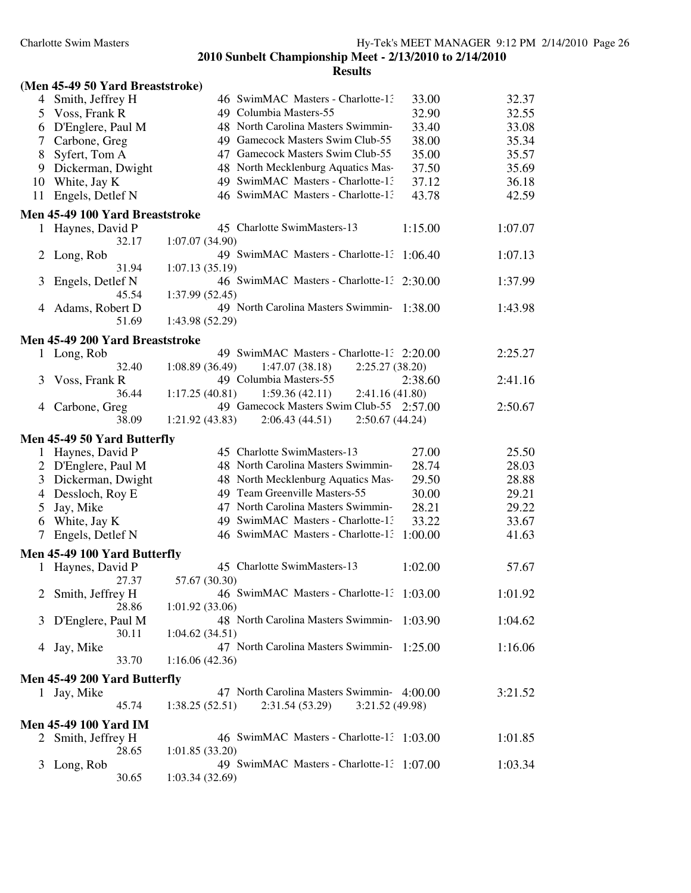**2010 Sunbelt Championship Meet - 2/13/2010 to 2/14/2010**

**Results**

### (Men 45-49 50 Yard Breaststroke)

| | | | | | |
|---|---|---|---|---|---|
| 4 | Smith, Jeffrey H | 46 | SwimMAC Masters - Charlotte-13 | 33.00 | 32.37 |
| 5 | Voss, Frank R | 49 | Columbia Masters-55 | 32.90 | 32.55 |
| 6 | D'Englere, Paul M | 48 | North Carolina Masters Swimmin- | 33.40 | 33.08 |
| 7 | Carbone, Greg | 49 | Gamecock Masters Swim Club-55 | 38.00 | 35.34 |
| 8 | Syfert, Tom A | 47 | Gamecock Masters Swim Club-55 | 35.00 | 35.57 |
| 9 | Dickerman, Dwight | 48 | North Mecklenburg Aquatics Mas- | 37.50 | 35.69 |
| 10 | White, Jay K | 49 | SwimMAC Masters - Charlotte-13 | 37.12 | 36.18 |
| 11 | Engels, Detlef N | 46 | SwimMAC Masters - Charlotte-13 | 43.78 | 42.59 |

### Men 45-49 100 Yard Breaststroke

```
  1 Haynes, David P               45 Charlotte SwimMasters-13          1:15.00      1:07.07
          32.17   1:07.07 (34.90)
  2 Long, Rob                     49 SwimMAC  Masters - Charlotte-13   1:06.40      1:07.13
          31.94   1:07.13 (35.19)
  3 Engels, Detlef N              46 SwimMAC  Masters - Charlotte-13   2:30.00      1:37.99
          45.54   1:37.99 (52.45)
  4 Adams, Robert D               49 North Carolina Masters Swimmin-   1:38.00      1:43.98
          51.69   1:43.98 (52.29)
```

### Men 45-49 200 Yard Breaststroke

```
  1 Long, Rob                     49 SwimMAC  Masters - Charlotte-13   2:20.00      2:25.27
          32.40   1:08.89 (36.49)   1:47.07 (38.18)   2:25.27 (38.20)
  3 Voss, Frank R                 49 Columbia Masters-55               2:38.60      2:41.16
          36.44   1:17.25 (40.81)   1:59.36 (42.11)   2:41.16 (41.80)
  4 Carbone, Greg                 49 Gamecock Masters Swim Club-55     2:57.00      2:50.67
          38.09   1:21.92 (43.83)   2:06.43 (44.51)   2:50.67 (44.24)
```

### Men 45-49 50 Yard Butterfly

| | | | | | |
|---|---|---|---|---|---|
| 1 | Haynes, David P | 45 | Charlotte SwimMasters-13 | 27.00 | 25.50 |
| 2 | D'Englere, Paul M | 48 | North Carolina Masters Swimmin- | 28.74 | 28.03 |
| 3 | Dickerman, Dwight | 48 | North Mecklenburg Aquatics Mas- | 29.50 | 28.88 |
| 4 | Dessloch, Roy E | 49 | Team Greenville Masters-55 | 30.00 | 29.21 |
| 5 | Jay, Mike | 47 | North Carolina Masters Swimmin- | 28.21 | 29.22 |
| 6 | White, Jay K | 49 | SwimMAC Masters - Charlotte-13 | 33.22 | 33.67 |
| 7 | Engels, Detlef N | 46 | SwimMAC Masters - Charlotte-13 | 1:00.00 | 41.63 |

### Men 45-49 100 Yard Butterfly

```
  1 Haynes, David P               45 Charlotte SwimMasters-13          1:02.00        57.67
          27.37     57.67 (30.30)
  2 Smith, Jeffrey H              46 SwimMAC  Masters - Charlotte-13   1:03.00      1:01.92
          28.86   1:01.92 (33.06)
  3 D'Englere, Paul M             48 North Carolina Masters Swimmin-   1:03.90      1:04.62
          30.11   1:04.62 (34.51)
  4 Jay, Mike                     47 North Carolina Masters Swimmin-   1:25.00      1:16.06
          33.70   1:16.06 (42.36)
```

### Men 45-49 200 Yard Butterfly

```
  1 Jay, Mike                     47 North Carolina Masters Swimmin-   4:00.00      3:21.52
          45.74   1:38.25 (52.51)   2:31.54 (53.29)   3:21.52 (49.98)
```

### Men 45-49 100 Yard IM

```
  2 Smith, Jeffrey H              46 SwimMAC  Masters - Charlotte-13   1:03.00      1:01.85
          28.65   1:01.85 (33.20)
  3 Long, Rob                     49 SwimMAC  Masters - Charlotte-13   1:07.00      1:03.34
          30.65   1:03.34 (32.69)
```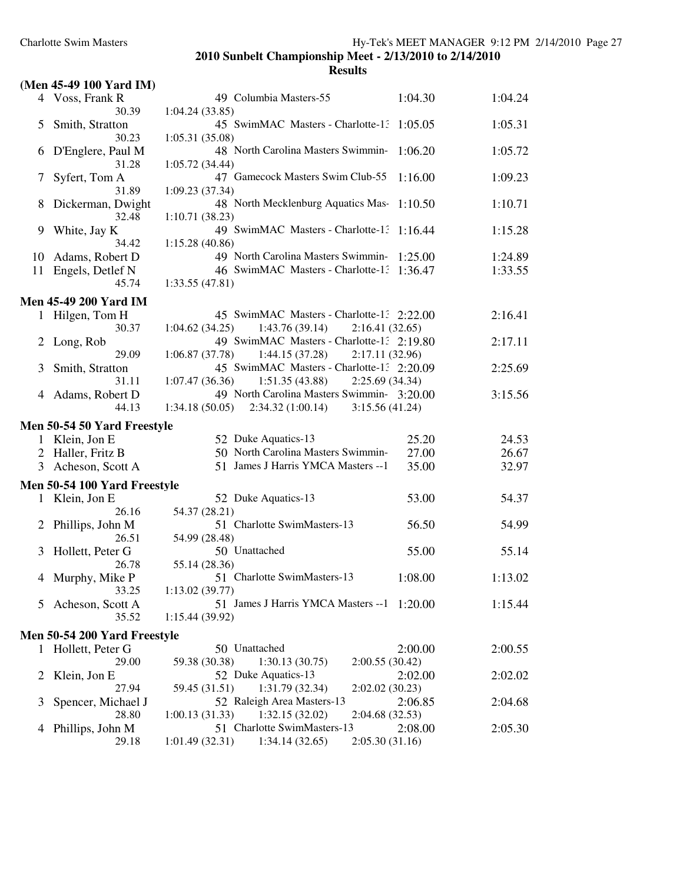2010 Sunbelt Championship Meet - 2/13/2010 to 2/14/2010

Results

### (Men 45-49 100 Yard IM)

| | | | | | |
|---|---|---|---|---|---|
| 4 | Voss, Frank R | 49 | Columbia Masters-55 | 1:04.30 | 1:04.24 |
| | 30.39 | 1:04.24 (33.85) | | | |
| 5 | Smith, Stratton | 45 | SwimMAC Masters - Charlotte-13 | 1:05.05 | 1:05.31 |
| | 30.23 | 1:05.31 (35.08) | | | |
| 6 | D'Englere, Paul M | 48 | North Carolina Masters Swimmin- | 1:06.20 | 1:05.72 |
| | 31.28 | 1:05.72 (34.44) | | | |
| 7 | Syfert, Tom A | 47 | Gamecock Masters Swim Club-55 | 1:16.00 | 1:09.23 |
| | 31.89 | 1:09.23 (37.34) | | | |
| 8 | Dickerman, Dwight | 48 | North Mecklenburg Aquatics Mas- | 1:10.50 | 1:10.71 |
| | 32.48 | 1:10.71 (38.23) | | | |
| 9 | White, Jay K | 49 | SwimMAC Masters - Charlotte-13 | 1:16.44 | 1:15.28 |
| | 34.42 | 1:15.28 (40.86) | | | |
| 10 | Adams, Robert D | 49 | North Carolina Masters Swimmin- | 1:25.00 | 1:24.89 |
| 11 | Engels, Detlef N | 46 | SwimMAC Masters - Charlotte-13 | 1:36.47 | 1:33.55 |
| | 45.74 | 1:33.55 (47.81) | | | |

### Men 45-49 200 Yard IM

| | | | | | |
|---|---|---|---|---|---|
| 1 | Hilgen, Tom H | 45 | SwimMAC Masters - Charlotte-13 | 2:22.00 | 2:16.41 |
| | 30.37 | 1:04.62 (34.25) | 1:43.76 (39.14) | 2:16.41 (32.65) | |
| 2 | Long, Rob | 49 | SwimMAC Masters - Charlotte-13 | 2:19.80 | 2:17.11 |
| | 29.09 | 1:06.87 (37.78) | 1:44.15 (37.28) | 2:17.11 (32.96) | |
| 3 | Smith, Stratton | 45 | SwimMAC Masters - Charlotte-13 | 2:20.09 | 2:25.69 |
| | 31.11 | 1:07.47 (36.36) | 1:51.35 (43.88) | 2:25.69 (34.34) | |
| 4 | Adams, Robert D | 49 | North Carolina Masters Swimmin- | 3:20.00 | 3:15.56 |
| | 44.13 | 1:34.18 (50.05) | 2:34.32 (1:00.14) | 3:15.56 (41.24) | |

### Men 50-54 50 Yard Freestyle

| | | | | | |
|---|---|---|---|---|---|
| 1 | Klein, Jon E | 52 | Duke Aquatics-13 | 25.20 | 24.53 |
| 2 | Haller, Fritz B | 50 | North Carolina Masters Swimmin- | 27.00 | 26.67 |
| 3 | Acheson, Scott A | 51 | James J Harris YMCA Masters --1 | 35.00 | 32.97 |

### Men 50-54 100 Yard Freestyle

| | | | | | |
|---|---|---|---|---|---|
| 1 | Klein, Jon E | 52 | Duke Aquatics-13 | 53.00 | 54.37 |
| | 26.16 | 54.37 (28.21) | | | |
| 2 | Phillips, John M | 51 | Charlotte SwimMasters-13 | 56.50 | 54.99 |
| | 26.51 | 54.99 (28.48) | | | |
| 3 | Hollett, Peter G | 50 | Unattached | 55.00 | 55.14 |
| | 26.78 | 55.14 (28.36) | | | |
| 4 | Murphy, Mike P | 51 | Charlotte SwimMasters-13 | 1:08.00 | 1:13.02 |
| | 33.25 | 1:13.02 (39.77) | | | |
| 5 | Acheson, Scott A | 51 | James J Harris YMCA Masters --1 | 1:20.00 | 1:15.44 |
| | 35.52 | 1:15.44 (39.92) | | | |

### Men 50-54 200 Yard Freestyle

| | | | | | |
|---|---|---|---|---|---|
| 1 | Hollett, Peter G | 50 | Unattached | 2:00.00 | 2:00.55 |
| | 29.00 | 59.38 (30.38) | 1:30.13 (30.75) | 2:00.55 (30.42) | |
| 2 | Klein, Jon E | 52 | Duke Aquatics-13 | 2:02.00 | 2:02.02 |
| | 27.94 | 59.45 (31.51) | 1:31.79 (32.34) | 2:02.02 (30.23) | |
| 3 | Spencer, Michael J | 52 | Raleigh Area Masters-13 | 2:06.85 | 2:04.68 |
| | 28.80 | 1:00.13 (31.33) | 1:32.15 (32.02) | 2:04.68 (32.53) | |
| 4 | Phillips, John M | 51 | Charlotte SwimMasters-13 | 2:08.00 | 2:05.30 |
| | 29.18 | 1:01.49 (32.31) | 1:34.14 (32.65) | 2:05.30 (31.16) | |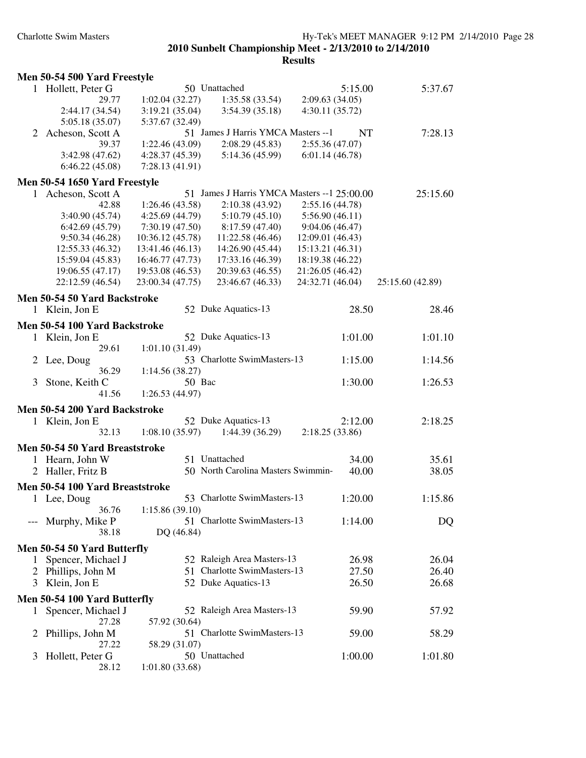**2010 Sunbelt Championship Meet - 2/13/2010 to 2/14/2010**

**Results**

### Men 50-54 500 Yard Freestyle

```
  1 Hollett, Peter G             50 Unattached                        5:15.00         5:37.67
              29.77    1:02.04 (32.27)    1:35.58 (33.54)    2:09.63 (34.05)
    2:44.17 (34.54)    3:19.21 (35.04)    3:54.39 (35.18)    4:30.11 (35.72)
    5:05.18 (35.07)    5:37.67 (32.49)
  2 Acheson, Scott A             51 James J Harris YMCA Masters --1     NT            7:28.13
              39.37    1:22.46 (43.09)    2:08.29 (45.83)    2:55.36 (47.07)
    3:42.98 (47.62)    4:28.37 (45.39)    5:14.36 (45.99)    6:01.14 (46.78)
    6:46.22 (45.08)    7:28.13 (41.91)
```

### Men 50-54 1650 Yard Freestyle

```
  1 Acheson, Scott A             51 James J Harris YMCA Masters --1 25:00.00         25:15.60
              42.88    1:26.46 (43.58)    2:10.38 (43.92)    2:55.16 (44.78)
    3:40.90 (45.74)    4:25.69 (44.79)    5:10.79 (45.10)    5:56.90 (46.11)
    6:42.69 (45.79)    7:30.19 (47.50)    8:17.59 (47.40)    9:04.06 (46.47)
    9:50.34 (46.28)   10:36.12 (45.78)   11:22.58 (46.46)   12:09.01 (46.43)
   12:55.33 (46.32)   13:41.46 (46.13)   14:26.90 (45.44)   15:13.21 (46.31)
   15:59.04 (45.83)   16:46.77 (47.73)   17:33.16 (46.39)   18:19.38 (46.22)
   19:06.55 (47.17)   19:53.08 (46.53)   20:39.63 (46.55)   21:26.05 (46.42)
   22:12.59 (46.54)   23:00.34 (47.75)   23:46.67 (46.33)   24:32.71 (46.04)   25:15.60 (42.89)
```

### Men 50-54 50 Yard Backstroke

```
  1 Klein, Jon E                 52 Duke Aquatics-13                    28.50           28.46
```

### Men 50-54 100 Yard Backstroke

```
  1 Klein, Jon E                 52 Duke Aquatics-13                  1:01.00         1:01.10
              29.61    1:01.10 (31.49)
  2 Lee, Doug                    53 Charlotte SwimMasters-13          1:15.00         1:14.56
              36.29    1:14.56 (38.27)
  3 Stone, Keith C               50 Bac                               1:30.00         1:26.53
              41.56    1:26.53 (44.97)
```

### Men 50-54 200 Yard Backstroke

```
  1 Klein, Jon E                 52 Duke Aquatics-13                  2:12.00         2:18.25
              32.13    1:08.10 (35.97)    1:44.39 (36.29)    2:18.25 (33.86)
```

### Men 50-54 50 Yard Breaststroke

```
  1 Hearn, John W                51 Unattached                          34.00           35.61
  2 Haller, Fritz B              50 North Carolina Masters Swimmin-     40.00           38.05
```

### Men 50-54 100 Yard Breaststroke

```
  1 Lee, Doug                    53 Charlotte SwimMasters-13          1:20.00         1:15.86
              36.76    1:15.86 (39.10)
--- Murphy, Mike P               51 Charlotte SwimMasters-13          1:14.00              DQ
              38.18         DQ (46.84)
```

### Men 50-54 50 Yard Butterfly

```
  1 Spencer, Michael J           52 Raleigh Area Masters-13             26.98           26.04
  2 Phillips, John M             51 Charlotte SwimMasters-13            27.50           26.40
  3 Klein, Jon E                 52 Duke Aquatics-13                    26.50           26.68
```

### Men 50-54 100 Yard Butterfly

```
  1 Spencer, Michael J           52 Raleigh Area Masters-13             59.90           57.92
              27.28      57.92 (30.64)
  2 Phillips, John M             51 Charlotte SwimMasters-13            59.00           58.29
              27.22      58.29 (31.07)
  3 Hollett, Peter G             50 Unattached                        1:00.00         1:01.80
              28.12    1:01.80 (33.68)
```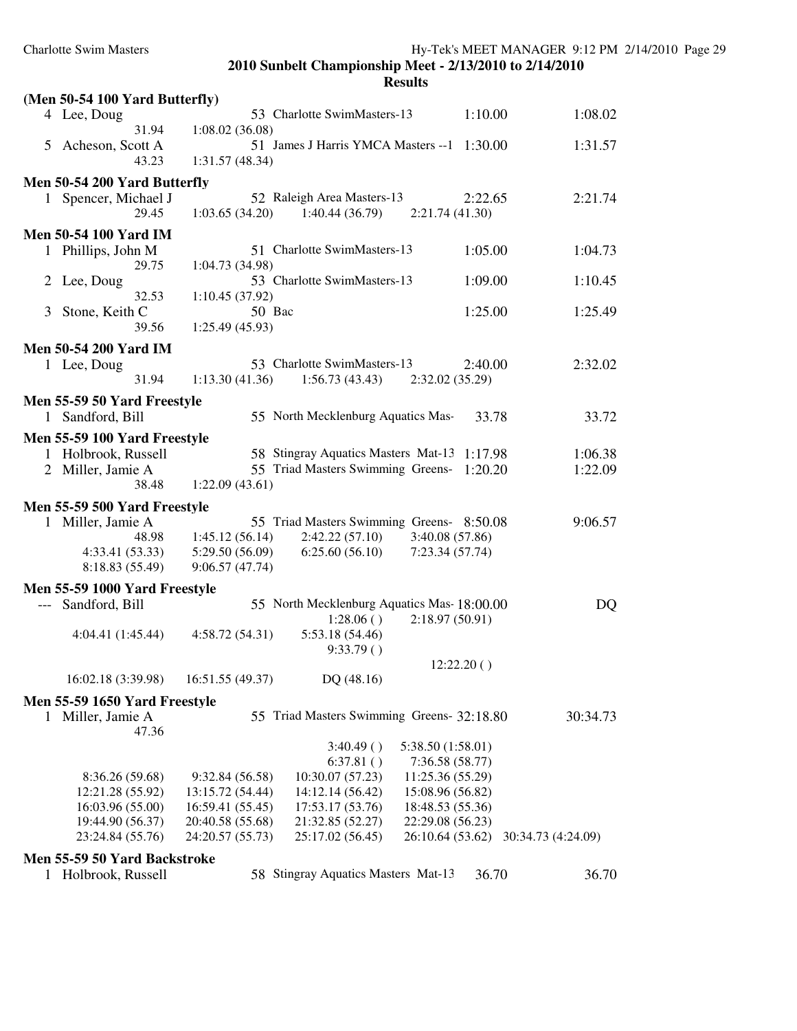**2010 Sunbelt Championship Meet - 2/13/2010 to 2/14/2010**

**Results**

### (Men 50-54 100 Yard Butterfly)

| | Name | Age | Team | Seed Time | Finals Time |
|---|---|---|---|---|---|
| 4 | Lee, Doug | 53 | Charlotte SwimMasters-13 | 1:10.00 | 1:08.02 |
| | 31.94 | 1:08.02 (36.08) | | | |
| 5 | Acheson, Scott A | 51 | James J Harris YMCA Masters --1 | 1:30.00 | 1:31.57 |
| | 43.23 | 1:31.57 (48.34) | | | |

### Men 50-54 200 Yard Butterfly

| | Name | Age | Team | Seed Time | Finals Time |
|---|---|---|---|---|---|
| 1 | Spencer, Michael J | 52 | Raleigh Area Masters-13 | 2:22.65 | 2:21.74 |
| | 29.45 | 1:03.65 (34.20) | 1:40.44 (36.79) | 2:21.74 (41.30) | |

### Men 50-54 100 Yard IM

| | Name | Age | Team | Seed Time | Finals Time |
|---|---|---|---|---|---|
| 1 | Phillips, John M | 51 | Charlotte SwimMasters-13 | 1:05.00 | 1:04.73 |
| | 29.75 | 1:04.73 (34.98) | | | |
| 2 | Lee, Doug | 53 | Charlotte SwimMasters-13 | 1:09.00 | 1:10.45 |
| | 32.53 | 1:10.45 (37.92) | | | |
| 3 | Stone, Keith C | 50 | Bac | 1:25.00 | 1:25.49 |
| | 39.56 | 1:25.49 (45.93) | | | |

### Men 50-54 200 Yard IM

| | Name | Age | Team | Seed Time | Finals Time |
|---|---|---|---|---|---|
| 1 | Lee, Doug | 53 | Charlotte SwimMasters-13 | 2:40.00 | 2:32.02 |
| | 31.94 | 1:13.30 (41.36) | 1:56.73 (43.43) | 2:32.02 (35.29) | |

### Men 55-59 50 Yard Freestyle

| | Name | Age | Team | Seed Time | Finals Time |
|---|---|---|---|---|---|
| 1 | Sandford, Bill | 55 | North Mecklenburg Aquatics Mas- | 33.78 | 33.72 |

### Men 55-59 100 Yard Freestyle

| | Name | Age | Team | Seed Time | Finals Time |
|---|---|---|---|---|---|
| 1 | Holbrook, Russell | 58 | Stingray Aquatics Masters Mat-13 | 1:17.98 | 1:06.38 |
| 2 | Miller, Jamie A | 55 | Triad Masters Swimming Greens- | 1:20.20 | 1:22.09 |
| | 38.48 | 1:22.09 (43.61) | | | |

### Men 55-59 500 Yard Freestyle

| | Name | Age | Team | Seed Time | Finals Time |
|---|---|---|---|---|---|
| 1 | Miller, Jamie A | 55 | Triad Masters Swimming Greens- | 8:50.08 | 9:06.57 |
| | 48.98 | 1:45.12 (56.14) | 2:42.22 (57.10) | 3:40.08 (57.86) | |
| | 4:33.41 (53.33) | 5:29.50 (56.09) | 6:25.60 (56.10) | 7:23.34 (57.74) | |
| | 8:18.83 (55.49) | 9:06.57 (47.74) | | | |

### Men 55-59 1000 Yard Freestyle

| | Name | Age | Team | Seed Time | Finals Time |
|---|---|---|---|---|---|
| --- | Sandford, Bill | 55 | North Mecklenburg Aquatics Mas- | 18:00.00 | DQ |
| | | | 1:28.06 ( ) | 2:18.97 (50.91) | |
| | 4:04.41 (1:45.44) | 4:58.72 (54.31) | 5:53.18 (54.46) | | |
| | | | 9:33.79 ( ) | | |
| | | | | 12:22.20 ( ) | |
| | 16:02.18 (3:39.98) | 16:51.55 (49.37) | DQ (48.16) | | |

### Men 55-59 1650 Yard Freestyle

| | Name | Age | Team | Seed Time | Finals Time |
|---|---|---|---|---|---|
| 1 | Miller, Jamie A | 55 | Triad Masters Swimming Greens- | 32:18.80 | 30:34.73 |
| | 47.36 | | | | |
| | | | 3:40.49 ( ) | 5:38.50 (1:58.01) | |
| | | | 6:37.81 ( ) | 7:36.58 (58.77) | |
| | 8:36.26 (59.68) | 9:32.84 (56.58) | 10:30.07 (57.23) | 11:25.36 (55.29) | |
| | 12:21.28 (55.92) | 13:15.72 (54.44) | 14:12.14 (56.42) | 15:08.96 (56.82) | |
| | 16:03.96 (55.00) | 16:59.41 (55.45) | 17:53.17 (53.76) | 18:48.53 (55.36) | |
| | 19:44.90 (56.37) | 20:40.58 (55.68) | 21:32.85 (52.27) | 22:29.08 (56.23) | |
| | 23:24.84 (55.76) | 24:20.57 (55.73) | 25:17.02 (56.45) | 26:10.64 (53.62) | 30:34.73 (4:24.09) |

### Men 55-59 50 Yard Backstroke

| | Name | Age | Team | Seed Time | Finals Time |
|---|---|---|---|---|---|
| 1 | Holbrook, Russell | 58 | Stingray Aquatics Masters Mat-13 | 36.70 | 36.70 |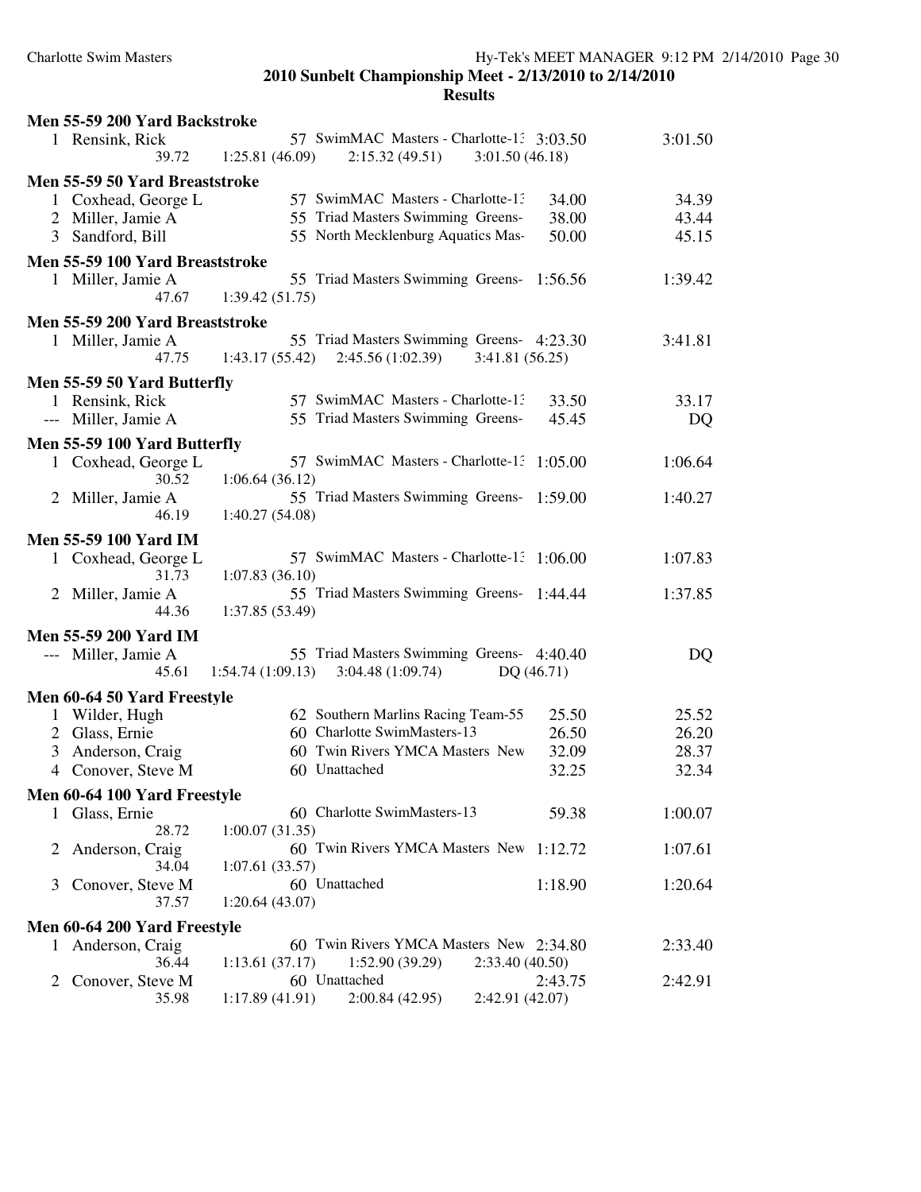Charlotte Swim Masters

**2010 Sunbelt Championship Meet - 2/13/2010 to 2/14/2010**

**Results**

**Men 55-59 200 Yard Backstroke**

| | | | | | |
|---|---|---|---|---|---|
| 1 | Rensink, Rick | 57 | SwimMAC Masters - Charlotte-13 | 3:03.50 | 3:01.50 |
| | 39.72 | 1:25.81 (46.09) | 2:15.32 (49.51) | 3:01.50 (46.18) | |

**Men 55-59 50 Yard Breaststroke**

| | | | | | |
|---|---|---|---|---|---|
| 1 | Coxhead, George L | 57 | SwimMAC Masters - Charlotte-13 | 34.00 | 34.39 |
| 2 | Miller, Jamie A | 55 | Triad Masters Swimming Greens- | 38.00 | 43.44 |
| 3 | Sandford, Bill | 55 | North Mecklenburg Aquatics Mas- | 50.00 | 45.15 |

**Men 55-59 100 Yard Breaststroke**

| | | | | | |
|---|---|---|---|---|---|
| 1 | Miller, Jamie A | 55 | Triad Masters Swimming Greens- | 1:56.56 | 1:39.42 |
| | 47.67 | 1:39.42 (51.75) | | | |

**Men 55-59 200 Yard Breaststroke**

| | | | | | |
|---|---|---|---|---|---|
| 1 | Miller, Jamie A | 55 | Triad Masters Swimming Greens- | 4:23.30 | 3:41.81 |
| | 47.75 | 1:43.17 (55.42) | 2:45.56 (1:02.39) | 3:41.81 (56.25) | |

**Men 55-59 50 Yard Butterfly**

| | | | | | |
|---|---|---|---|---|---|
| 1 | Rensink, Rick | 57 | SwimMAC Masters - Charlotte-13 | 33.50 | 33.17 |
| --- | Miller, Jamie A | 55 | Triad Masters Swimming Greens- | 45.45 | DQ |

**Men 55-59 100 Yard Butterfly**

| | | | | | |
|---|---|---|---|---|---|
| 1 | Coxhead, George L | 57 | SwimMAC Masters - Charlotte-13 | 1:05.00 | 1:06.64 |
| | 30.52 | 1:06.64 (36.12) | | | |
| 2 | Miller, Jamie A | 55 | Triad Masters Swimming Greens- | 1:59.00 | 1:40.27 |
| | 46.19 | 1:40.27 (54.08) | | | |

**Men 55-59 100 Yard IM**

| | | | | | |
|---|---|---|---|---|---|
| 1 | Coxhead, George L | 57 | SwimMAC Masters - Charlotte-13 | 1:06.00 | 1:07.83 |
| | 31.73 | 1:07.83 (36.10) | | | |
| 2 | Miller, Jamie A | 55 | Triad Masters Swimming Greens- | 1:44.44 | 1:37.85 |
| | 44.36 | 1:37.85 (53.49) | | | |

**Men 55-59 200 Yard IM**

| | | | | | |
|---|---|---|---|---|---|
| --- | Miller, Jamie A | 55 | Triad Masters Swimming Greens- | 4:40.40 | DQ |
| | 45.61 | 1:54.74 (1:09.13) | 3:04.48 (1:09.74) | DQ (46.71) | |

**Men 60-64 50 Yard Freestyle**

| | | | | | |
|---|---|---|---|---|---|
| 1 | Wilder, Hugh | 62 | Southern Marlins Racing Team-55 | 25.50 | 25.52 |
| 2 | Glass, Ernie | 60 | Charlotte SwimMasters-13 | 26.50 | 26.20 |
| 3 | Anderson, Craig | 60 | Twin Rivers YMCA Masters New | 32.09 | 28.37 |
| 4 | Conover, Steve M | 60 | Unattached | 32.25 | 32.34 |

**Men 60-64 100 Yard Freestyle**

| | | | | | |
|---|---|---|---|---|---|
| 1 | Glass, Ernie | 60 | Charlotte SwimMasters-13 | 59.38 | 1:00.07 |
| | 28.72 | 1:00.07 (31.35) | | | |
| 2 | Anderson, Craig | 60 | Twin Rivers YMCA Masters New | 1:12.72 | 1:07.61 |
| | 34.04 | 1:07.61 (33.57) | | | |
| 3 | Conover, Steve M | 60 | Unattached | 1:18.90 | 1:20.64 |
| | 37.57 | 1:20.64 (43.07) | | | |

**Men 60-64 200 Yard Freestyle**

| | | | | | |
|---|---|---|---|---|---|
| 1 | Anderson, Craig | 60 | Twin Rivers YMCA Masters New | 2:34.80 | 2:33.40 |
| | 36.44 | 1:13.61 (37.17) | 1:52.90 (39.29) | 2:33.40 (40.50) | |
| 2 | Conover, Steve M | 60 | Unattached | 2:43.75 | 2:42.91 |
| | 35.98 | 1:17.89 (41.91) | 2:00.84 (42.95) | 2:42.91 (42.07) | |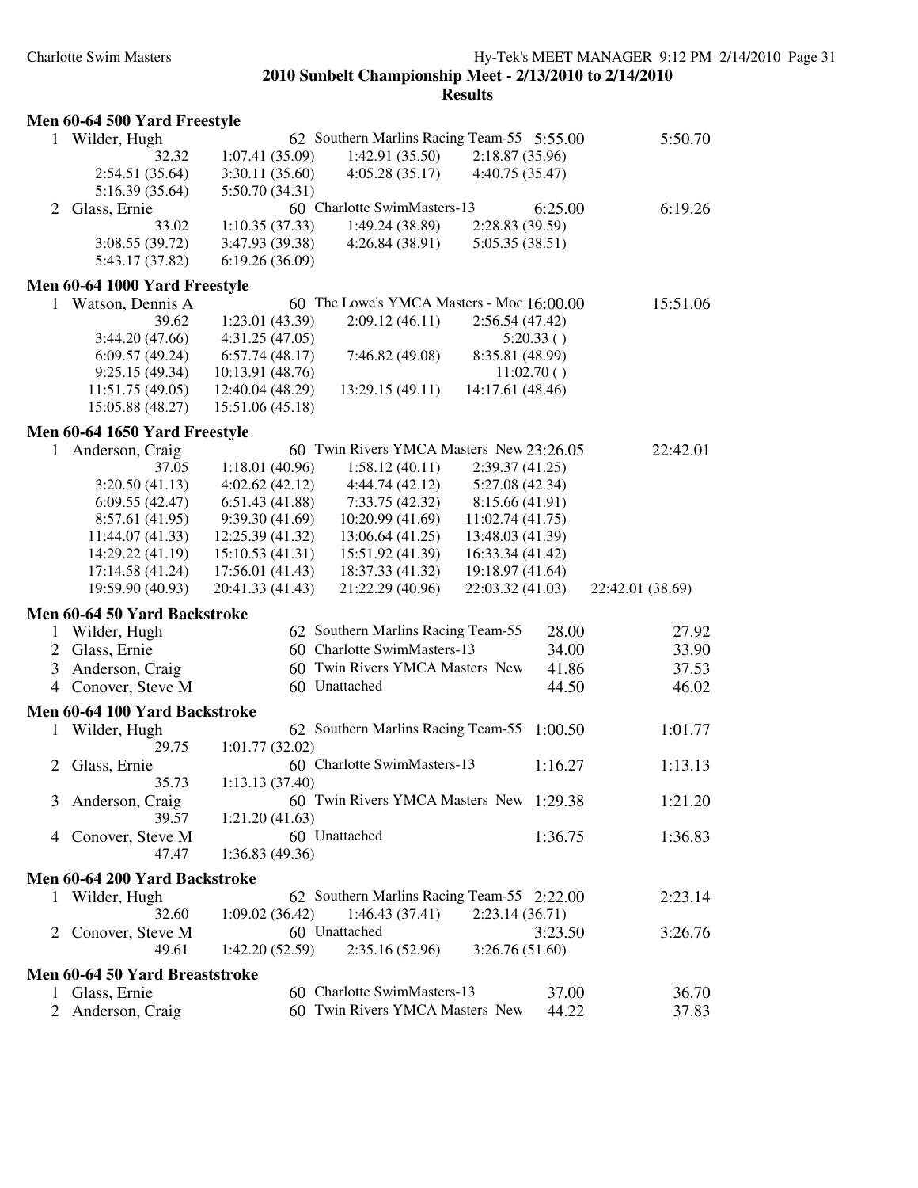## 2010 Sunbelt Championship Meet - 2/13/2010 to 2/14/2010

### Results

### Men 60-64 500 Yard Freestyle

| | | | | | | |
|---|---|---|---|---|---|---|
| 1 | Wilder, Hugh | 62 | Southern Marlins Racing Team-55 | 5:55.00 | 5:50.70 | |
| | 32.32 | 1:07.41 (35.09) | 1:42.91 (35.50) | 2:18.87 (35.96) | | |
| | 2:54.51 (35.64) | 3:30.11 (35.60) | 4:05.28 (35.17) | 4:40.75 (35.47) | | |
| | 5:16.39 (35.64) | 5:50.70 (34.31) | | | | |
| 2 | Glass, Ernie | 60 | Charlotte SwimMasters-13 | 6:25.00 | 6:19.26 | |
| | 33.02 | 1:10.35 (37.33) | 1:49.24 (38.89) | 2:28.83 (39.59) | | |
| | 3:08.55 (39.72) | 3:47.93 (39.38) | 4:26.84 (38.91) | 5:05.35 (38.51) | | |
| | 5:43.17 (37.82) | 6:19.26 (36.09) | | | | |

### Men 60-64 1000 Yard Freestyle

| | | | | | | |
|---|---|---|---|---|---|---|
| 1 | Watson, Dennis A | 60 | The Lowe's YMCA Masters - Moo | 16:00.00 | 15:51.06 | |
| | 39.62 | 1:23.01 (43.39) | 2:09.12 (46.11) | 2:56.54 (47.42) | | |
| | 3:44.20 (47.66) | 4:31.25 (47.05) | | 5:20.33 ( ) | | |
| | 6:09.57 (49.24) | 6:57.74 (48.17) | 7:46.82 (49.08) | 8:35.81 (48.99) | | |
| | 9:25.15 (49.34) | 10:13.91 (48.76) | | 11:02.70 ( ) | | |
| | 11:51.75 (49.05) | 12:40.04 (48.29) | 13:29.15 (49.11) | 14:17.61 (48.46) | | |
| | 15:05.88 (48.27) | 15:51.06 (45.18) | | | | |

### Men 60-64 1650 Yard Freestyle

| | | | | | | |
|---|---|---|---|---|---|---|
| 1 | Anderson, Craig | 60 | Twin Rivers YMCA Masters New | 23:26.05 | 22:42.01 | |
| | 37.05 | 1:18.01 (40.96) | 1:58.12 (40.11) | 2:39.37 (41.25) | | |
| | 3:20.50 (41.13) | 4:02.62 (42.12) | 4:44.74 (42.12) | 5:27.08 (42.34) | | |
| | 6:09.55 (42.47) | 6:51.43 (41.88) | 7:33.75 (42.32) | 8:15.66 (41.91) | | |
| | 8:57.61 (41.95) | 9:39.30 (41.69) | 10:20.99 (41.69) | 11:02.74 (41.75) | | |
| | 11:44.07 (41.33) | 12:25.39 (41.32) | 13:06.64 (41.25) | 13:48.03 (41.39) | | |
| | 14:29.22 (41.19) | 15:10.53 (41.31) | 15:51.92 (41.39) | 16:33.34 (41.42) | | |
| | 17:14.58 (41.24) | 17:56.01 (41.43) | 18:37.33 (41.32) | 19:18.97 (41.64) | | |
| | 19:59.90 (40.93) | 20:41.33 (41.43) | 21:22.29 (40.96) | 22:03.32 (41.03) | 22:42.01 (38.69) | |

### Men 60-64 50 Yard Backstroke

| | | | | | |
|---|---|---|---|---|---|
| 1 | Wilder, Hugh | 62 | Southern Marlins Racing Team-55 | 28.00 | 27.92 |
| 2 | Glass, Ernie | 60 | Charlotte SwimMasters-13 | 34.00 | 33.90 |
| 3 | Anderson, Craig | 60 | Twin Rivers YMCA Masters New | 41.86 | 37.53 |
| 4 | Conover, Steve M | 60 | Unattached | 44.50 | 46.02 |

### Men 60-64 100 Yard Backstroke

| | | | | | |
|---|---|---|---|---|---|
| 1 | Wilder, Hugh | 62 | Southern Marlins Racing Team-55 | 1:00.50 | 1:01.77 |
| | 29.75 | 1:01.77 (32.02) | | | |
| 2 | Glass, Ernie | 60 | Charlotte SwimMasters-13 | 1:16.27 | 1:13.13 |
| | 35.73 | 1:13.13 (37.40) | | | |
| 3 | Anderson, Craig | 60 | Twin Rivers YMCA Masters New | 1:29.38 | 1:21.20 |
| | 39.57 | 1:21.20 (41.63) | | | |
| 4 | Conover, Steve M | 60 | Unattached | 1:36.75 | 1:36.83 |
| | 47.47 | 1:36.83 (49.36) | | | |

### Men 60-64 200 Yard Backstroke

| | | | | | |
|---|---|---|---|---|---|
| 1 | Wilder, Hugh | 62 | Southern Marlins Racing Team-55 | 2:22.00 | 2:23.14 |
| | 32.60 | 1:09.02 (36.42) | 1:46.43 (37.41) | 2:23.14 (36.71) | |
| 2 | Conover, Steve M | 60 | Unattached | 3:23.50 | 3:26.76 |
| | 49.61 | 1:42.20 (52.59) | 2:35.16 (52.96) | 3:26.76 (51.60) | |

### Men 60-64 50 Yard Breaststroke

| | | | | | |
|---|---|---|---|---|---|
| 1 | Glass, Ernie | 60 | Charlotte SwimMasters-13 | 37.00 | 36.70 |
| 2 | Anderson, Craig | 60 | Twin Rivers YMCA Masters New | 44.22 | 37.83 |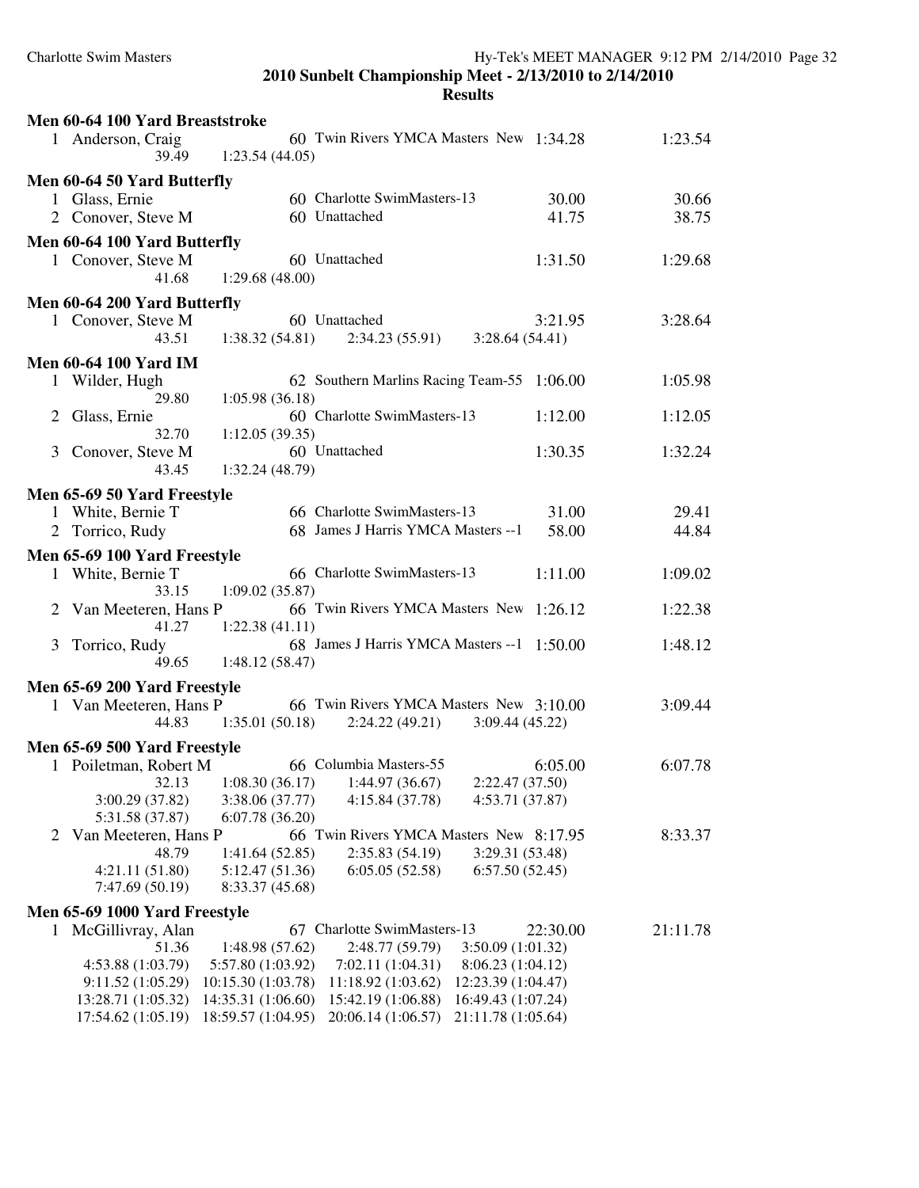## 2010 Sunbelt Championship Meet - 2/13/2010 to 2/14/2010

### Results

**Men 60-64 100 Yard Breaststroke**

| | Name | Age | Team | Seed Time | Finals Time |
|---|---|---|---|---|---|
| 1 | Anderson, Craig | 60 | Twin Rivers YMCA Masters New | 1:34.28 | 1:23.54 |
| | 39.49 | 1:23.54 (44.05) | | | |

**Men 60-64 50 Yard Butterfly**

| | Name | Age | Team | Seed Time | Finals Time |
|---|---|---|---|---|---|
| 1 | Glass, Ernie | 60 | Charlotte SwimMasters-13 | 30.00 | 30.66 |
| 2 | Conover, Steve M | 60 | Unattached | 41.75 | 38.75 |

**Men 60-64 100 Yard Butterfly**

| | Name | Age | Team | Seed Time | Finals Time |
|---|---|---|---|---|---|
| 1 | Conover, Steve M | 60 | Unattached | 1:31.50 | 1:29.68 |
| | 41.68 | 1:29.68 (48.00) | | | |

**Men 60-64 200 Yard Butterfly**

| | Name | Age | Team | Seed Time | Finals Time |
|---|---|---|---|---|---|
| 1 | Conover, Steve M | 60 | Unattached | 3:21.95 | 3:28.64 |
| | 43.51 | 1:38.32 (54.81) | 2:34.23 (55.91) | 3:28.64 (54.41) | |

**Men 60-64 100 Yard IM**

| | Name | Age | Team | Seed Time | Finals Time |
|---|---|---|---|---|---|
| 1 | Wilder, Hugh | 62 | Southern Marlins Racing Team-55 | 1:06.00 | 1:05.98 |
| | 29.80 | 1:05.98 (36.18) | | | |
| 2 | Glass, Ernie | 60 | Charlotte SwimMasters-13 | 1:12.00 | 1:12.05 |
| | 32.70 | 1:12.05 (39.35) | | | |
| 3 | Conover, Steve M | 60 | Unattached | 1:30.35 | 1:32.24 |
| | 43.45 | 1:32.24 (48.79) | | | |

**Men 65-69 50 Yard Freestyle**

| | Name | Age | Team | Seed Time | Finals Time |
|---|---|---|---|---|---|
| 1 | White, Bernie T | 66 | Charlotte SwimMasters-13 | 31.00 | 29.41 |
| 2 | Torrico, Rudy | 68 | James J Harris YMCA Masters --1 | 58.00 | 44.84 |

**Men 65-69 100 Yard Freestyle**

| | Name | Age | Team | Seed Time | Finals Time |
|---|---|---|---|---|---|
| 1 | White, Bernie T | 66 | Charlotte SwimMasters-13 | 1:11.00 | 1:09.02 |
| | 33.15 | 1:09.02 (35.87) | | | |
| 2 | Van Meeteren, Hans P | 66 | Twin Rivers YMCA Masters New | 1:26.12 | 1:22.38 |
| | 41.27 | 1:22.38 (41.11) | | | |
| 3 | Torrico, Rudy | 68 | James J Harris YMCA Masters --1 | 1:50.00 | 1:48.12 |
| | 49.65 | 1:48.12 (58.47) | | | |

**Men 65-69 200 Yard Freestyle**

| | Name | Age | Team | Seed Time | Finals Time |
|---|---|---|---|---|---|
| 1 | Van Meeteren, Hans P | 66 | Twin Rivers YMCA Masters New | 3:10.00 | 3:09.44 |
| | 44.83 | 1:35.01 (50.18) | 2:24.22 (49.21) | 3:09.44 (45.22) | |

**Men 65-69 500 Yard Freestyle**

| | Name | Age | Team | Seed Time | Finals Time |
|---|---|---|---|---|---|
| 1 | Poiletman, Robert M | 66 | Columbia Masters-55 | 6:05.00 | 6:07.78 |
| | 32.13 | 1:08.30 (36.17) | 1:44.97 (36.67) | 2:22.47 (37.50) | |
| | 3:00.29 (37.82) | 3:38.06 (37.77) | 4:15.84 (37.78) | 4:53.71 (37.87) | |
| | 5:31.58 (37.87) | 6:07.78 (36.20) | | | |
| 2 | Van Meeteren, Hans P | 66 | Twin Rivers YMCA Masters New | 8:17.95 | 8:33.37 |
| | 48.79 | 1:41.64 (52.85) | 2:35.83 (54.19) | 3:29.31 (53.48) | |
| | 4:21.11 (51.80) | 5:12.47 (51.36) | 6:05.05 (52.58) | 6:57.50 (52.45) | |
| | 7:47.69 (50.19) | 8:33.37 (45.68) | | | |

**Men 65-69 1000 Yard Freestyle**

| | Name | Age | Team | Seed Time | Finals Time |
|---|---|---|---|---|---|
| 1 | McGillivray, Alan | 67 | Charlotte SwimMasters-13 | 22:30.00 | 21:11.78 |
| | 51.36 | 1:48.98 (57.62) | 2:48.77 (59.79) | 3:50.09 (1:01.32) | |
| | 4:53.88 (1:03.79) | 5:57.80 (1:03.92) | 7:02.11 (1:04.31) | 8:06.23 (1:04.12) | |
| | 9:11.52 (1:05.29) | 10:15.30 (1:03.78) | 11:18.92 (1:03.62) | 12:23.39 (1:04.47) | |
| | 13:28.71 (1:05.32) | 14:35.31 (1:06.60) | 15:42.19 (1:06.88) | 16:49.43 (1:07.24) | |
| | 17:54.62 (1:05.19) | 18:59.57 (1:04.95) | 20:06.14 (1:06.57) | 21:11.78 (1:05.64) | |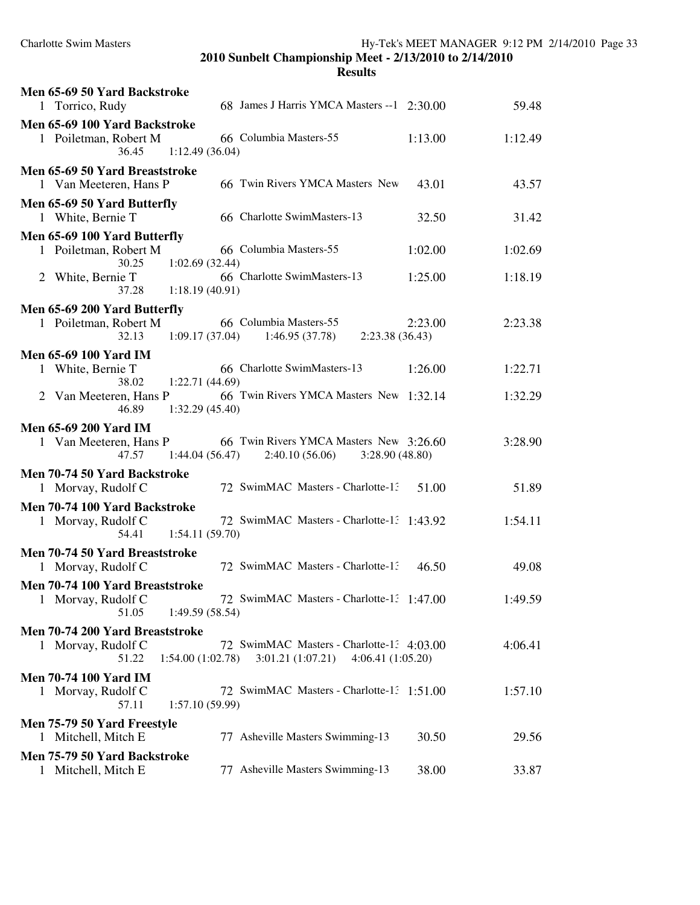**2010 Sunbelt Championship Meet - 2/13/2010 to 2/14/2010**

**Results**

**Men 65-69 50 Yard Backstroke**

| | Name | Age | Team | Seed | Finals |
|---|---|---|---|---|---|
| 1 | Torrico, Rudy | 68 | James J Harris YMCA Masters --1 | 2:30.00 | 59.48 |

**Men 65-69 100 Yard Backstroke**

| | Name | Age | Team | Seed | Finals |
|---|---|---|---|---|---|
| 1 | Poiletman, Robert M | 66 | Columbia Masters-55 | 1:13.00 | 1:12.49 |
| | 36.45 | 1:12.49 (36.04) | | | |

**Men 65-69 50 Yard Breaststroke**

| | Name | Age | Team | Seed | Finals |
|---|---|---|---|---|---|
| 1 | Van Meeteren, Hans P | 66 | Twin Rivers YMCA Masters New | 43.01 | 43.57 |

**Men 65-69 50 Yard Butterfly**

| | Name | Age | Team | Seed | Finals |
|---|---|---|---|---|---|
| 1 | White, Bernie T | 66 | Charlotte SwimMasters-13 | 32.50 | 31.42 |

**Men 65-69 100 Yard Butterfly**

| | Name | Age | Team | Seed | Finals |
|---|---|---|---|---|---|
| 1 | Poiletman, Robert M | 66 | Columbia Masters-55 | 1:02.00 | 1:02.69 |
| | 30.25 | 1:02.69 (32.44) | | | |
| 2 | White, Bernie T | 66 | Charlotte SwimMasters-13 | 1:25.00 | 1:18.19 |
| | 37.28 | 1:18.19 (40.91) | | | |

**Men 65-69 200 Yard Butterfly**

| | Name | Age | Team | Seed | Finals |
|---|---|---|---|---|---|
| 1 | Poiletman, Robert M | 66 | Columbia Masters-55 | 2:23.00 | 2:23.38 |
| | 32.13 | 1:09.17 (37.04) | 1:46.95 (37.78) | 2:23.38 (36.43) | |

**Men 65-69 100 Yard IM**

| | Name | Age | Team | Seed | Finals |
|---|---|---|---|---|---|
| 1 | White, Bernie T | 66 | Charlotte SwimMasters-13 | 1:26.00 | 1:22.71 |
| | 38.02 | 1:22.71 (44.69) | | | |
| 2 | Van Meeteren, Hans P | 66 | Twin Rivers YMCA Masters New | 1:32.14 | 1:32.29 |
| | 46.89 | 1:32.29 (45.40) | | | |

**Men 65-69 200 Yard IM**

| | Name | Age | Team | Seed | Finals |
|---|---|---|---|---|---|
| 1 | Van Meeteren, Hans P | 66 | Twin Rivers YMCA Masters New | 3:26.60 | 3:28.90 |
| | 47.57 | 1:44.04 (56.47) | 2:40.10 (56.06) | 3:28.90 (48.80) | |

**Men 70-74 50 Yard Backstroke**

| | Name | Age | Team | Seed | Finals |
|---|---|---|---|---|---|
| 1 | Morvay, Rudolf C | 72 | SwimMAC Masters - Charlotte-13 | 51.00 | 51.89 |

**Men 70-74 100 Yard Backstroke**

| | Name | Age | Team | Seed | Finals |
|---|---|---|---|---|---|
| 1 | Morvay, Rudolf C | 72 | SwimMAC Masters - Charlotte-13 | 1:43.92 | 1:54.11 |
| | 54.41 | 1:54.11 (59.70) | | | |

**Men 70-74 50 Yard Breaststroke**

| | Name | Age | Team | Seed | Finals |
|---|---|---|---|---|---|
| 1 | Morvay, Rudolf C | 72 | SwimMAC Masters - Charlotte-13 | 46.50 | 49.08 |

**Men 70-74 100 Yard Breaststroke**

| | Name | Age | Team | Seed | Finals |
|---|---|---|---|---|---|
| 1 | Morvay, Rudolf C | 72 | SwimMAC Masters - Charlotte-13 | 1:47.00 | 1:49.59 |
| | 51.05 | 1:49.59 (58.54) | | | |

**Men 70-74 200 Yard Breaststroke**

| | Name | Age | Team | Seed | Finals |
|---|---|---|---|---|---|
| 1 | Morvay, Rudolf C | 72 | SwimMAC Masters - Charlotte-13 | 4:03.00 | 4:06.41 |
| | 51.22 | 1:54.00 (1:02.78) | 3:01.21 (1:07.21) | 4:06.41 (1:05.20) | |

**Men 70-74 100 Yard IM**

| | Name | Age | Team | Seed | Finals |
|---|---|---|---|---|---|
| 1 | Morvay, Rudolf C | 72 | SwimMAC Masters - Charlotte-13 | 1:51.00 | 1:57.10 |
| | 57.11 | 1:57.10 (59.99) | | | |

**Men 75-79 50 Yard Freestyle**

| | Name | Age | Team | Seed | Finals |
|---|---|---|---|---|---|
| 1 | Mitchell, Mitch E | 77 | Asheville Masters Swimming-13 | 30.50 | 29.56 |

**Men 75-79 50 Yard Backstroke**

| | Name | Age | Team | Seed | Finals |
|---|---|---|---|---|---|
| 1 | Mitchell, Mitch E | 77 | Asheville Masters Swimming-13 | 38.00 | 33.87 |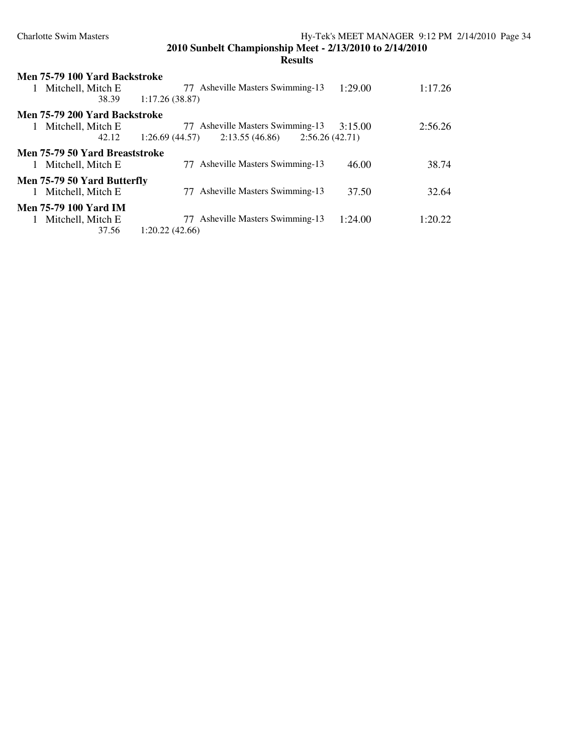## 2010 Sunbelt Championship Meet - 2/13/2010 to 2/14/2010

### Results

**Men 75-79 100 Yard Backstroke**

| | | | | | |
|---|---|---|---|---|---|
| 1 | Mitchell, Mitch E | 77 | Asheville Masters Swimming-13 | 1:29.00 | 1:17.26 |
| | 38.39 | 1:17.26 (38.87) | | | |

**Men 75-79 200 Yard Backstroke**

| | | | | | |
|---|---|---|---|---|---|
| 1 | Mitchell, Mitch E | 77 | Asheville Masters Swimming-13 | 3:15.00 | 2:56.26 |
| | 42.12 | 1:26.69 (44.57) | 2:13.55 (46.86) | 2:56.26 (42.71) | |

**Men 75-79 50 Yard Breaststroke**

| | | | | | |
|---|---|---|---|---|---|
| 1 | Mitchell, Mitch E | 77 | Asheville Masters Swimming-13 | 46.00 | 38.74 |

**Men 75-79 50 Yard Butterfly**

| | | | | | |
|---|---|---|---|---|---|
| 1 | Mitchell, Mitch E | 77 | Asheville Masters Swimming-13 | 37.50 | 32.64 |

**Men 75-79 100 Yard IM**

| | | | | | |
|---|---|---|---|---|---|
| 1 | Mitchell, Mitch E | 77 | Asheville Masters Swimming-13 | 1:24.00 | 1:20.22 |
| | 37.56 | 1:20.22 (42.66) | | | |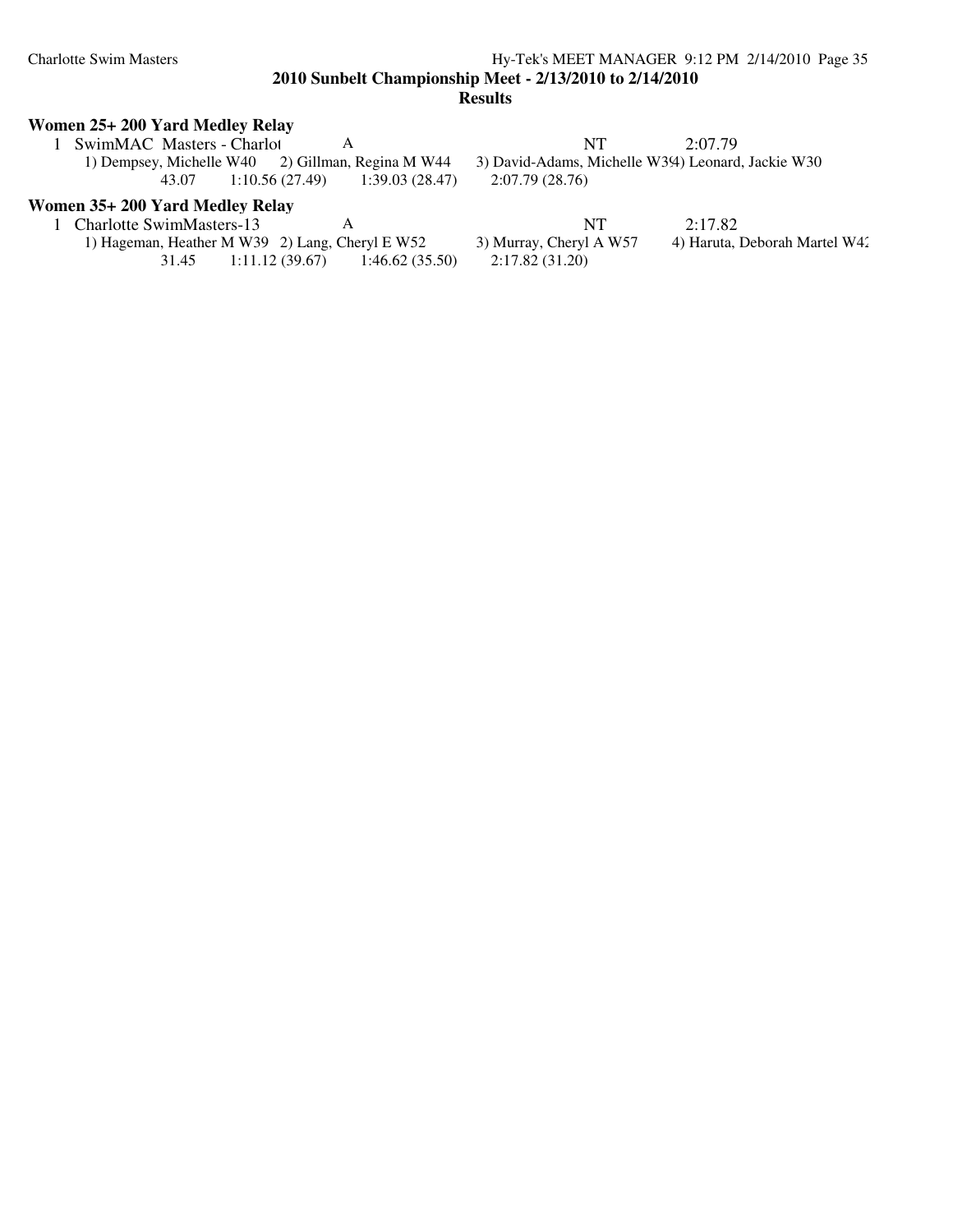**2010 Sunbelt Championship Meet - 2/13/2010 to 2/14/2010**

**Results**

### Women 25+ 200 Yard Medley Relay

1 SwimMAC Masters - Charlot A NT 2:07.79

1) Dempsey, Michelle W40 2) Gillman, Regina M W44 3) David-Adams, Michelle W39 4) Leonard, Jackie W30

43.07 1:10.56 (27.49) 1:39.03 (28.47) 2:07.79 (28.76)

### Women 35+ 200 Yard Medley Relay

1 Charlotte SwimMasters-13 A NT 2:17.82

1) Hageman, Heather M W39 2) Lang, Cheryl E W52 3) Murray, Cheryl A W57 4) Haruta, Deborah Martel W42

31.45 1:11.12 (39.67) 1:46.62 (35.50) 2:17.82 (31.20)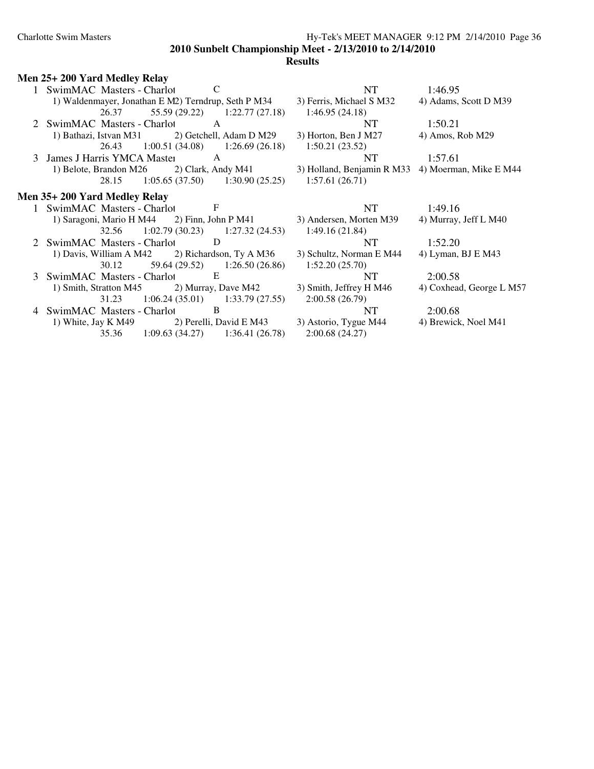**2010 Sunbelt Championship Meet - 2/13/2010 to 2/14/2010**

**Results**

### Men 25+ 200 Yard Medley Relay

1 SwimMAC Masters - Charlot C NT 1:46.95
1) Waldenmayer, Jonathan E M2) Terndrup, Seth P M34 3) Ferris, Michael S M32 4) Adams, Scott D M39
26.37 55.59 (29.22) 1:22.77 (27.18) 1:46.95 (24.18)

2 SwimMAC Masters - Charlot A NT 1:50.21
1) Bathazi, Istvan M31 2) Getchell, Adam D M29 3) Horton, Ben J M27 4) Amos, Rob M29
26.43 1:00.51 (34.08) 1:26.69 (26.18) 1:50.21 (23.52)

3 James J Harris YMCA Master A NT 1:57.61
1) Belote, Brandon M26 2) Clark, Andy M41 3) Holland, Benjamin R M33 4) Moerman, Mike E M44
28.15 1:05.65 (37.50) 1:30.90 (25.25) 1:57.61 (26.71)

### Men 35+ 200 Yard Medley Relay

1 SwimMAC Masters - Charlot F NT 1:49.16
1) Saragoni, Mario H M44 2) Finn, John P M41 3) Andersen, Morten M39 4) Murray, Jeff L M40
32.56 1:02.79 (30.23) 1:27.32 (24.53) 1:49.16 (21.84)

2 SwimMAC Masters - Charlot D NT 1:52.20
1) Davis, William A M42 2) Richardson, Ty A M36 3) Schultz, Norman E M44 4) Lyman, BJ E M43
30.12 59.64 (29.52) 1:26.50 (26.86) 1:52.20 (25.70)

3 SwimMAC Masters - Charlot E NT 2:00.58
1) Smith, Stratton M45 2) Murray, Dave M42 3) Smith, Jeffrey H M46 4) Coxhead, George L M57
31.23 1:06.24 (35.01) 1:33.79 (27.55) 2:00.58 (26.79)

4 SwimMAC Masters - Charlot B NT 2:00.68
1) White, Jay K M49 2) Perelli, David E M43 3) Astorio, Tygue M44 4) Brewick, Noel M41
35.36 1:09.63 (34.27) 1:36.41 (26.78) 2:00.68 (24.27)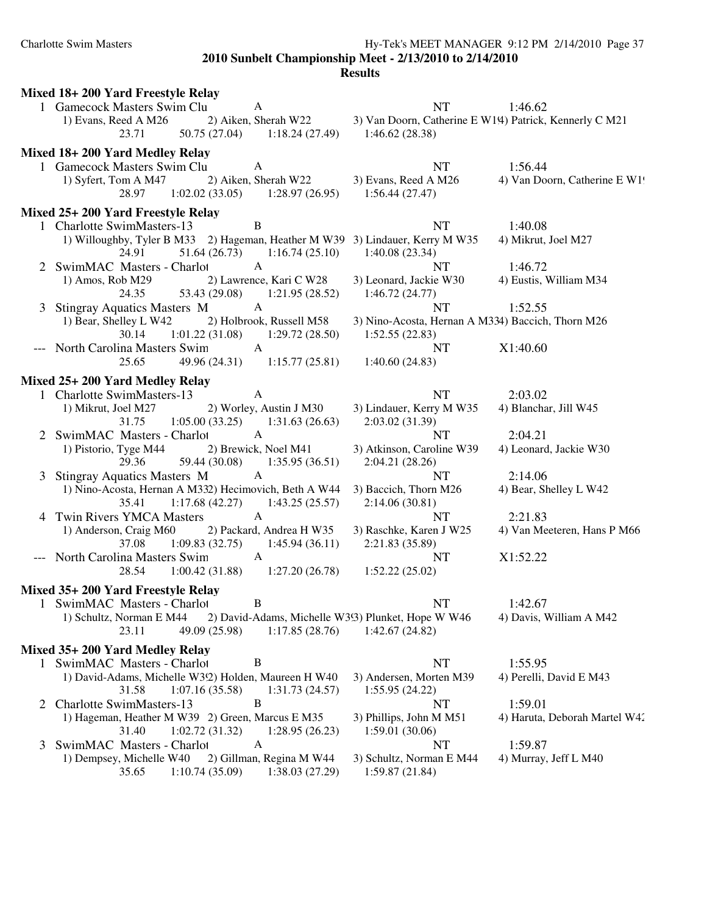**2010 Sunbelt Championship Meet - 2/13/2010 to 2/14/2010**

**Results**

### Mixed 18+ 200 Yard Freestyle Relay

1 Gamecock Masters Swim Clu A NT 1:46.62
1) Evans, Reed A M26 2) Aiken, Sherah W22 3) Van Doorn, Catherine E W194) Patrick, Kennerly C M21
23.71 50.75 (27.04) 1:18.24 (27.49) 1:46.62 (28.38)

### Mixed 18+ 200 Yard Medley Relay

1 Gamecock Masters Swim Clu A NT 1:56.44
1) Syfert, Tom A M47 2) Aiken, Sherah W22 3) Evans, Reed A M26 4) Van Doorn, Catherine E W19
28.97 1:02.02 (33.05) 1:28.97 (26.95) 1:56.44 (27.47)

### Mixed 25+ 200 Yard Freestyle Relay

1 Charlotte SwimMasters-13 B NT 1:40.08
1) Willoughby, Tyler B M33 2) Hageman, Heather M W39 3) Lindauer, Kerry M W35 4) Mikrut, Joel M27
24.91 51.64 (26.73) 1:16.74 (25.10) 1:40.08 (23.34)

2 SwimMAC Masters - Charlot A NT 1:46.72
1) Amos, Rob M29 2) Lawrence, Kari C W28 3) Leonard, Jackie W30 4) Eustis, William M34
24.35 53.43 (29.08) 1:21.95 (28.52) 1:46.72 (24.77)

3 Stingray Aquatics Masters M A NT 1:52.55
1) Bear, Shelley L W42 2) Holbrook, Russell M58 3) Nino-Acosta, Hernan A M334) Baccich, Thorn M26
30.14 1:01.22 (31.08) 1:29.72 (28.50) 1:52.55 (22.83)

--- North Carolina Masters Swim A NT X1:40.60
25.65 49.96 (24.31) 1:15.77 (25.81) 1:40.60 (24.83)

### Mixed 25+ 200 Yard Medley Relay

1 Charlotte SwimMasters-13 A NT 2:03.02
1) Mikrut, Joel M27 2) Worley, Austin J M30 3) Lindauer, Kerry M W35 4) Blanchar, Jill W45
31.75 1:05.00 (33.25) 1:31.63 (26.63) 2:03.02 (31.39)

2 SwimMAC Masters - Charlot A NT 2:04.21
1) Pistorio, Tyge M44 2) Brewick, Noel M41 3) Atkinson, Caroline W39 4) Leonard, Jackie W30
29.36 59.44 (30.08) 1:35.95 (36.51) 2:04.21 (28.26)

3 Stingray Aquatics Masters M A NT 2:14.06
1) Nino-Acosta, Hernan A M332) Hecimovich, Beth A W44 3) Baccich, Thorn M26 4) Bear, Shelley L W42
35.41 1:17.68 (42.27) 1:43.25 (25.57) 2:14.06 (30.81)

4 Twin Rivers YMCA Masters A NT 2:21.83
1) Anderson, Craig M60 2) Packard, Andrea H W35 3) Raschke, Karen J W25 4) Van Meeteren, Hans P M66
37.08 1:09.83 (32.75) 1:45.94 (36.11) 2:21.83 (35.89)

--- North Carolina Masters Swim A NT X1:52.22
28.54 1:00.42 (31.88) 1:27.20 (26.78) 1:52.22 (25.02)

### Mixed 35+ 200 Yard Freestyle Relay

1 SwimMAC Masters - Charlot B NT 1:42.67
1) Schultz, Norman E M44 2) David-Adams, Michelle W393) Plunket, Hope W W46 4) Davis, William A M42
23.11 49.09 (25.98) 1:17.85 (28.76) 1:42.67 (24.82)

### Mixed 35+ 200 Yard Medley Relay

1 SwimMAC Masters - Charlot B NT 1:55.95
1) David-Adams, Michelle W392) Holden, Maureen H W40 3) Andersen, Morten M39 4) Perelli, David E M43
31.58 1:07.16 (35.58) 1:31.73 (24.57) 1:55.95 (24.22)

2 Charlotte SwimMasters-13 B NT 1:59.01
1) Hageman, Heather M W39 2) Green, Marcus E M35 3) Phillips, John M M51 4) Haruta, Deborah Martel W42
31.40 1:02.72 (31.32) 1:28.95 (26.23) 1:59.01 (30.06)

3 SwimMAC Masters - Charlot A NT 1:59.87
1) Dempsey, Michelle W40 2) Gillman, Regina M W44 3) Schultz, Norman E M44 4) Murray, Jeff L M40
35.65 1:10.74 (35.09) 1:38.03 (27.29) 1:59.87 (21.84)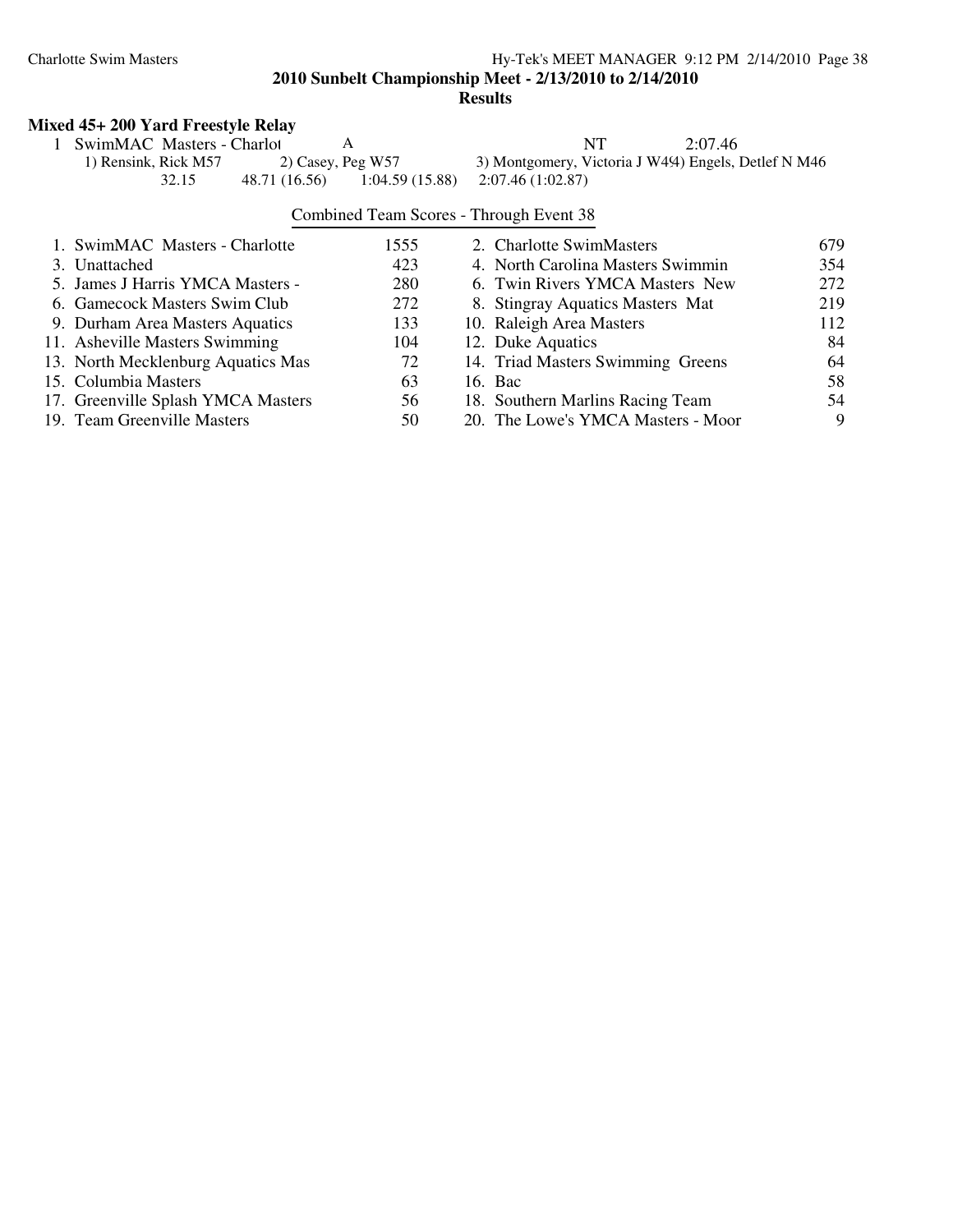**2010 Sunbelt Championship Meet - 2/13/2010 to 2/14/2010**

**Results**

### Mixed 45+ 200 Yard Freestyle Relay

| | | | | |
|---|---|---|---|---|
| 1 | SwimMAC Masters - Charlot | A | NT | 2:07.46 |

1) Rensink, Rick M57 2) Casey, Peg W57 3) Montgomery, Victoria J W49 4) Engels, Detlef N M46

32.15 48.71 (16.56) 1:04.59 (15.88) 2:07.46 (1:02.87)

#### Combined Team Scores - Through Event 38

| | | | | | |
|---|---|---|---|---|---|
| 1. | SwimMAC Masters - Charlotte | 1555 | 2. | Charlotte SwimMasters | 679 |
| 3. | Unattached | 423 | 4. | North Carolina Masters Swimmin | 354 |
| 5. | James J Harris YMCA Masters - | 280 | 6. | Twin Rivers YMCA Masters New | 272 |
| 6. | Gamecock Masters Swim Club | 272 | 8. | Stingray Aquatics Masters Mat | 219 |
| 9. | Durham Area Masters Aquatics | 133 | 10. | Raleigh Area Masters | 112 |
| 11. | Asheville Masters Swimming | 104 | 12. | Duke Aquatics | 84 |
| 13. | North Mecklenburg Aquatics Mas | 72 | 14. | Triad Masters Swimming Greens | 64 |
| 15. | Columbia Masters | 63 | 16. | Bac | 58 |
| 17. | Greenville Splash YMCA Masters | 56 | 18. | Southern Marlins Racing Team | 54 |
| 19. | Team Greenville Masters | 50 | 20. | The Lowe's YMCA Masters - Moor | 9 |